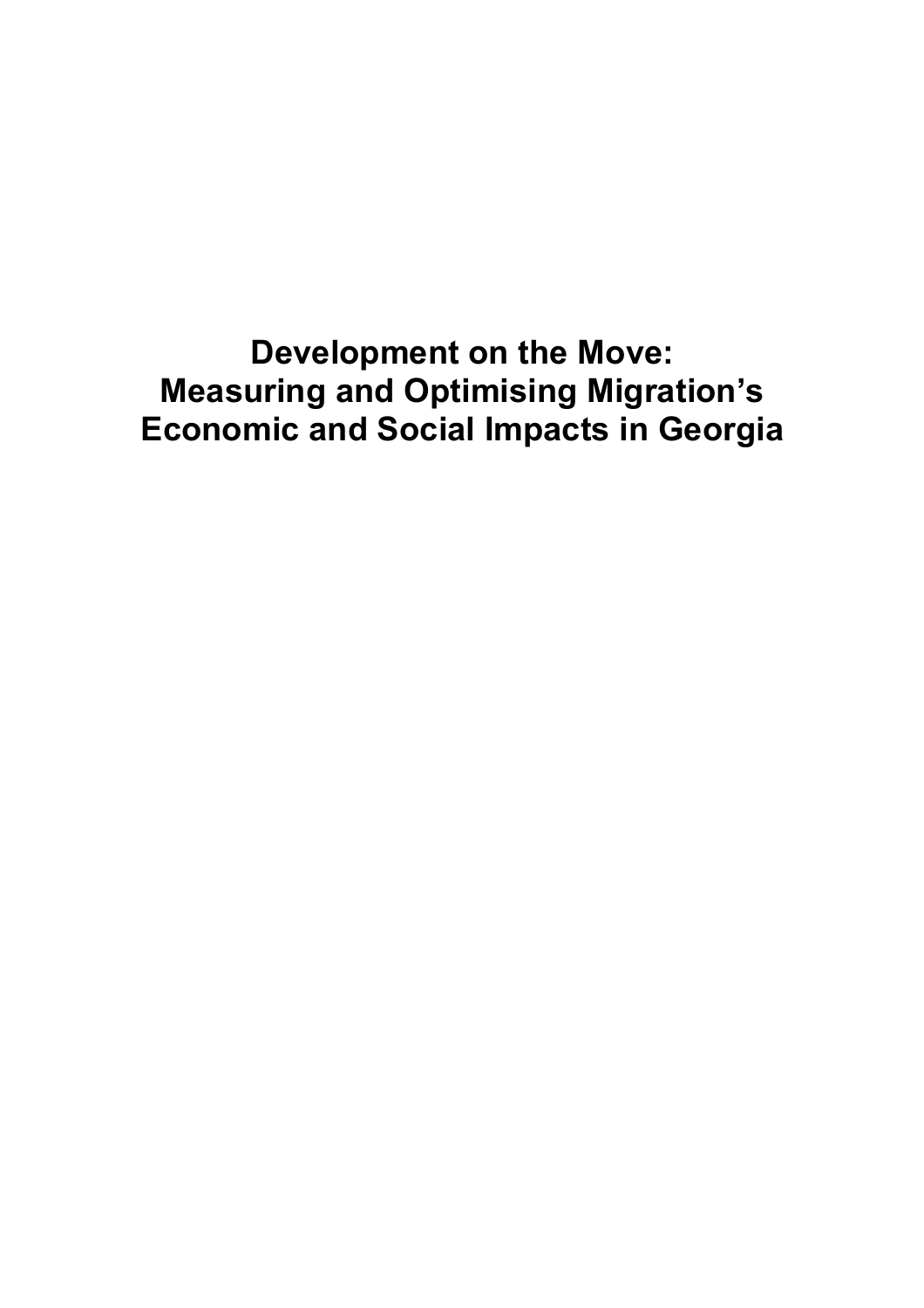# Development on the Move: Measuring and Optimising Migration's Economic and Social Impacts in Georgia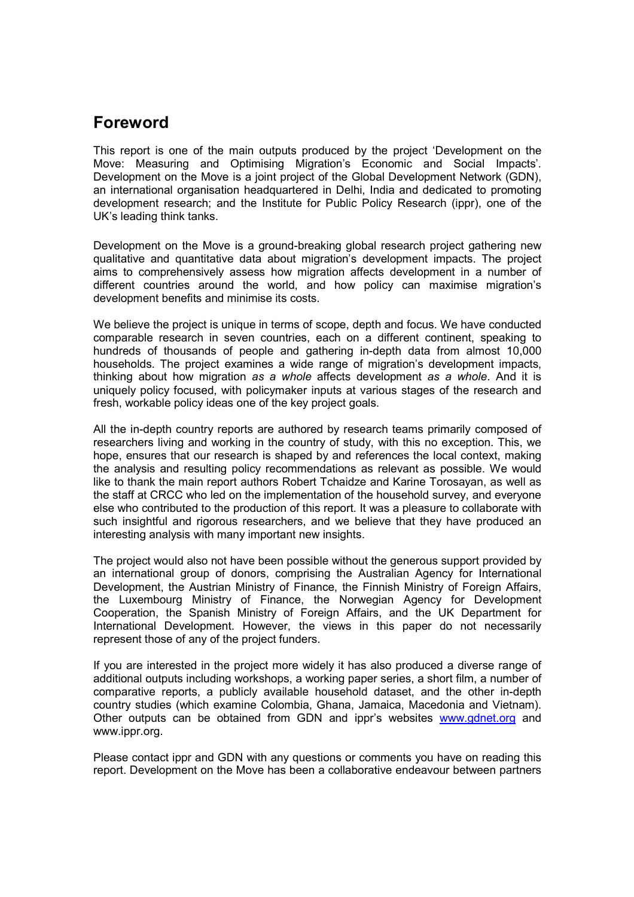## Foreword

This report is one of the main outputs produced by the project 'Development on the Move: Measuring and Optimising Migration's Economic and Social Impacts'. Development on the Move is a joint project of the Global Development Network (GDN), an international organisation headquartered in Delhi, India and dedicated to promoting development research; and the Institute for Public Policy Research (ippr), one of the UK's leading think tanks.

Development on the Move is a ground-breaking global research project gathering new qualitative and quantitative data about migration's development impacts. The project aims to comprehensively assess how migration affects development in a number of different countries around the world, and how policy can maximise migration's development benefits and minimise its costs.

We believe the project is unique in terms of scope, depth and focus. We have conducted comparable research in seven countries, each on a different continent, speaking to hundreds of thousands of people and gathering in-depth data from almost 10,000 households. The project examines a wide range of migration's development impacts, thinking about how migration *as a whole* affects development *as a whole*. And it is uniquely policy focused, with policymaker inputs at various stages of the research and fresh, workable policy ideas one of the key project goals.

All the in-depth country reports are authored by research teams primarily composed of researchers living and working in the country of study, with this no exception. This, we hope, ensures that our research is shaped by and references the local context, making the analysis and resulting policy recommendations as relevant as possible. We would like to thank the main report authors Robert Tchaidze and Karine Torosayan, as well as the staff at CRCC who led on the implementation of the household survey, and everyone else who contributed to the production of this report. It was a pleasure to collaborate with such insightful and rigorous researchers, and we believe that they have produced an interesting analysis with many important new insights.

The project would also not have been possible without the generous support provided by an international group of donors, comprising the Australian Agency for International Development, the Austrian Ministry of Finance, the Finnish Ministry of Foreign Affairs, the Luxembourg Ministry of Finance, the Norwegian Agency for Development Cooperation, the Spanish Ministry of Foreign Affairs, and the UK Department for International Development. However, the views in this paper do not necessarily represent those of any of the project funders.

If you are interested in the project more widely it has also produced a diverse range of additional outputs including workshops, a working paper series, a short film, a number of comparative reports, a publicly available household dataset, and the other in-depth country studies (which examine Colombia, Ghana, Jamaica, Macedonia and Vietnam). Other outputs can be obtained from GDN and ippr's websites www.gdnet.org and www.ippr.org.

Please contact ippr and GDN with any questions or comments you have on reading this report. Development on the Move has been a collaborative endeavour between partners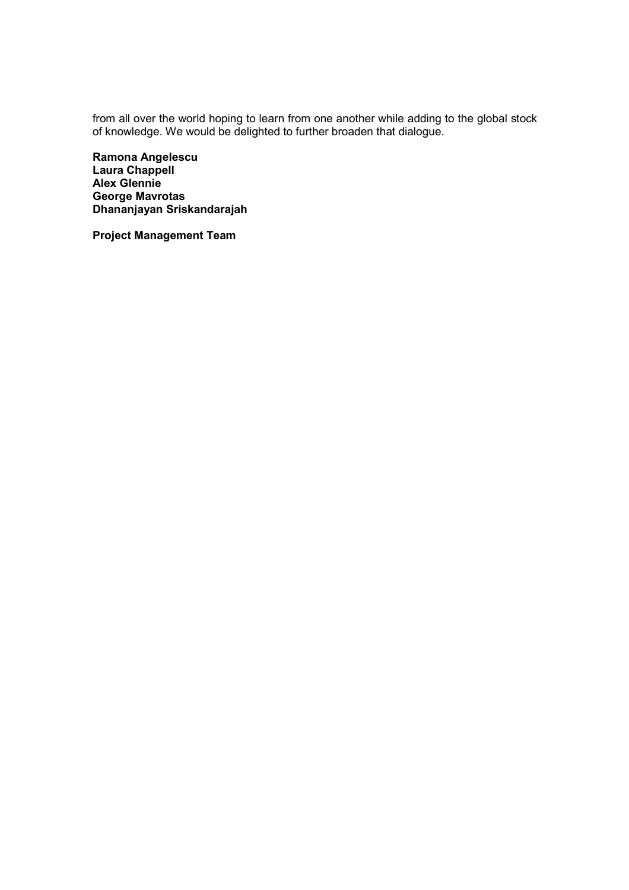from all over the world hoping to learn from one another while adding to the global stock of knowledge. We would be delighted to further broaden that dialogue.

**Ramona Angelescu**
**Laura Chappell**
**Alex Glennie**
**George Mavrotas**
**Dhananjayan Sriskandarajah**

**Project Management Team**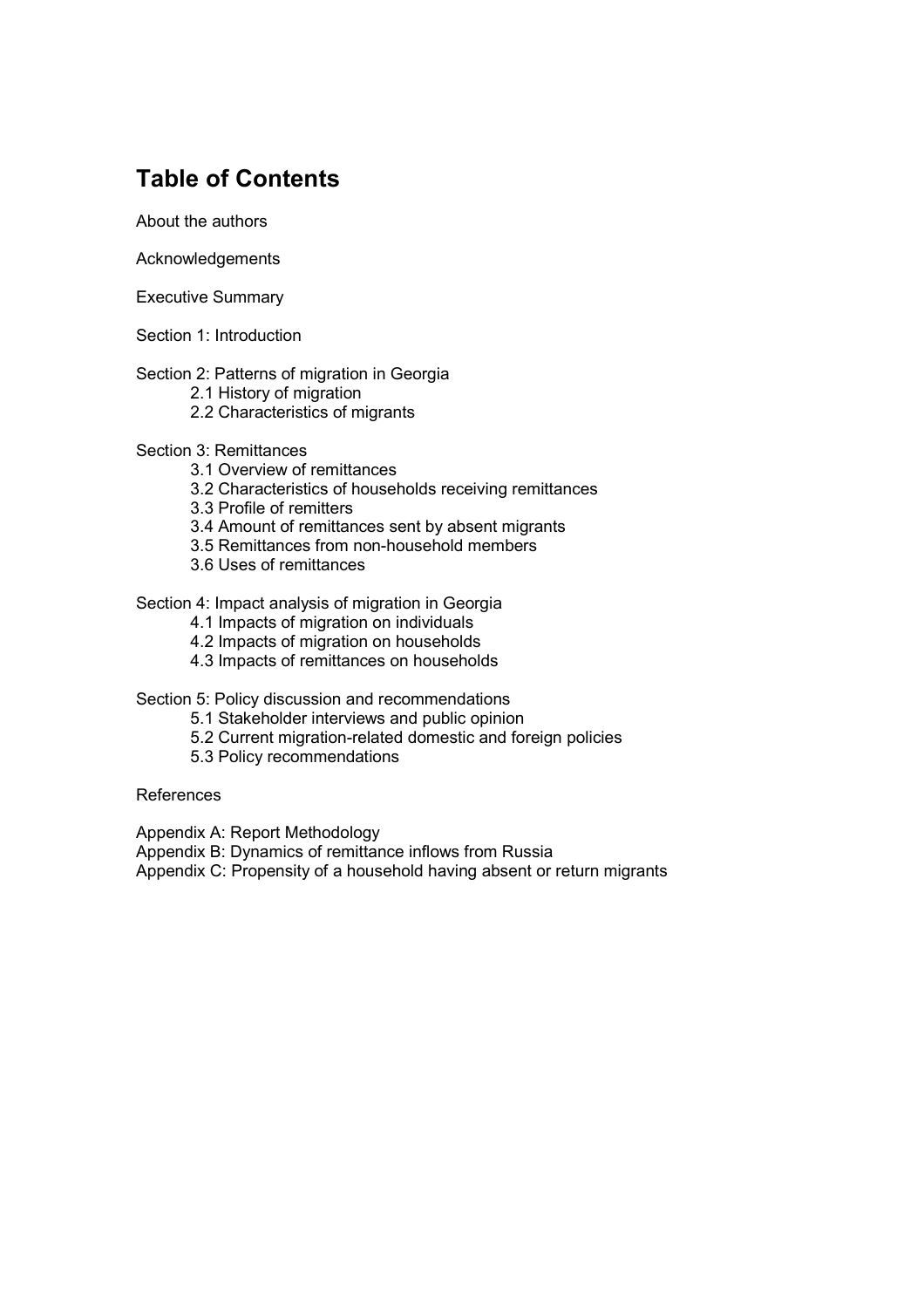# Table of Contents

About the authors

Acknowledgements

Executive Summary

Section 1: Introduction

Section 2: Patterns of migration in Georgia
- 2.1 History of migration
- 2.2 Characteristics of migrants

Section 3: Remittances
- 3.1 Overview of remittances
- 3.2 Characteristics of households receiving remittances
- 3.3 Profile of remitters
- 3.4 Amount of remittances sent by absent migrants
- 3.5 Remittances from non-household members
- 3.6 Uses of remittances

Section 4: Impact analysis of migration in Georgia
- 4.1 Impacts of migration on individuals
- 4.2 Impacts of migration on households
- 4.3 Impacts of remittances on households

Section 5: Policy discussion and recommendations
- 5.1 Stakeholder interviews and public opinion
- 5.2 Current migration-related domestic and foreign policies
- 5.3 Policy recommendations

References

Appendix A: Report Methodology
Appendix B: Dynamics of remittance inflows from Russia
Appendix C: Propensity of a household having absent or return migrants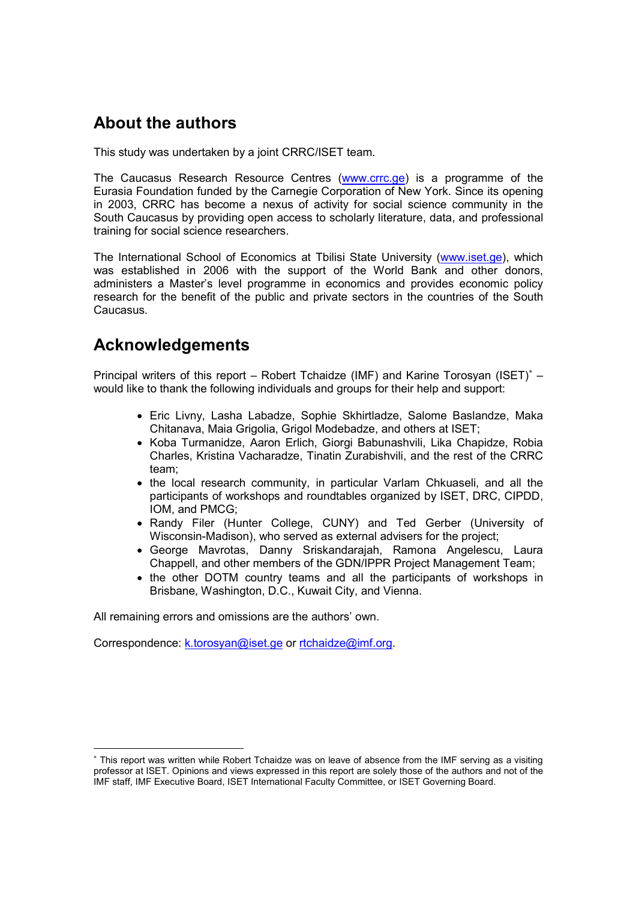## About the authors

This study was undertaken by a joint CRRC/ISET team.

The Caucasus Research Resource Centres (www.crrc.ge) is a programme of the Eurasia Foundation funded by the Carnegie Corporation of New York. Since its opening in 2003, CRRC has become a nexus of activity for social science community in the South Caucasus by providing open access to scholarly literature, data, and professional training for social science researchers.

The International School of Economics at Tbilisi State University (www.iset.ge), which was established in 2006 with the support of the World Bank and other donors, administers a Master's level programme in economics and provides economic policy research for the benefit of the public and private sectors in the countries of the South Caucasus.

## Acknowledgements

Principal writers of this report – Robert Tchaidze (IMF) and Karine Torosyan (ISET)* – would like to thank the following individuals and groups for their help and support:

- Eric Livny, Lasha Labadze, Sophie Skhirtladze, Salome Baslandze, Maka Chitanava, Maia Grigolia, Grigol Modebadze, and others at ISET;
- Koba Turmanidze, Aaron Erlich, Giorgi Babunashvili, Lika Chapidze, Robia Charles, Kristina Vacharadze, Tinatin Zurabishvili, and the rest of the CRRC team;
- the local research community, in particular Varlam Chkuaseli, and all the participants of workshops and roundtables organized by ISET, DRC, CIPDD, IOM, and PMCG;
- Randy Filer (Hunter College, CUNY) and Ted Gerber (University of Wisconsin-Madison), who served as external advisers for the project;
- George Mavrotas, Danny Sriskandarajah, Ramona Angelescu, Laura Chappell, and other members of the GDN/IPPR Project Management Team;
- the other DOTM country teams and all the participants of workshops in Brisbane, Washington, D.C., Kuwait City, and Vienna.

All remaining errors and omissions are the authors' own.

Correspondence: k.torosyan@iset.ge or rtchaidze@imf.org.

* This report was written while Robert Tchaidze was on leave of absence from the IMF serving as a visiting professor at ISET. Opinions and views expressed in this report are solely those of the authors and not of the IMF staff, IMF Executive Board, ISET International Faculty Committee, or ISET Governing Board.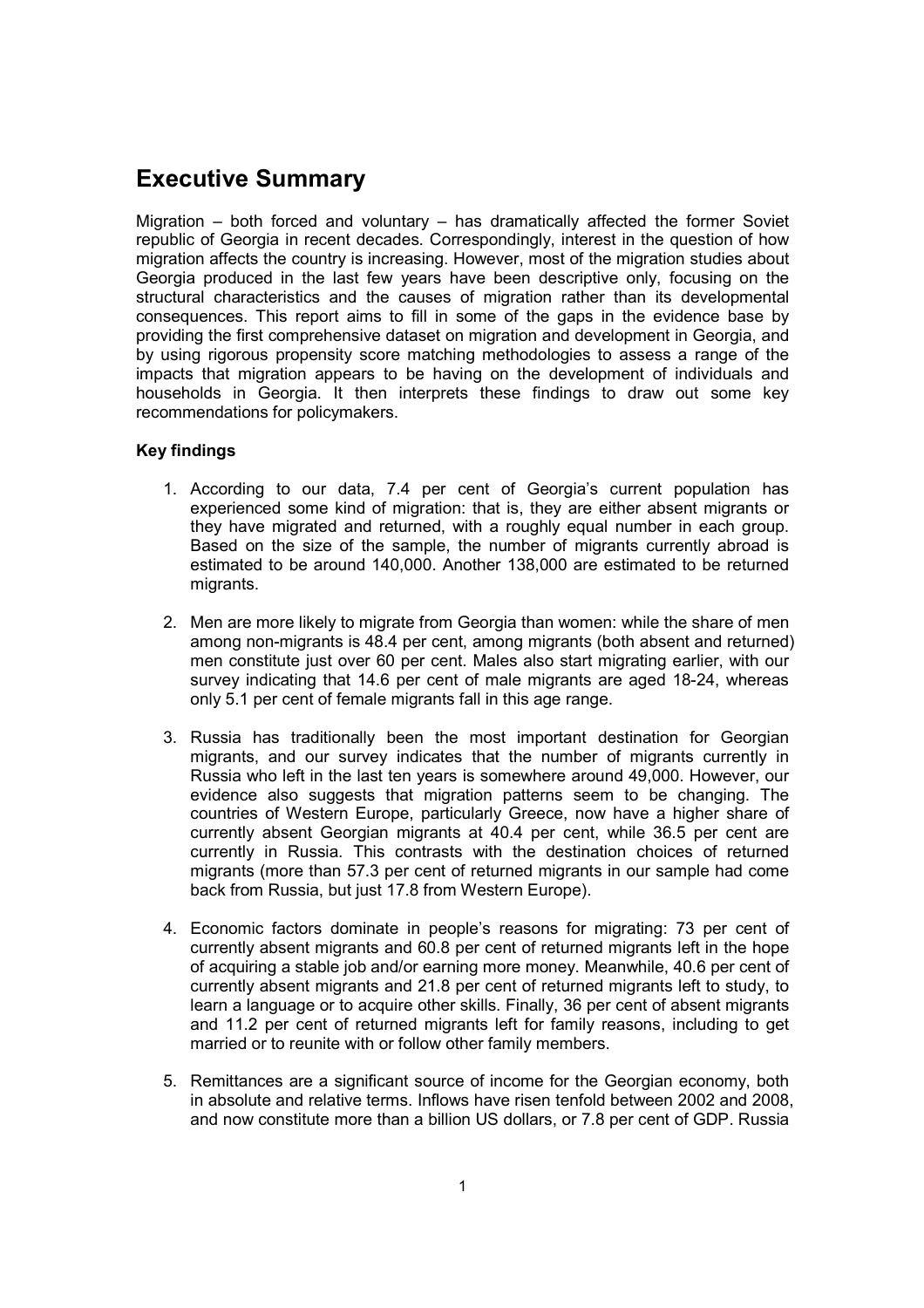# Executive Summary

Migration – both forced and voluntary – has dramatically affected the former Soviet republic of Georgia in recent decades. Correspondingly, interest in the question of how migration affects the country is increasing. However, most of the migration studies about Georgia produced in the last few years have been descriptive only, focusing on the structural characteristics and the causes of migration rather than its developmental consequences. This report aims to fill in some of the gaps in the evidence base by providing the first comprehensive dataset on migration and development in Georgia, and by using rigorous propensity score matching methodologies to assess a range of the impacts that migration appears to be having on the development of individuals and households in Georgia. It then interprets these findings to draw out some key recommendations for policymakers.

**Key findings**

1. According to our data, 7.4 per cent of Georgia's current population has experienced some kind of migration: that is, they are either absent migrants or they have migrated and returned, with a roughly equal number in each group. Based on the size of the sample, the number of migrants currently abroad is estimated to be around 140,000. Another 138,000 are estimated to be returned migrants.

2. Men are more likely to migrate from Georgia than women: while the share of men among non-migrants is 48.4 per cent, among migrants (both absent and returned) men constitute just over 60 per cent. Males also start migrating earlier, with our survey indicating that 14.6 per cent of male migrants are aged 18-24, whereas only 5.1 per cent of female migrants fall in this age range.

3. Russia has traditionally been the most important destination for Georgian migrants, and our survey indicates that the number of migrants currently in Russia who left in the last ten years is somewhere around 49,000. However, our evidence also suggests that migration patterns seem to be changing. The countries of Western Europe, particularly Greece, now have a higher share of currently absent Georgian migrants at 40.4 per cent, while 36.5 per cent are currently in Russia. This contrasts with the destination choices of returned migrants (more than 57.3 per cent of returned migrants in our sample had come back from Russia, but just 17.8 from Western Europe).

4. Economic factors dominate in people's reasons for migrating: 73 per cent of currently absent migrants and 60.8 per cent of returned migrants left in the hope of acquiring a stable job and/or earning more money. Meanwhile, 40.6 per cent of currently absent migrants and 21.8 per cent of returned migrants left to study, to learn a language or to acquire other skills. Finally, 36 per cent of absent migrants and 11.2 per cent of returned migrants left for family reasons, including to get married or to reunite with or follow other family members.

5. Remittances are a significant source of income for the Georgian economy, both in absolute and relative terms. Inflows have risen tenfold between 2002 and 2008, and now constitute more than a billion US dollars, or 7.8 per cent of GDP. Russia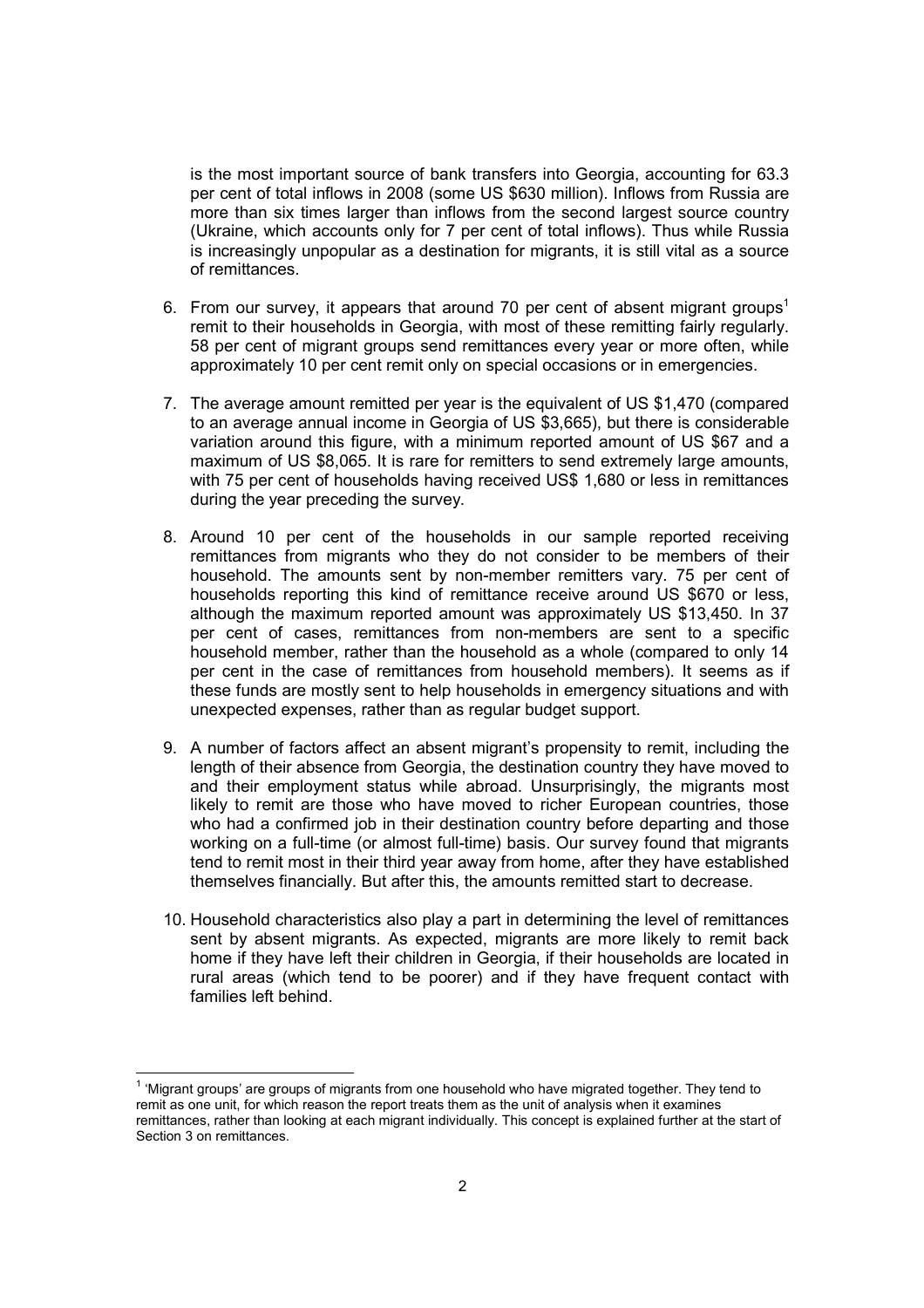is the most important source of bank transfers into Georgia, accounting for 63.3 per cent of total inflows in 2008 (some US $630 million). Inflows from Russia are more than six times larger than inflows from the second largest source country (Ukraine, which accounts only for 7 per cent of total inflows). Thus while Russia is increasingly unpopular as a destination for migrants, it is still vital as a source of remittances.

6. From our survey, it appears that around 70 per cent of absent migrant groups[1] remit to their households in Georgia, with most of these remitting fairly regularly. 58 per cent of migrant groups send remittances every year or more often, while approximately 10 per cent remit only on special occasions or in emergencies.

7. The average amount remitted per year is the equivalent of US $1,470 (compared to an average annual income in Georgia of US $3,665), but there is considerable variation around this figure, with a minimum reported amount of US $67 and a maximum of US $8,065. It is rare for remitters to send extremely large amounts, with 75 per cent of households having received US$ 1,680 or less in remittances during the year preceding the survey.

8. Around 10 per cent of the households in our sample reported receiving remittances from migrants who they do not consider to be members of their household. The amounts sent by non-member remitters vary. 75 per cent of households reporting this kind of remittance receive around US $670 or less, although the maximum reported amount was approximately US $13,450. In 37 per cent of cases, remittances from non-members are sent to a specific household member, rather than the household as a whole (compared to only 14 per cent in the case of remittances from household members). It seems as if these funds are mostly sent to help households in emergency situations and with unexpected expenses, rather than as regular budget support.

9. A number of factors affect an absent migrant's propensity to remit, including the length of their absence from Georgia, the destination country they have moved to and their employment status while abroad. Unsurprisingly, the migrants most likely to remit are those who have moved to richer European countries, those who had a confirmed job in their destination country before departing and those working on a full-time (or almost full-time) basis. Our survey found that migrants tend to remit most in their third year away from home, after they have established themselves financially. But after this, the amounts remitted start to decrease.

10. Household characteristics also play a part in determining the level of remittances sent by absent migrants. As expected, migrants are more likely to remit back home if they have left their children in Georgia, if their households are located in rural areas (which tend to be poorer) and if they have frequent contact with families left behind.

---

[1] 'Migrant groups' are groups of migrants from one household who have migrated together. They tend to remit as one unit, for which reason the report treats them as the unit of analysis when it examines remittances, rather than looking at each migrant individually. This concept is explained further at the start of Section 3 on remittances.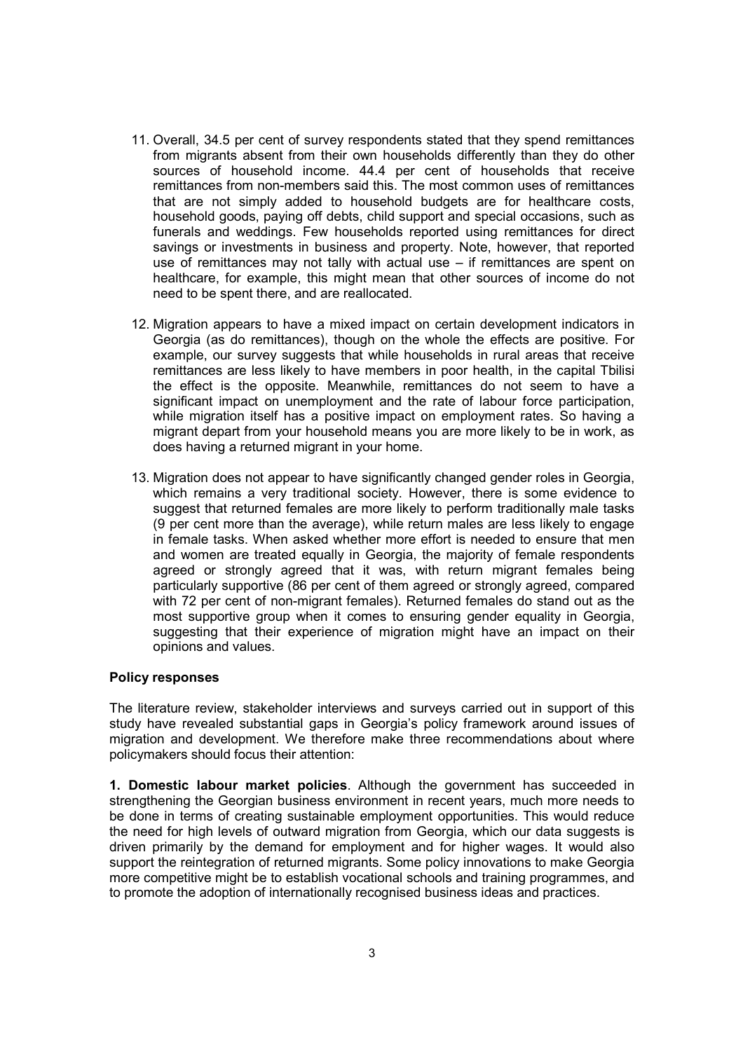11. Overall, 34.5 per cent of survey respondents stated that they spend remittances from migrants absent from their own households differently than they do other sources of household income. 44.4 per cent of households that receive remittances from non-members said this. The most common uses of remittances that are not simply added to household budgets are for healthcare costs, household goods, paying off debts, child support and special occasions, such as funerals and weddings. Few households reported using remittances for direct savings or investments in business and property. Note, however, that reported use of remittances may not tally with actual use – if remittances are spent on healthcare, for example, this might mean that other sources of income do not need to be spent there, and are reallocated.

12. Migration appears to have a mixed impact on certain development indicators in Georgia (as do remittances), though on the whole the effects are positive. For example, our survey suggests that while households in rural areas that receive remittances are less likely to have members in poor health, in the capital Tbilisi the effect is the opposite. Meanwhile, remittances do not seem to have a significant impact on unemployment and the rate of labour force participation, while migration itself has a positive impact on employment rates. So having a migrant depart from your household means you are more likely to be in work, as does having a returned migrant in your home.

13. Migration does not appear to have significantly changed gender roles in Georgia, which remains a very traditional society. However, there is some evidence to suggest that returned females are more likely to perform traditionally male tasks (9 per cent more than the average), while return males are less likely to engage in female tasks. When asked whether more effort is needed to ensure that men and women are treated equally in Georgia, the majority of female respondents agreed or strongly agreed that it was, with return migrant females being particularly supportive (86 per cent of them agreed or strongly agreed, compared with 72 per cent of non-migrant females). Returned females do stand out as the most supportive group when it comes to ensuring gender equality in Georgia, suggesting that their experience of migration might have an impact on their opinions and values.

**Policy responses**

The literature review, stakeholder interviews and surveys carried out in support of this study have revealed substantial gaps in Georgia's policy framework around issues of migration and development. We therefore make three recommendations about where policymakers should focus their attention:

**1. Domestic labour market policies**. Although the government has succeeded in strengthening the Georgian business environment in recent years, much more needs to be done in terms of creating sustainable employment opportunities. This would reduce the need for high levels of outward migration from Georgia, which our data suggests is driven primarily by the demand for employment and for higher wages. It would also support the reintegration of returned migrants. Some policy innovations to make Georgia more competitive might be to establish vocational schools and training programmes, and to promote the adoption of internationally recognised business ideas and practices.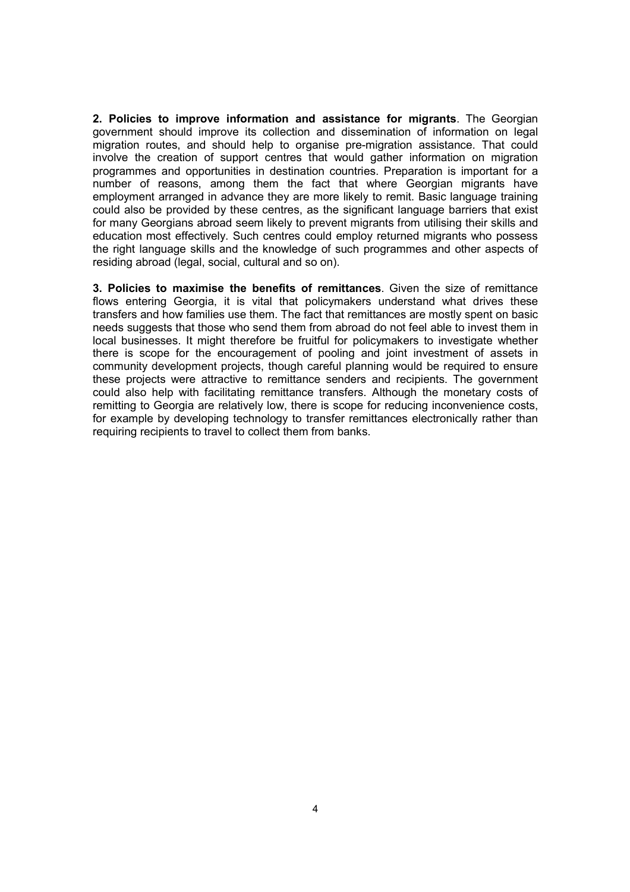**2. Policies to improve information and assistance for migrants**. The Georgian government should improve its collection and dissemination of information on legal migration routes, and should help to organise pre-migration assistance. That could involve the creation of support centres that would gather information on migration programmes and opportunities in destination countries. Preparation is important for a number of reasons, among them the fact that where Georgian migrants have employment arranged in advance they are more likely to remit. Basic language training could also be provided by these centres, as the significant language barriers that exist for many Georgians abroad seem likely to prevent migrants from utilising their skills and education most effectively. Such centres could employ returned migrants who possess the right language skills and the knowledge of such programmes and other aspects of residing abroad (legal, social, cultural and so on).

**3. Policies to maximise the benefits of remittances**. Given the size of remittance flows entering Georgia, it is vital that policymakers understand what drives these transfers and how families use them. The fact that remittances are mostly spent on basic needs suggests that those who send them from abroad do not feel able to invest them in local businesses. It might therefore be fruitful for policymakers to investigate whether there is scope for the encouragement of pooling and joint investment of assets in community development projects, though careful planning would be required to ensure these projects were attractive to remittance senders and recipients. The government could also help with facilitating remittance transfers. Although the monetary costs of remitting to Georgia are relatively low, there is scope for reducing inconvenience costs, for example by developing technology to transfer remittances electronically rather than requiring recipients to travel to collect them from banks.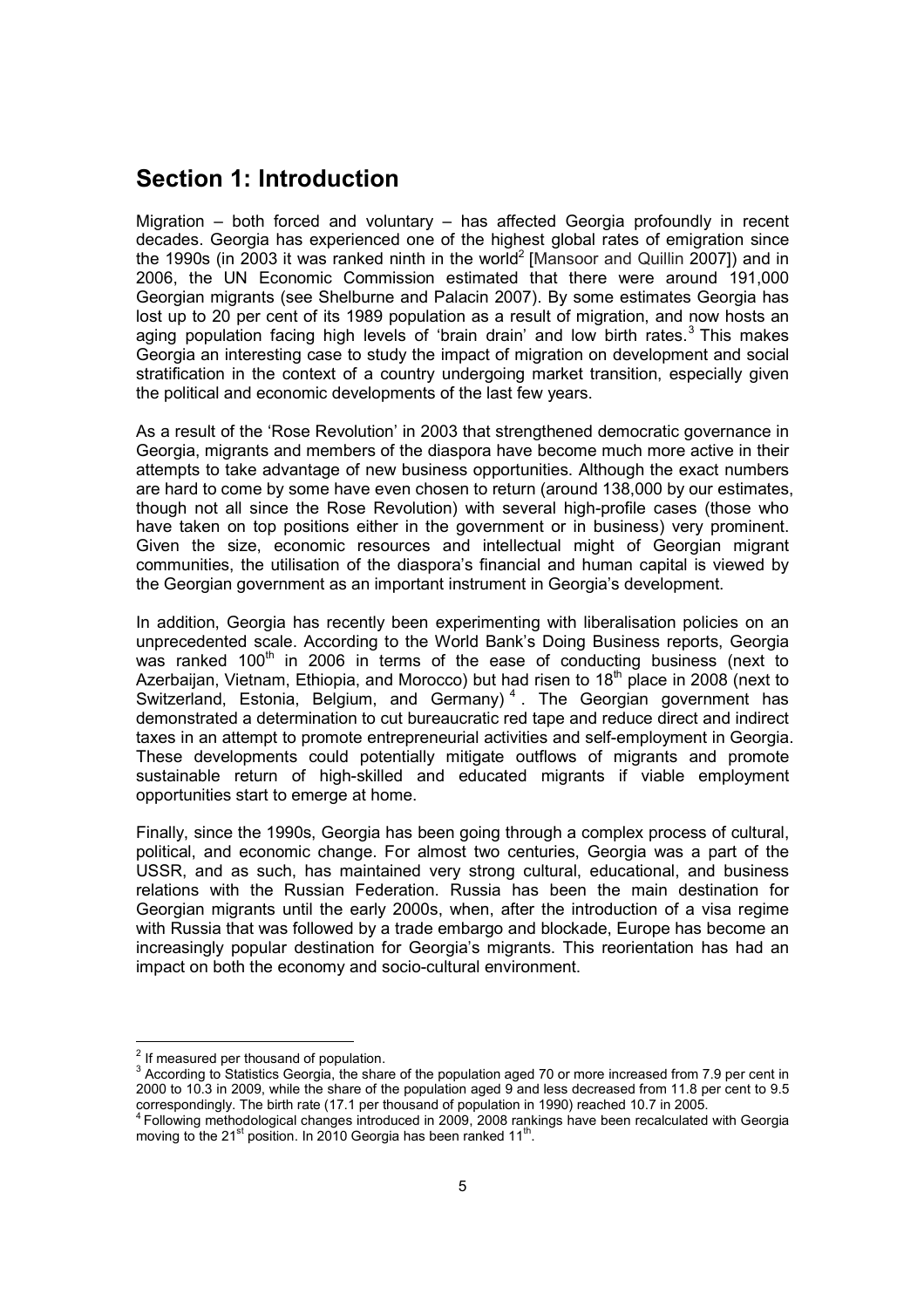# Section 1: Introduction

Migration – both forced and voluntary – has affected Georgia profoundly in recent decades. Georgia has experienced one of the highest global rates of emigration since the 1990s (in 2003 it was ranked ninth in the world[2] [Mansoor and Quillin 2007]) and in 2006, the UN Economic Commission estimated that there were around 191,000 Georgian migrants (see Shelburne and Palacin 2007). By some estimates Georgia has lost up to 20 per cent of its 1989 population as a result of migration, and now hosts an aging population facing high levels of 'brain drain' and low birth rates.[3] This makes Georgia an interesting case to study the impact of migration on development and social stratification in the context of a country undergoing market transition, especially given the political and economic developments of the last few years.

As a result of the 'Rose Revolution' in 2003 that strengthened democratic governance in Georgia, migrants and members of the diaspora have become much more active in their attempts to take advantage of new business opportunities. Although the exact numbers are hard to come by some have even chosen to return (around 138,000 by our estimates, though not all since the Rose Revolution) with several high-profile cases (those who have taken on top positions either in the government or in business) very prominent. Given the size, economic resources and intellectual might of Georgian migrant communities, the utilisation of the diaspora's financial and human capital is viewed by the Georgian government as an important instrument in Georgia's development.

In addition, Georgia has recently been experimenting with liberalisation policies on an unprecedented scale. According to the World Bank's Doing Business reports, Georgia was ranked 100th in 2006 in terms of the ease of conducting business (next to Azerbaijan, Vietnam, Ethiopia, and Morocco) but had risen to 18th place in 2008 (next to Switzerland, Estonia, Belgium, and Germany)[4]. The Georgian government has demonstrated a determination to cut bureaucratic red tape and reduce direct and indirect taxes in an attempt to promote entrepreneurial activities and self-employment in Georgia. These developments could potentially mitigate outflows of migrants and promote sustainable return of high-skilled and educated migrants if viable employment opportunities start to emerge at home.

Finally, since the 1990s, Georgia has been going through a complex process of cultural, political, and economic change. For almost two centuries, Georgia was a part of the USSR, and as such, has maintained very strong cultural, educational, and business relations with the Russian Federation. Russia has been the main destination for Georgian migrants until the early 2000s, when, after the introduction of a visa regime with Russia that was followed by a trade embargo and blockade, Europe has become an increasingly popular destination for Georgia's migrants. This reorientation has had an impact on both the economy and socio-cultural environment.

---

[2] If measured per thousand of population.

[3] According to Statistics Georgia, the share of the population aged 70 or more increased from 7.9 per cent in 2000 to 10.3 in 2009, while the share of the population aged 9 and less decreased from 11.8 per cent to 9.5 correspondingly. The birth rate (17.1 per thousand of population in 1990) reached 10.7 in 2005.

[4] Following methodological changes introduced in 2009, 2008 rankings have been recalculated with Georgia moving to the 21st position. In 2010 Georgia has been ranked 11th.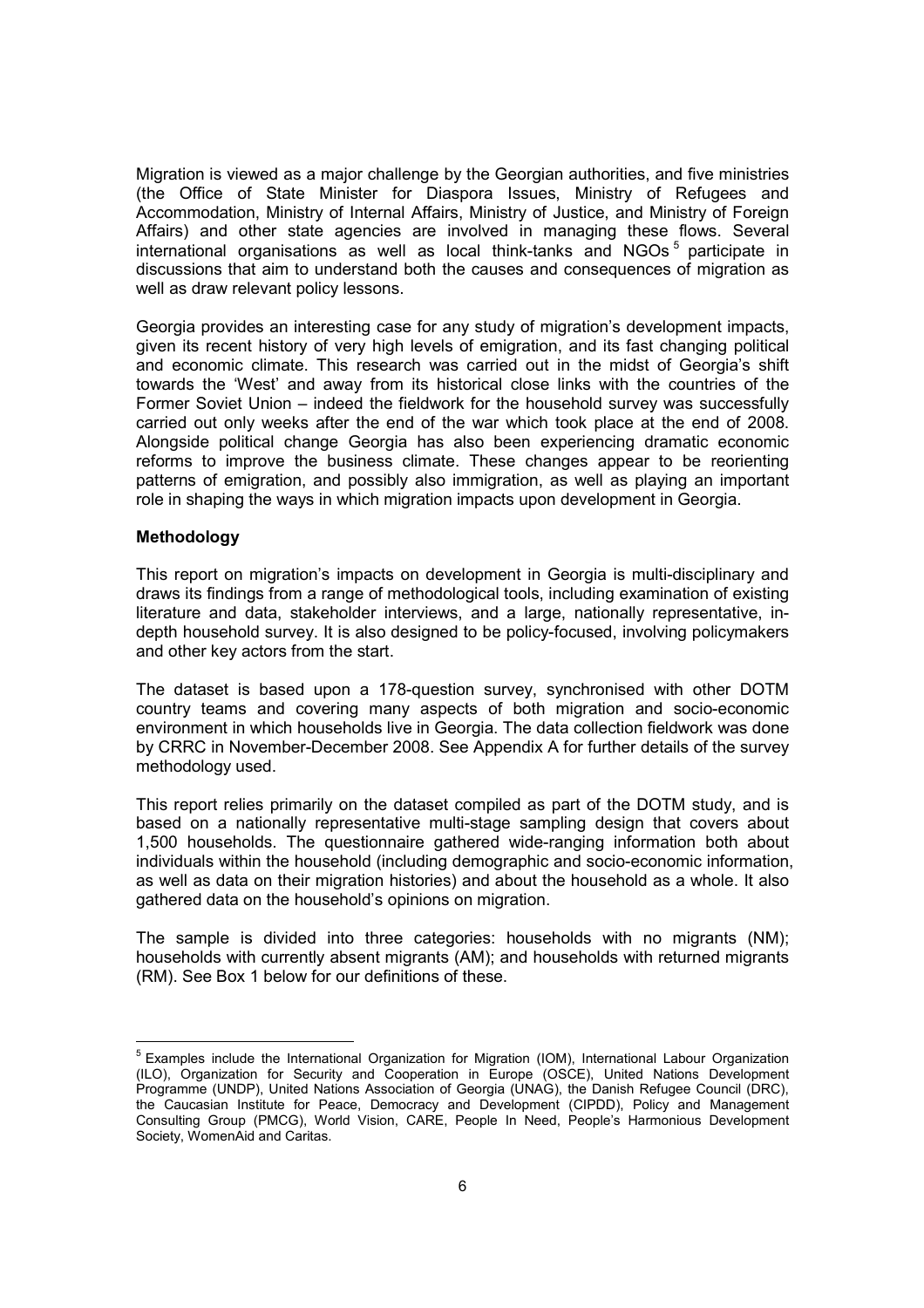Migration is viewed as a major challenge by the Georgian authorities, and five ministries (the Office of State Minister for Diaspora Issues, Ministry of Refugees and Accommodation, Ministry of Internal Affairs, Ministry of Justice, and Ministry of Foreign Affairs) and other state agencies are involved in managing these flows. Several international organisations as well as local think-tanks and NGOs [5] participate in discussions that aim to understand both the causes and consequences of migration as well as draw relevant policy lessons.

Georgia provides an interesting case for any study of migration's development impacts, given its recent history of very high levels of emigration, and its fast changing political and economic climate. This research was carried out in the midst of Georgia's shift towards the 'West' and away from its historical close links with the countries of the Former Soviet Union – indeed the fieldwork for the household survey was successfully carried out only weeks after the end of the war which took place at the end of 2008. Alongside political change Georgia has also been experiencing dramatic economic reforms to improve the business climate. These changes appear to be reorienting patterns of emigration, and possibly also immigration, as well as playing an important role in shaping the ways in which migration impacts upon development in Georgia.

**Methodology**

This report on migration's impacts on development in Georgia is multi-disciplinary and draws its findings from a range of methodological tools, including examination of existing literature and data, stakeholder interviews, and a large, nationally representative, in-depth household survey. It is also designed to be policy-focused, involving policymakers and other key actors from the start.

The dataset is based upon a 178-question survey, synchronised with other DOTM country teams and covering many aspects of both migration and socio-economic environment in which households live in Georgia. The data collection fieldwork was done by CRRC in November-December 2008. See Appendix A for further details of the survey methodology used.

This report relies primarily on the dataset compiled as part of the DOTM study, and is based on a nationally representative multi-stage sampling design that covers about 1,500 households. The questionnaire gathered wide-ranging information both about individuals within the household (including demographic and socio-economic information, as well as data on their migration histories) and about the household as a whole. It also gathered data on the household's opinions on migration.

The sample is divided into three categories: households with no migrants (NM); households with currently absent migrants (AM); and households with returned migrants (RM). See Box 1 below for our definitions of these.

---

[5] Examples include the International Organization for Migration (IOM), International Labour Organization (ILO), Organization for Security and Cooperation in Europe (OSCE), United Nations Development Programme (UNDP), United Nations Association of Georgia (UNAG), the Danish Refugee Council (DRC), the Caucasian Institute for Peace, Democracy and Development (CIPDD), Policy and Management Consulting Group (PMCG), World Vision, CARE, People In Need, People's Harmonious Development Society, WomenAid and Caritas.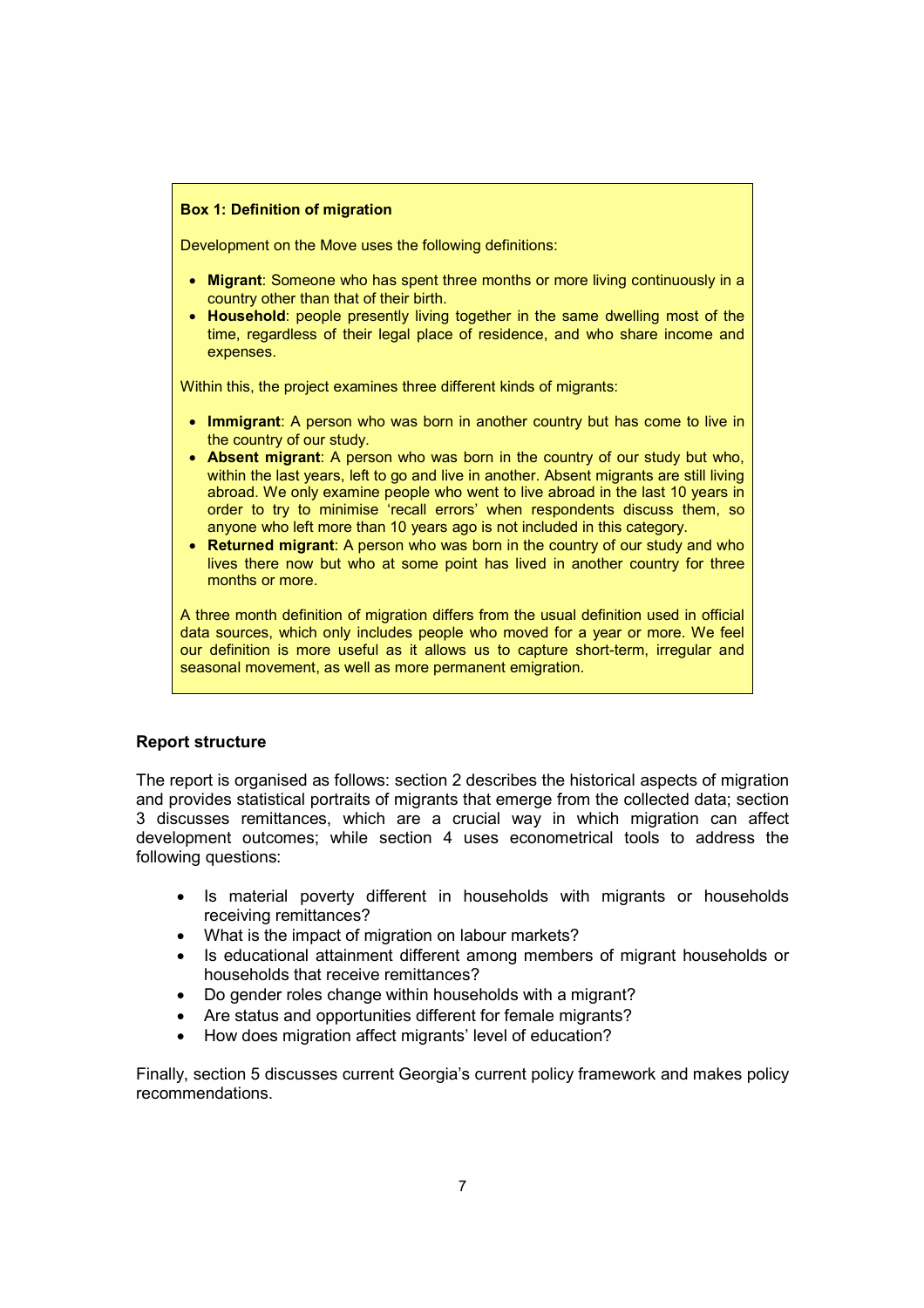**Box 1: Definition of migration**

Development on the Move uses the following definitions:

- **Migrant**: Someone who has spent three months or more living continuously in a country other than that of their birth.
- **Household**: people presently living together in the same dwelling most of the time, regardless of their legal place of residence, and who share income and expenses.

Within this, the project examines three different kinds of migrants:

- **Immigrant**: A person who was born in another country but has come to live in the country of our study.
- **Absent migrant**: A person who was born in the country of our study but who, within the last years, left to go and live in another. Absent migrants are still living abroad. We only examine people who went to live abroad in the last 10 years in order to try to minimise 'recall errors' when respondents discuss them, so anyone who left more than 10 years ago is not included in this category.
- **Returned migrant**: A person who was born in the country of our study and who lives there now but who at some point has lived in another country for three months or more.

A three month definition of migration differs from the usual definition used in official data sources, which only includes people who moved for a year or more. We feel our definition is more useful as it allows us to capture short-term, irregular and seasonal movement, as well as more permanent emigration.

**Report structure**

The report is organised as follows: section 2 describes the historical aspects of migration and provides statistical portraits of migrants that emerge from the collected data; section 3 discusses remittances, which are a crucial way in which migration can affect development outcomes; while section 4 uses econometrical tools to address the following questions:

- Is material poverty different in households with migrants or households receiving remittances?
- What is the impact of migration on labour markets?
- Is educational attainment different among members of migrant households or households that receive remittances?
- Do gender roles change within households with a migrant?
- Are status and opportunities different for female migrants?
- How does migration affect migrants' level of education?

Finally, section 5 discusses current Georgia's current policy framework and makes policy recommendations.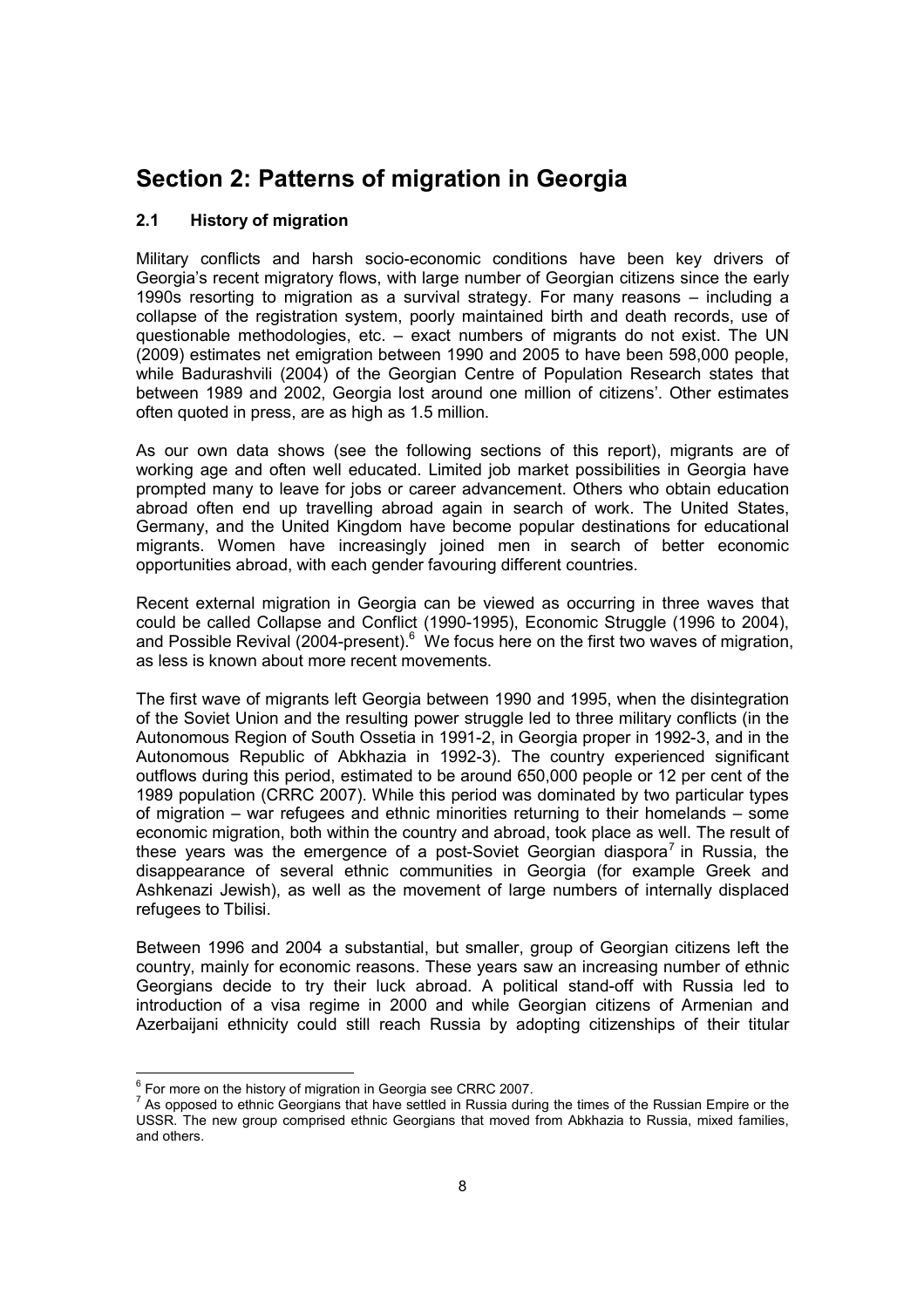# Section 2: Patterns of migration in Georgia

## 2.1 History of migration

Military conflicts and harsh socio-economic conditions have been key drivers of Georgia's recent migratory flows, with large number of Georgian citizens since the early 1990s resorting to migration as a survival strategy. For many reasons – including a collapse of the registration system, poorly maintained birth and death records, use of questionable methodologies, etc. – exact numbers of migrants do not exist. The UN (2009) estimates net emigration between 1990 and 2005 to have been 598,000 people, while Badurashvili (2004) of the Georgian Centre of Population Research states that between 1989 and 2002, Georgia lost around one million of citizens'. Other estimates often quoted in press, are as high as 1.5 million.

As our own data shows (see the following sections of this report), migrants are of working age and often well educated. Limited job market possibilities in Georgia have prompted many to leave for jobs or career advancement. Others who obtain education abroad often end up travelling abroad again in search of work. The United States, Germany, and the United Kingdom have become popular destinations for educational migrants. Women have increasingly joined men in search of better economic opportunities abroad, with each gender favouring different countries.

Recent external migration in Georgia can be viewed as occurring in three waves that could be called Collapse and Conflict (1990-1995), Economic Struggle (1996 to 2004), and Possible Revival (2004-present).[6] We focus here on the first two waves of migration, as less is known about more recent movements.

The first wave of migrants left Georgia between 1990 and 1995, when the disintegration of the Soviet Union and the resulting power struggle led to three military conflicts (in the Autonomous Region of South Ossetia in 1991-2, in Georgia proper in 1992-3, and in the Autonomous Republic of Abkhazia in 1992-3). The country experienced significant outflows during this period, estimated to be around 650,000 people or 12 per cent of the 1989 population (CRRC 2007). While this period was dominated by two particular types of migration – war refugees and ethnic minorities returning to their homelands – some economic migration, both within the country and abroad, took place as well. The result of these years was the emergence of a post-Soviet Georgian diaspora[7] in Russia, the disappearance of several ethnic communities in Georgia (for example Greek and Ashkenazi Jewish), as well as the movement of large numbers of internally displaced refugees to Tbilisi.

Between 1996 and 2004 a substantial, but smaller, group of Georgian citizens left the country, mainly for economic reasons. These years saw an increasing number of ethnic Georgians decide to try their luck abroad. A political stand-off with Russia led to introduction of a visa regime in 2000 and while Georgian citizens of Armenian and Azerbaijani ethnicity could still reach Russia by adopting citizenships of their titular

---

[6] For more on the history of migration in Georgia see CRRC 2007.

[7] As opposed to ethnic Georgians that have settled in Russia during the times of the Russian Empire or the USSR. The new group comprised ethnic Georgians that moved from Abkhazia to Russia, mixed families, and others.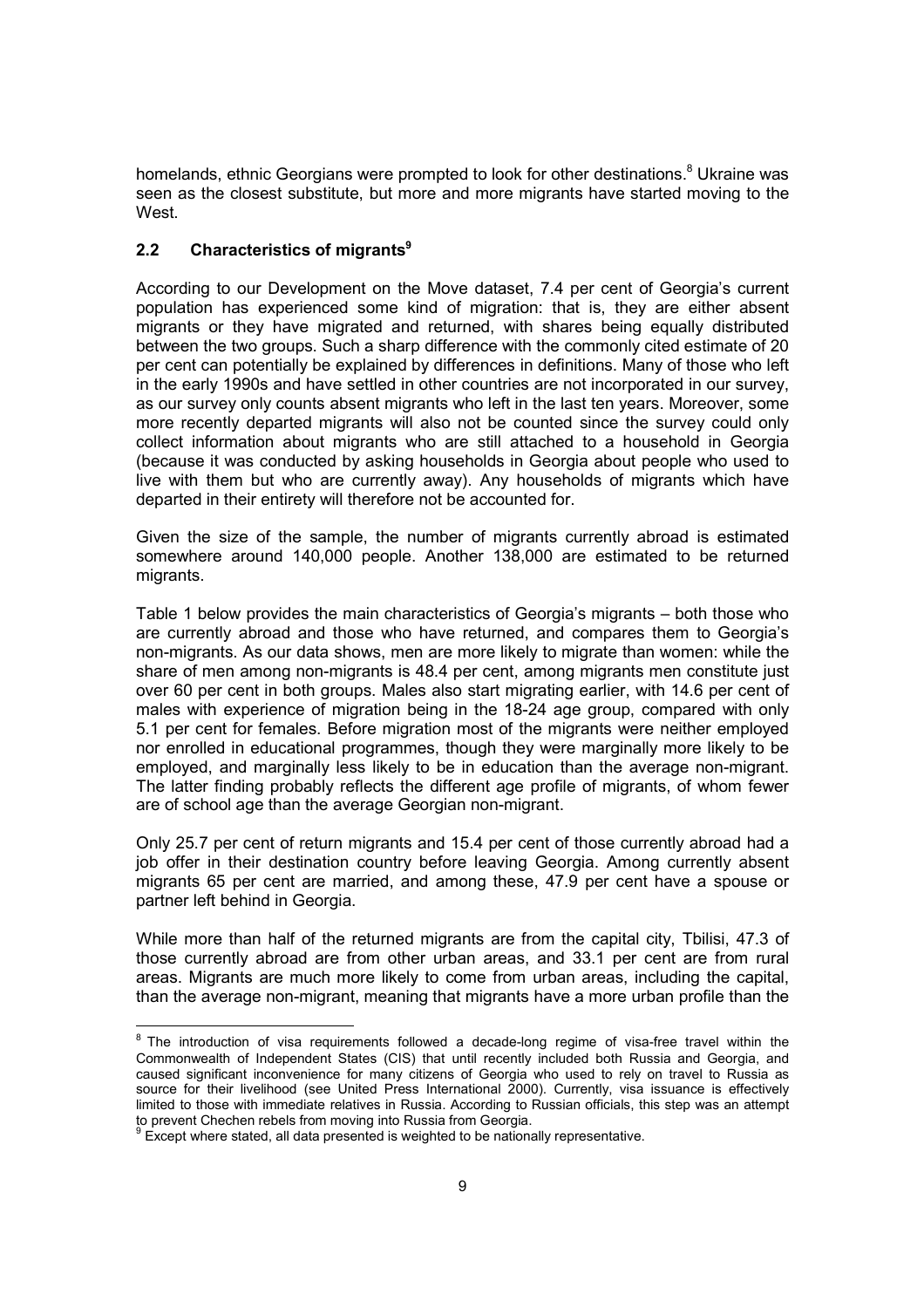homelands, ethnic Georgians were prompted to look for other destinations.[8] Ukraine was seen as the closest substitute, but more and more migrants have started moving to the West.

## 2.2 Characteristics of migrants[9]

According to our Development on the Move dataset, 7.4 per cent of Georgia's current population has experienced some kind of migration: that is, they are either absent migrants or they have migrated and returned, with shares being equally distributed between the two groups. Such a sharp difference with the commonly cited estimate of 20 per cent can potentially be explained by differences in definitions. Many of those who left in the early 1990s and have settled in other countries are not incorporated in our survey, as our survey only counts absent migrants who left in the last ten years. Moreover, some more recently departed migrants will also not be counted since the survey could only collect information about migrants who are still attached to a household in Georgia (because it was conducted by asking households in Georgia about people who used to live with them but who are currently away). Any households of migrants which have departed in their entirety will therefore not be accounted for.

Given the size of the sample, the number of migrants currently abroad is estimated somewhere around 140,000 people. Another 138,000 are estimated to be returned migrants.

Table 1 below provides the main characteristics of Georgia's migrants – both those who are currently abroad and those who have returned, and compares them to Georgia's non-migrants. As our data shows, men are more likely to migrate than women: while the share of men among non-migrants is 48.4 per cent, among migrants men constitute just over 60 per cent in both groups. Males also start migrating earlier, with 14.6 per cent of males with experience of migration being in the 18-24 age group, compared with only 5.1 per cent for females. Before migration most of the migrants were neither employed nor enrolled in educational programmes, though they were marginally more likely to be employed, and marginally less likely to be in education than the average non-migrant. The latter finding probably reflects the different age profile of migrants, of whom fewer are of school age than the average Georgian non-migrant.

Only 25.7 per cent of return migrants and 15.4 per cent of those currently abroad had a job offer in their destination country before leaving Georgia. Among currently absent migrants 65 per cent are married, and among these, 47.9 per cent have a spouse or partner left behind in Georgia.

While more than half of the returned migrants are from the capital city, Tbilisi, 47.3 of those currently abroad are from other urban areas, and 33.1 per cent are from rural areas. Migrants are much more likely to come from urban areas, including the capital, than the average non-migrant, meaning that migrants have a more urban profile than the

---

[8] The introduction of visa requirements followed a decade-long regime of visa-free travel within the Commonwealth of Independent States (CIS) that until recently included both Russia and Georgia, and caused significant inconvenience for many citizens of Georgia who used to rely on travel to Russia as source for their livelihood (see United Press International 2000). Currently, visa issuance is effectively limited to those with immediate relatives in Russia. According to Russian officials, this step was an attempt to prevent Chechen rebels from moving into Russia from Georgia.

[9] Except where stated, all data presented is weighted to be nationally representative.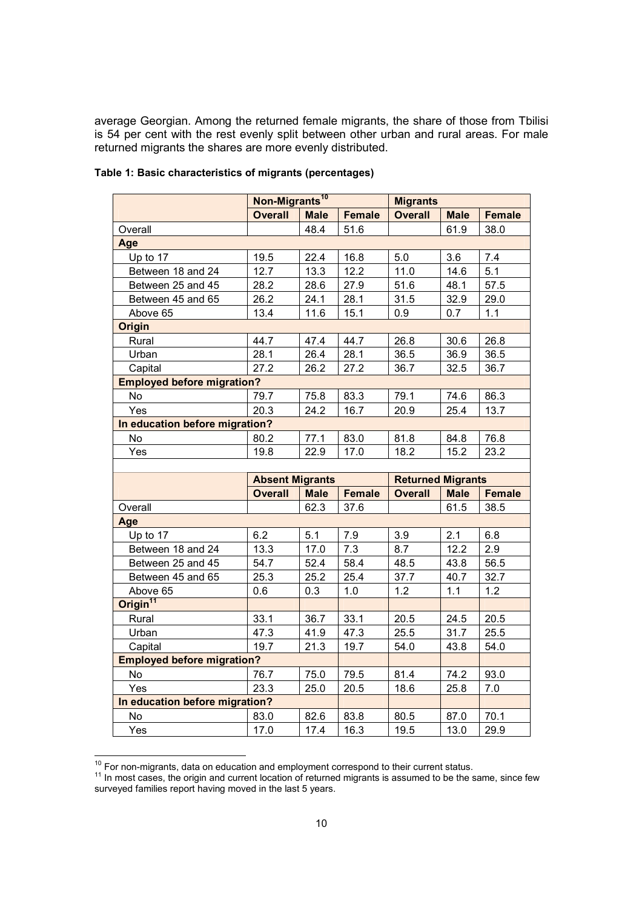average Georgian. Among the returned female migrants, the share of those from Tbilisi is 54 per cent with the rest evenly split between other urban and rural areas. For male returned migrants the shares are more evenly distributed.

**Table 1: Basic characteristics of migrants (percentages)**

| | Non-Migrants[10] | | | Migrants | | |
|---|---|---|---|---|---|---|
| | **Overall** | **Male** | **Female** | **Overall** | **Male** | **Female** |
| Overall | | 48.4 | 51.6 | | 61.9 | 38.0 |
| **Age** | | | | | | |
| Up to 17 | 19.5 | 22.4 | 16.8 | 5.0 | 3.6 | 7.4 |
| Between 18 and 24 | 12.7 | 13.3 | 12.2 | 11.0 | 14.6 | 5.1 |
| Between 25 and 45 | 28.2 | 28.6 | 27.9 | 51.6 | 48.1 | 57.5 |
| Between 45 and 65 | 26.2 | 24.1 | 28.1 | 31.5 | 32.9 | 29.0 |
| Above 65 | 13.4 | 11.6 | 15.1 | 0.9 | 0.7 | 1.1 |
| **Origin** | | | | | | |
| Rural | 44.7 | 47.4 | 44.7 | 26.8 | 30.6 | 26.8 |
| Urban | 28.1 | 26.4 | 28.1 | 36.5 | 36.9 | 36.5 |
| Capital | 27.2 | 26.2 | 27.2 | 36.7 | 32.5 | 36.7 |
| **Employed before migration?** | | | | | | |
| No | 79.7 | 75.8 | 83.3 | 79.1 | 74.6 | 86.3 |
| Yes | 20.3 | 24.2 | 16.7 | 20.9 | 25.4 | 13.7 |
| **In education before migration?** | | | | | | |
| No | 80.2 | 77.1 | 83.0 | 81.8 | 84.8 | 76.8 |
| Yes | 19.8 | 22.9 | 17.0 | 18.2 | 15.2 | 23.2 |
| | | | | | | |
| | **Absent Migrants** | | | **Returned Migrants** | | |
| | **Overall** | **Male** | **Female** | **Overall** | **Male** | **Female** |
| Overall | | 62.3 | 37.6 | | 61.5 | 38.5 |
| **Age** | | | | | | |
| Up to 17 | 6.2 | 5.1 | 7.9 | 3.9 | 2.1 | 6.8 |
| Between 18 and 24 | 13.3 | 17.0 | 7.3 | 8.7 | 12.2 | 2.9 |
| Between 25 and 45 | 54.7 | 52.4 | 58.4 | 48.5 | 43.8 | 56.5 |
| Between 45 and 65 | 25.3 | 25.2 | 25.4 | 37.7 | 40.7 | 32.7 |
| Above 65 | 0.6 | 0.3 | 1.0 | 1.2 | 1.1 | 1.2 |
| **Origin[11]** | | | | | | |
| Rural | 33.1 | 36.7 | 33.1 | 20.5 | 24.5 | 20.5 |
| Urban | 47.3 | 41.9 | 47.3 | 25.5 | 31.7 | 25.5 |
| Capital | 19.7 | 21.3 | 19.7 | 54.0 | 43.8 | 54.0 |
| **Employed before migration?** | | | | | | |
| No | 76.7 | 75.0 | 79.5 | 81.4 | 74.2 | 93.0 |
| Yes | 23.3 | 25.0 | 20.5 | 18.6 | 25.8 | 7.0 |
| **In education before migration?** | | | | | | |
| No | 83.0 | 82.6 | 83.8 | 80.5 | 87.0 | 70.1 |
| Yes | 17.0 | 17.4 | 16.3 | 19.5 | 13.0 | 29.9 |

[10] For non-migrants, data on education and employment correspond to their current status.

[11] In most cases, the origin and current location of returned migrants is assumed to be the same, since few surveyed families report having moved in the last 5 years.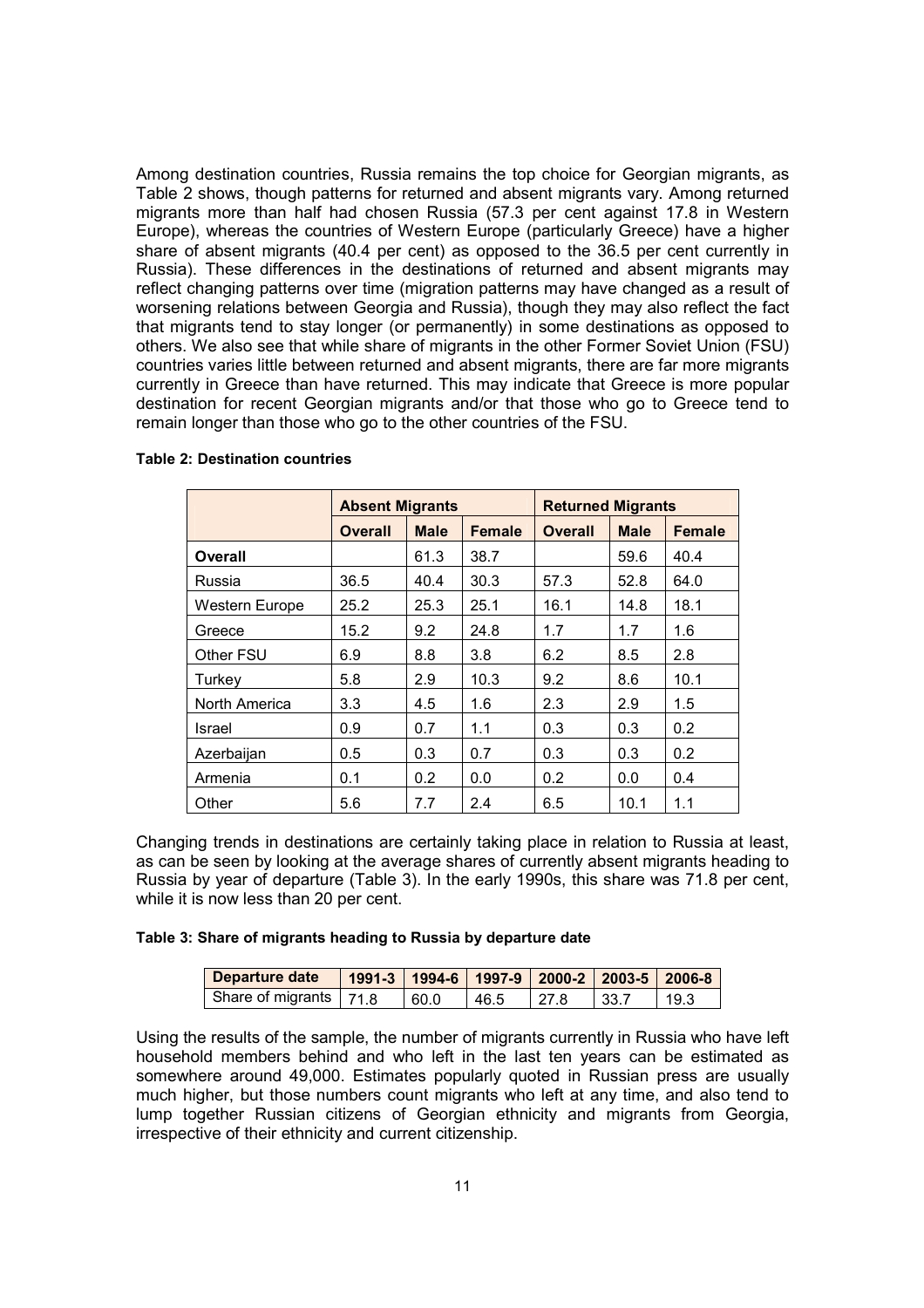Among destination countries, Russia remains the top choice for Georgian migrants, as Table 2 shows, though patterns for returned and absent migrants vary. Among returned migrants more than half had chosen Russia (57.3 per cent against 17.8 in Western Europe), whereas the countries of Western Europe (particularly Greece) have a higher share of absent migrants (40.4 per cent) as opposed to the 36.5 per cent currently in Russia). These differences in the destinations of returned and absent migrants may reflect changing patterns over time (migration patterns may have changed as a result of worsening relations between Georgia and Russia), though they may also reflect the fact that migrants tend to stay longer (or permanently) in some destinations as opposed to others. We also see that while share of migrants in the other Former Soviet Union (FSU) countries varies little between returned and absent migrants, there are far more migrants currently in Greece than have returned. This may indicate that Greece is more popular destination for recent Georgian migrants and/or that those who go to Greece tend to remain longer than those who go to the other countries of the FSU.

**Table 2: Destination countries**

| | Absent Migrants | | | Returned Migrants | | |
|---|---|---|---|---|---|---|
| | **Overall** | **Male** | **Female** | **Overall** | **Male** | **Female** |
| **Overall** | | 61.3 | 38.7 | | 59.6 | 40.4 |
| Russia | 36.5 | 40.4 | 30.3 | 57.3 | 52.8 | 64.0 |
| Western Europe | 25.2 | 25.3 | 25.1 | 16.1 | 14.8 | 18.1 |
| Greece | 15.2 | 9.2 | 24.8 | 1.7 | 1.7 | 1.6 |
| Other FSU | 6.9 | 8.8 | 3.8 | 6.2 | 8.5 | 2.8 |
| Turkey | 5.8 | 2.9 | 10.3 | 9.2 | 8.6 | 10.1 |
| North America | 3.3 | 4.5 | 1.6 | 2.3 | 2.9 | 1.5 |
| Israel | 0.9 | 0.7 | 1.1 | 0.3 | 0.3 | 0.2 |
| Azerbaijan | 0.5 | 0.3 | 0.7 | 0.3 | 0.3 | 0.2 |
| Armenia | 0.1 | 0.2 | 0.0 | 0.2 | 0.0 | 0.4 |
| Other | 5.6 | 7.7 | 2.4 | 6.5 | 10.1 | 1.1 |

Changing trends in destinations are certainly taking place in relation to Russia at least, as can be seen by looking at the average shares of currently absent migrants heading to Russia by year of departure (Table 3). In the early 1990s, this share was 71.8 per cent, while it is now less than 20 per cent.

**Table 3: Share of migrants heading to Russia by departure date**

| Departure date | 1991-3 | 1994-6 | 1997-9 | 2000-2 | 2003-5 | 2006-8 |
|---|---|---|---|---|---|---|
| Share of migrants | 71.8 | 60.0 | 46.5 | 27.8 | 33.7 | 19.3 |

Using the results of the sample, the number of migrants currently in Russia who have left household members behind and who left in the last ten years can be estimated as somewhere around 49,000. Estimates popularly quoted in Russian press are usually much higher, but those numbers count migrants who left at any time, and also tend to lump together Russian citizens of Georgian ethnicity and migrants from Georgia, irrespective of their ethnicity and current citizenship.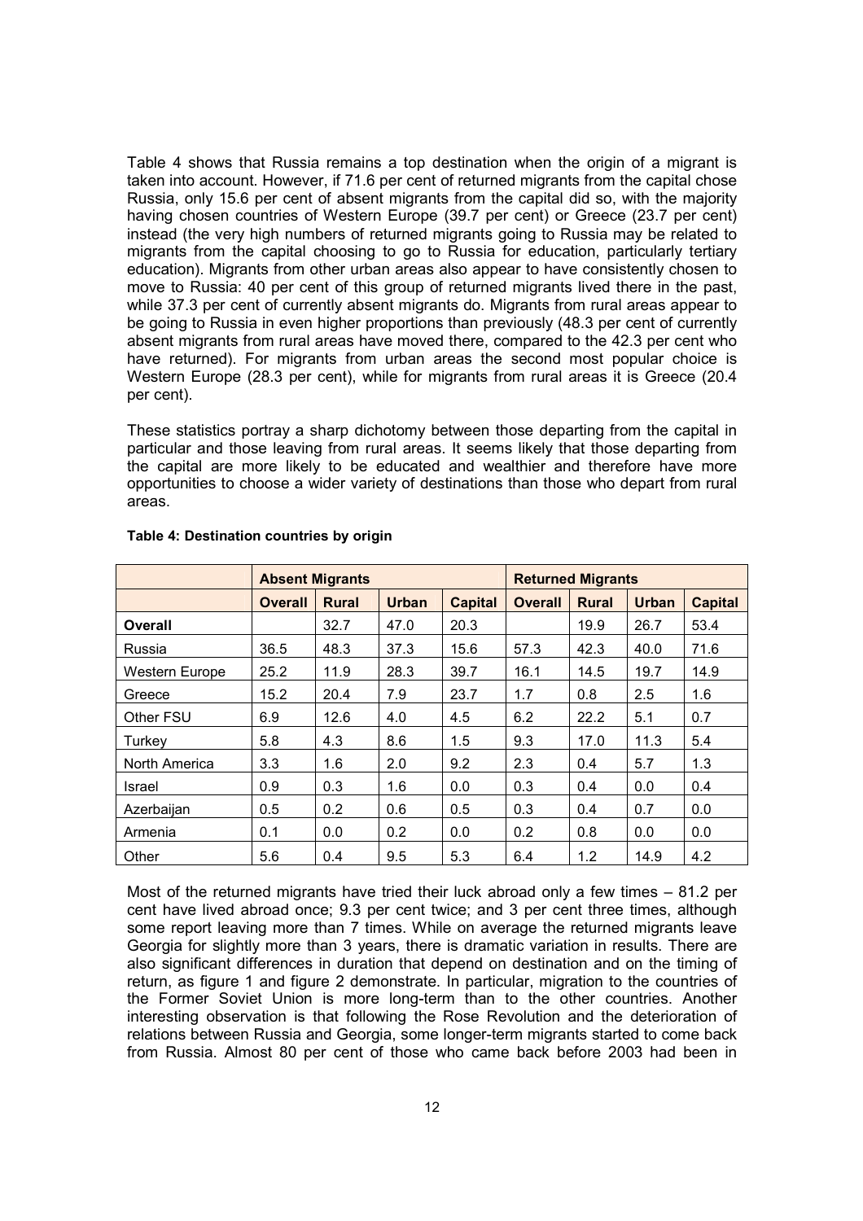Table 4 shows that Russia remains a top destination when the origin of a migrant is taken into account. However, if 71.6 per cent of returned migrants from the capital chose Russia, only 15.6 per cent of absent migrants from the capital did so, with the majority having chosen countries of Western Europe (39.7 per cent) or Greece (23.7 per cent) instead (the very high numbers of returned migrants going to Russia may be related to migrants from the capital choosing to go to Russia for education, particularly tertiary education). Migrants from other urban areas also appear to have consistently chosen to move to Russia: 40 per cent of this group of returned migrants lived there in the past, while 37.3 per cent of currently absent migrants do. Migrants from rural areas appear to be going to Russia in even higher proportions than previously (48.3 per cent of currently absent migrants from rural areas have moved there, compared to the 42.3 per cent who have returned). For migrants from urban areas the second most popular choice is Western Europe (28.3 per cent), while for migrants from rural areas it is Greece (20.4 per cent).

These statistics portray a sharp dichotomy between those departing from the capital in particular and those leaving from rural areas. It seems likely that those departing from the capital are more likely to be educated and wealthier and therefore have more opportunities to choose a wider variety of destinations than those who depart from rural areas.

**Table 4: Destination countries by origin**

| | Absent Migrants | | | | Returned Migrants | | | |
|---|---|---|---|---|---|---|---|---|
| | **Overall** | **Rural** | **Urban** | **Capital** | **Overall** | **Rural** | **Urban** | **Capital** |
| **Overall** | | 32.7 | 47.0 | 20.3 | | 19.9 | 26.7 | 53.4 |
| Russia | 36.5 | 48.3 | 37.3 | 15.6 | 57.3 | 42.3 | 40.0 | 71.6 |
| Western Europe | 25.2 | 11.9 | 28.3 | 39.7 | 16.1 | 14.5 | 19.7 | 14.9 |
| Greece | 15.2 | 20.4 | 7.9 | 23.7 | 1.7 | 0.8 | 2.5 | 1.6 |
| Other FSU | 6.9 | 12.6 | 4.0 | 4.5 | 6.2 | 22.2 | 5.1 | 0.7 |
| Turkey | 5.8 | 4.3 | 8.6 | 1.5 | 9.3 | 17.0 | 11.3 | 5.4 |
| North America | 3.3 | 1.6 | 2.0 | 9.2 | 2.3 | 0.4 | 5.7 | 1.3 |
| Israel | 0.9 | 0.3 | 1.6 | 0.0 | 0.3 | 0.4 | 0.0 | 0.4 |
| Azerbaijan | 0.5 | 0.2 | 0.6 | 0.5 | 0.3 | 0.4 | 0.7 | 0.0 |
| Armenia | 0.1 | 0.0 | 0.2 | 0.0 | 0.2 | 0.8 | 0.0 | 0.0 |
| Other | 5.6 | 0.4 | 9.5 | 5.3 | 6.4 | 1.2 | 14.9 | 4.2 |

Most of the returned migrants have tried their luck abroad only a few times – 81.2 per cent have lived abroad once; 9.3 per cent twice; and 3 per cent three times, although some report leaving more than 7 times. While on average the returned migrants leave Georgia for slightly more than 3 years, there is dramatic variation in results. There are also significant differences in duration that depend on destination and on the timing of return, as figure 1 and figure 2 demonstrate. In particular, migration to the countries of the Former Soviet Union is more long-term than to the other countries. Another interesting observation is that following the Rose Revolution and the deterioration of relations between Russia and Georgia, some longer-term migrants started to come back from Russia. Almost 80 per cent of those who came back before 2003 had been in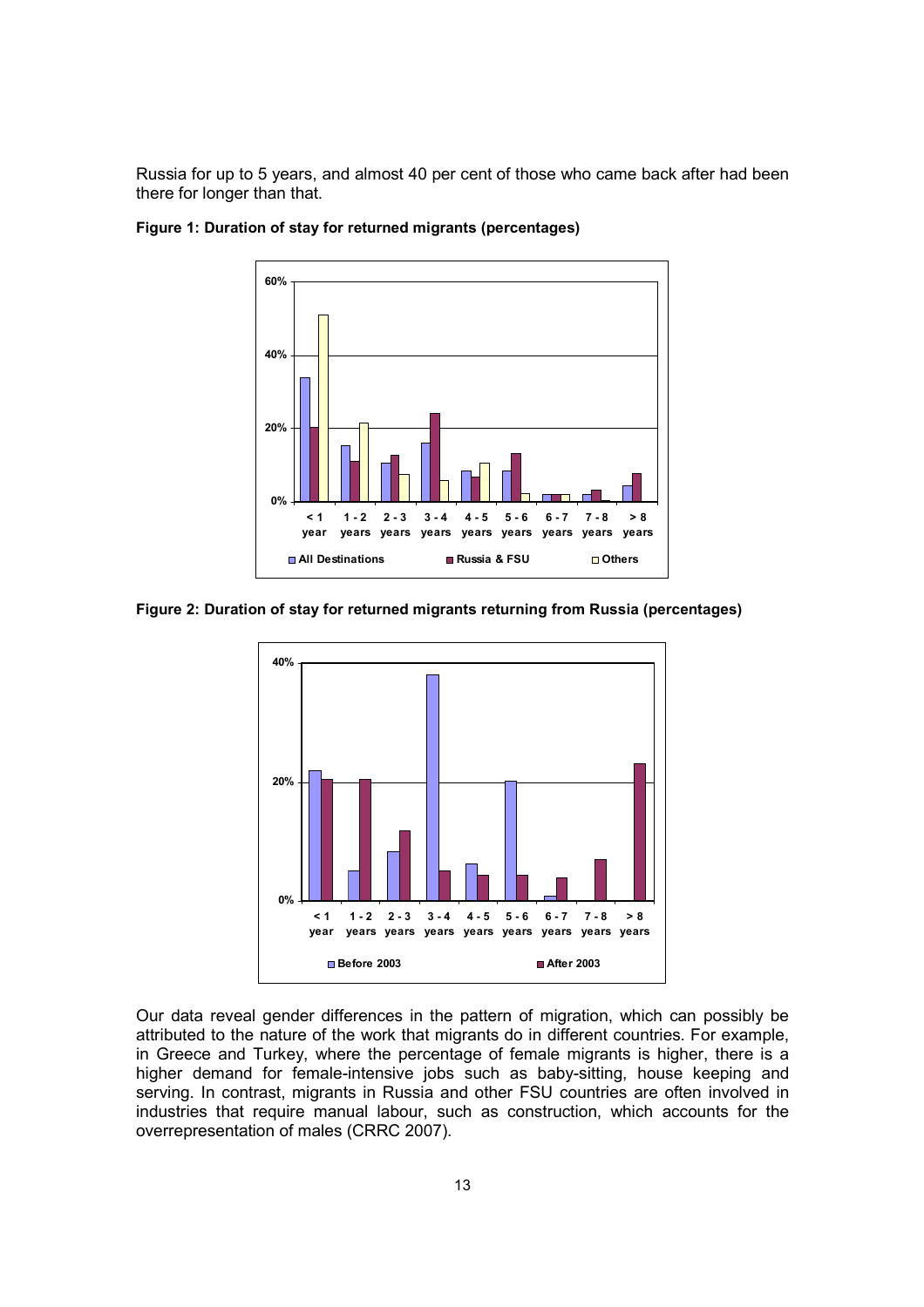Russia for up to 5 years, and almost 40 per cent of those who came back after had been there for longer than that.

**Figure 1: Duration of stay for returned migrants (percentages)**

**Figure 2: Duration of stay for returned migrants returning from Russia (percentages)**

Our data reveal gender differences in the pattern of migration, which can possibly be attributed to the nature of the work that migrants do in different countries. For example, in Greece and Turkey, where the percentage of female migrants is higher, there is a higher demand for female-intensive jobs such as baby-sitting, house keeping and serving. In contrast, migrants in Russia and other FSU countries are often involved in industries that require manual labour, such as construction, which accounts for the overrepresentation of males (CRRC 2007).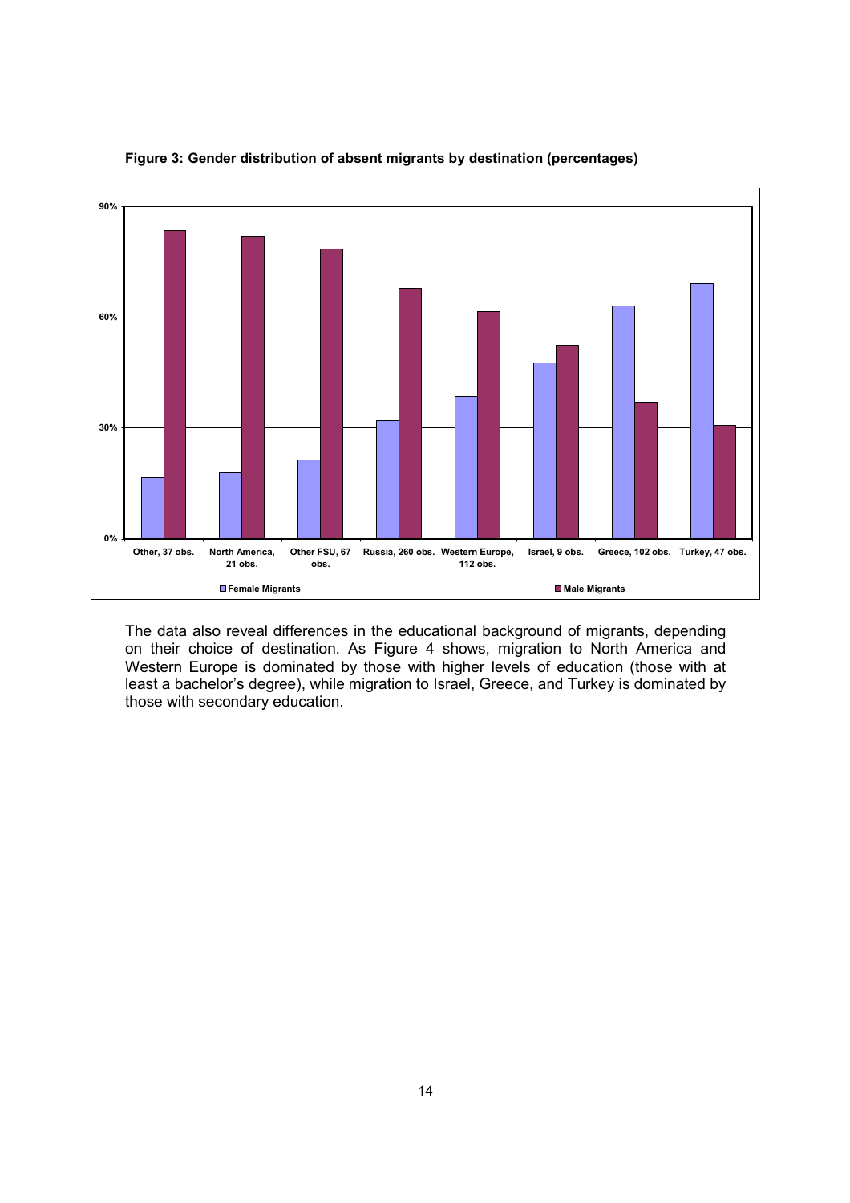**Figure 3: Gender distribution of absent migrants by destination (percentages)**

The data also reveal differences in the educational background of migrants, depending on their choice of destination. As Figure 4 shows, migration to North America and Western Europe is dominated by those with higher levels of education (those with at least a bachelor's degree), while migration to Israel, Greece, and Turkey is dominated by those with secondary education.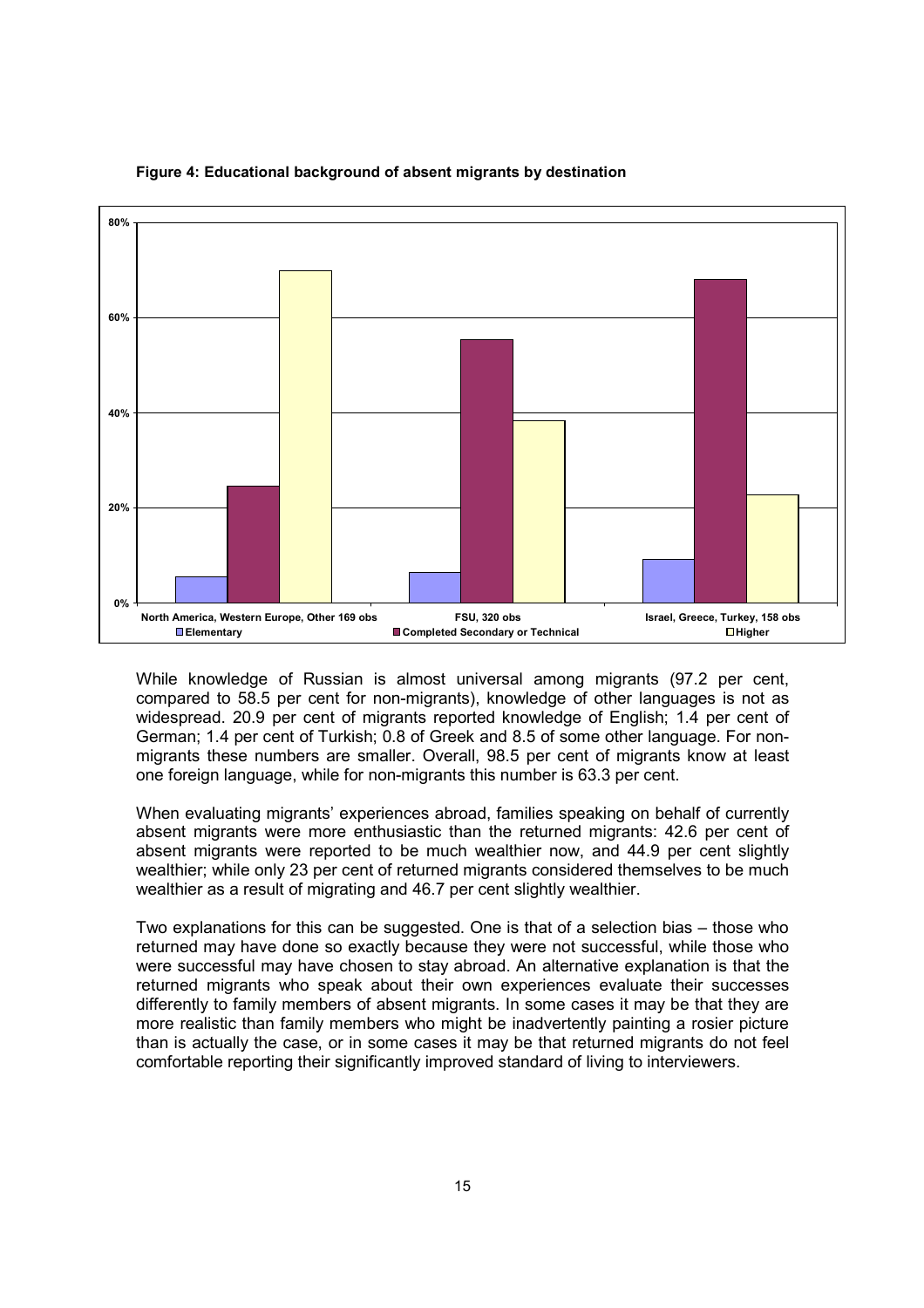**Figure 4: Educational background of absent migrants by destination**

While knowledge of Russian is almost universal among migrants (97.2 per cent, compared to 58.5 per cent for non-migrants), knowledge of other languages is not as widespread. 20.9 per cent of migrants reported knowledge of English; 1.4 per cent of German; 1.4 per cent of Turkish; 0.8 of Greek and 8.5 of some other language. For non-migrants these numbers are smaller. Overall, 98.5 per cent of migrants know at least one foreign language, while for non-migrants this number is 63.3 per cent.

When evaluating migrants' experiences abroad, families speaking on behalf of currently absent migrants were more enthusiastic than the returned migrants: 42.6 per cent of absent migrants were reported to be much wealthier now, and 44.9 per cent slightly wealthier; while only 23 per cent of returned migrants considered themselves to be much wealthier as a result of migrating and 46.7 per cent slightly wealthier.

Two explanations for this can be suggested. One is that of a selection bias – those who returned may have done so exactly because they were not successful, while those who were successful may have chosen to stay abroad. An alternative explanation is that the returned migrants who speak about their own experiences evaluate their successes differently to family members of absent migrants. In some cases it may be that they are more realistic than family members who might be inadvertently painting a rosier picture than is actually the case, or in some cases it may be that returned migrants do not feel comfortable reporting their significantly improved standard of living to interviewers.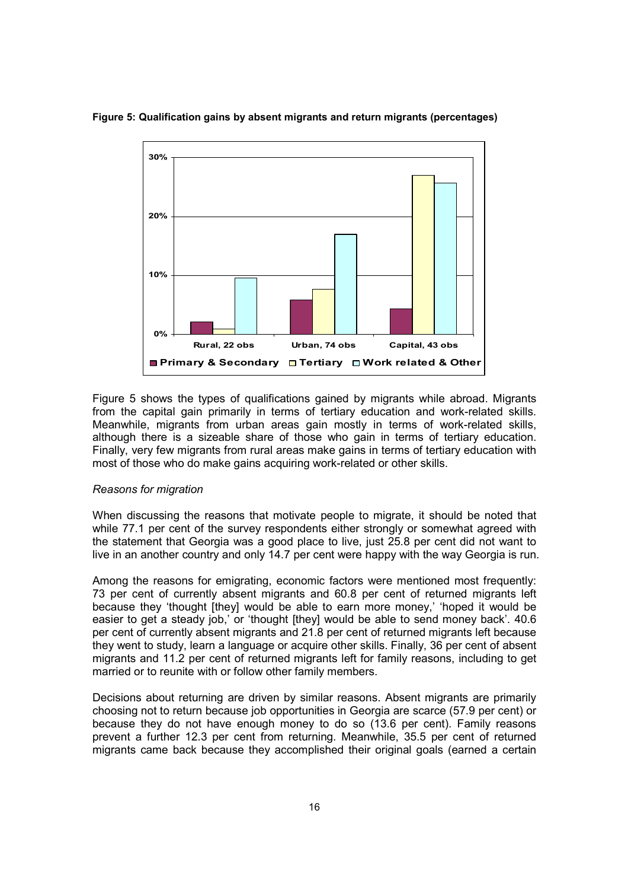**Figure 5: Qualification gains by absent migrants and return migrants (percentages)**

Figure 5 shows the types of qualifications gained by migrants while abroad. Migrants from the capital gain primarily in terms of tertiary education and work-related skills. Meanwhile, migrants from urban areas gain mostly in terms of work-related skills, although there is a sizeable share of those who gain in terms of tertiary education. Finally, very few migrants from rural areas make gains in terms of tertiary education with most of those who do make gains acquiring work-related or other skills.

*Reasons for migration*

When discussing the reasons that motivate people to migrate, it should be noted that while 77.1 per cent of the survey respondents either strongly or somewhat agreed with the statement that Georgia was a good place to live, just 25.8 per cent did not want to live in an another country and only 14.7 per cent were happy with the way Georgia is run.

Among the reasons for emigrating, economic factors were mentioned most frequently: 73 per cent of currently absent migrants and 60.8 per cent of returned migrants left because they 'thought [they] would be able to earn more money,' 'hoped it would be easier to get a steady job,' or 'thought [they] would be able to send money back'. 40.6 per cent of currently absent migrants and 21.8 per cent of returned migrants left because they went to study, learn a language or acquire other skills. Finally, 36 per cent of absent migrants and 11.2 per cent of returned migrants left for family reasons, including to get married or to reunite with or follow other family members.

Decisions about returning are driven by similar reasons. Absent migrants are primarily choosing not to return because job opportunities in Georgia are scarce (57.9 per cent) or because they do not have enough money to do so (13.6 per cent). Family reasons prevent a further 12.3 per cent from returning. Meanwhile, 35.5 per cent of returned migrants came back because they accomplished their original goals (earned a certain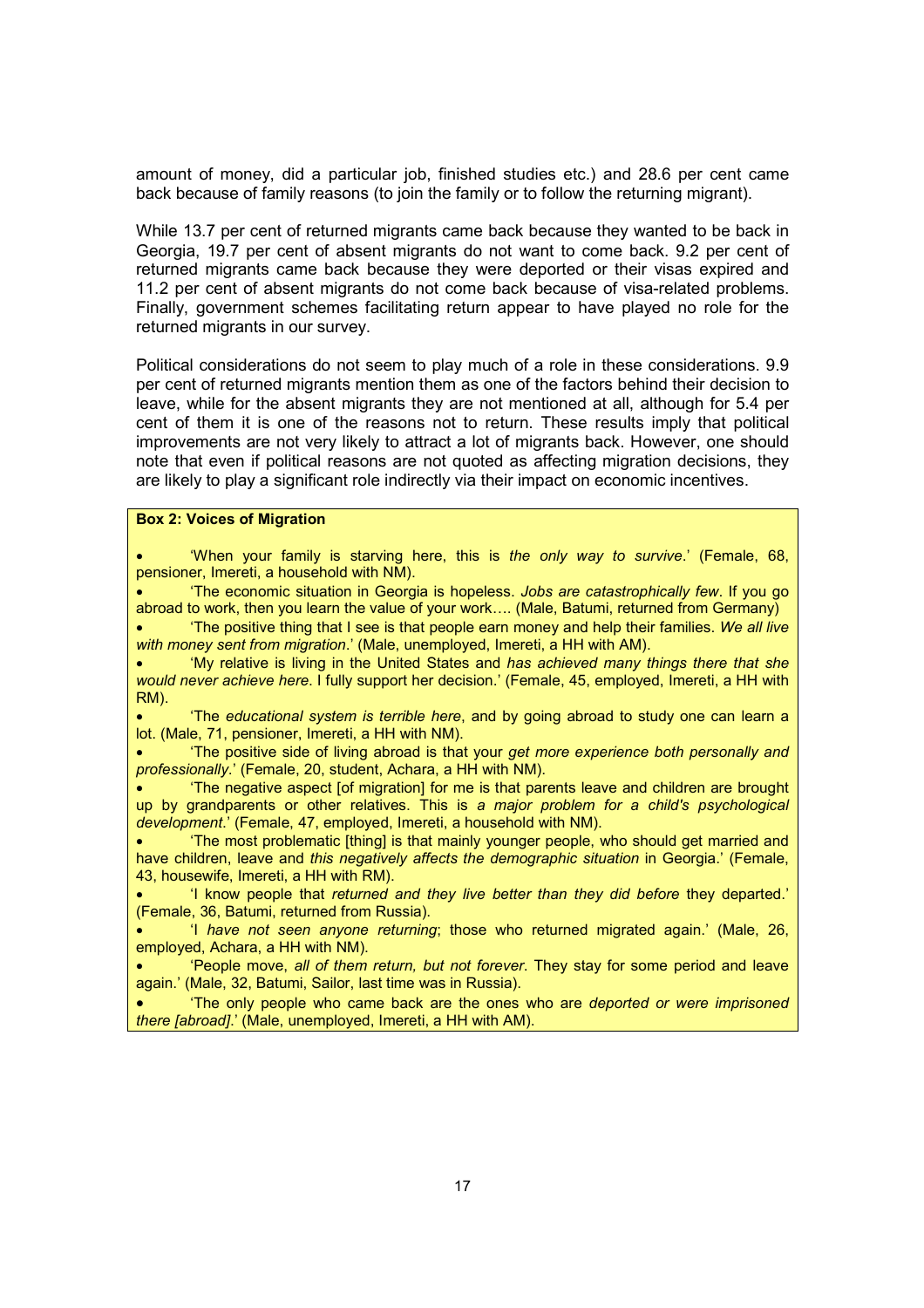amount of money, did a particular job, finished studies etc.) and 28.6 per cent came back because of family reasons (to join the family or to follow the returning migrant).

While 13.7 per cent of returned migrants came back because they wanted to be back in Georgia, 19.7 per cent of absent migrants do not want to come back. 9.2 per cent of returned migrants came back because they were deported or their visas expired and 11.2 per cent of absent migrants do not come back because of visa-related problems. Finally, government schemes facilitating return appear to have played no role for the returned migrants in our survey.

Political considerations do not seem to play much of a role in these considerations. 9.9 per cent of returned migrants mention them as one of the factors behind their decision to leave, while for the absent migrants they are not mentioned at all, although for 5.4 per cent of them it is one of the reasons not to return. These results imply that political improvements are not very likely to attract a lot of migrants back. However, one should note that even if political reasons are not quoted as affecting migration decisions, they are likely to play a significant role indirectly via their impact on economic incentives.

**Box 2: Voices of Migration**

- 'When your family is starving here, this is *the only way to survive*.' (Female, 68, pensioner, Imereti, a household with NM).
- 'The economic situation in Georgia is hopeless. *Jobs are catastrophically few*. If you go abroad to work, then you learn the value of your work…. (Male, Batumi, returned from Germany)
- 'The positive thing that I see is that people earn money and help their families. *We all live with money sent from migration*.' (Male, unemployed, Imereti, a HH with AM).
- 'My relative is living in the United States and *has achieved many things there that she would never achieve here*. I fully support her decision.' (Female, 45, employed, Imereti, a HH with RM).
- 'The *educational system is terrible here*, and by going abroad to study one can learn a lot. (Male, 71, pensioner, Imereti, a HH with NM).
- 'The positive side of living abroad is that your *get more experience both personally and professionally*.' (Female, 20, student, Achara, a HH with NM).
- 'The negative aspect [of migration] for me is that parents leave and children are brought up by grandparents or other relatives. This is *a major problem for a child's psychological development*.' (Female, 47, employed, Imereti, a household with NM).
- 'The most problematic [thing] is that mainly younger people, who should get married and have children, leave and *this negatively affects the demographic situation* in Georgia.' (Female, 43, housewife, Imereti, a HH with RM).
- 'I know people that *returned and they live better than they did before* they departed.' (Female, 36, Batumi, returned from Russia).
- 'I *have not seen anyone returning*; those who returned migrated again.' (Male, 26, employed, Achara, a HH with NM).
- 'People move, *all of them return, but not forever*. They stay for some period and leave again.' (Male, 32, Batumi, Sailor, last time was in Russia).
- 'The only people who came back are the ones who are *deported or were imprisoned there [abroad]*.' (Male, unemployed, Imereti, a HH with AM).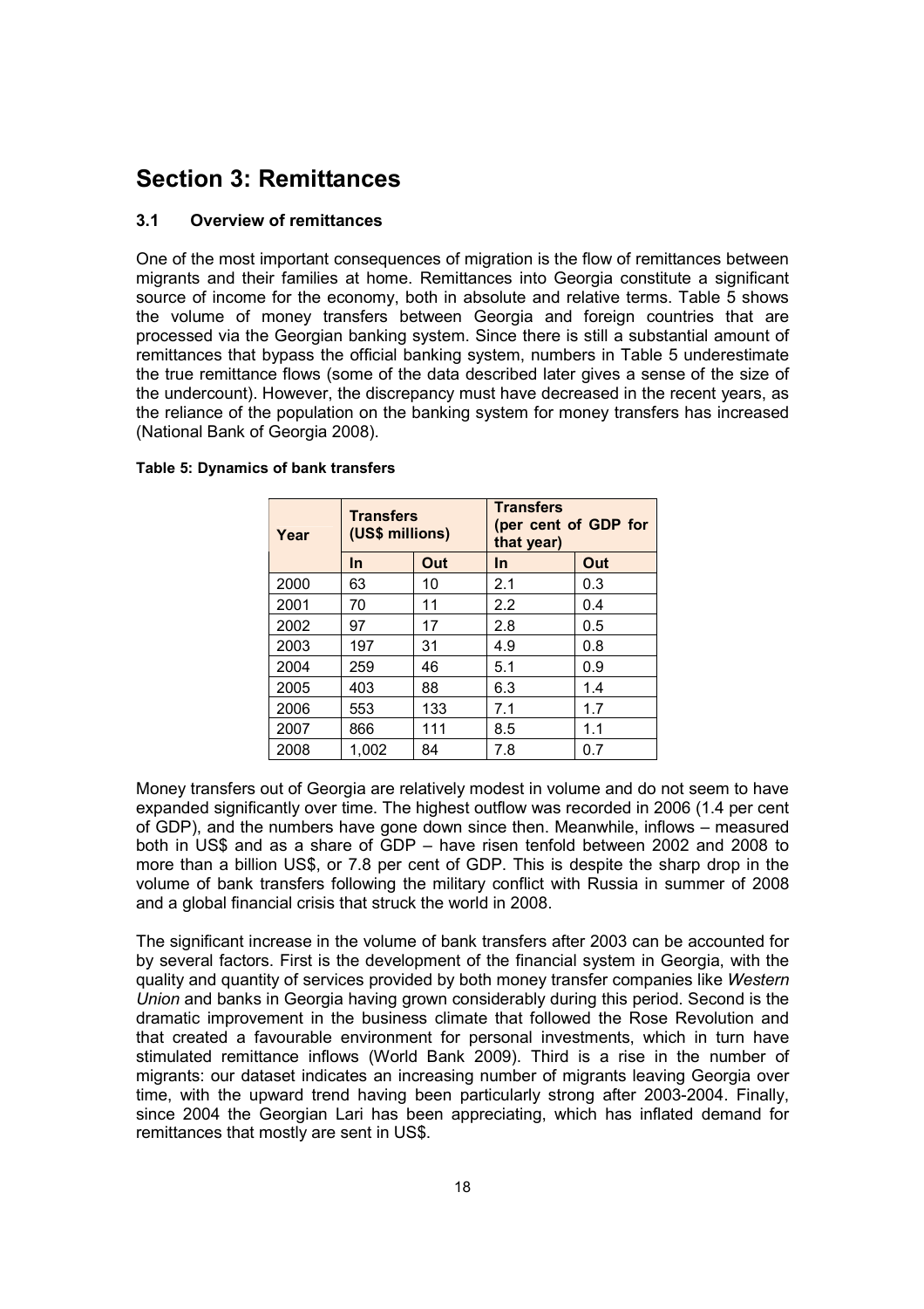## Section 3: Remittances

### 3.1 Overview of remittances

One of the most important consequences of migration is the flow of remittances between migrants and their families at home. Remittances into Georgia constitute a significant source of income for the economy, both in absolute and relative terms. Table 5 shows the volume of money transfers between Georgia and foreign countries that are processed via the Georgian banking system. Since there is still a substantial amount of remittances that bypass the official banking system, numbers in Table 5 underestimate the true remittance flows (some of the data described later gives a sense of the size of the undercount). However, the discrepancy must have decreased in the recent years, as the reliance of the population on the banking system for money transfers has increased (National Bank of Georgia 2008).

**Table 5: Dynamics of bank transfers**

| Year | Transfers (US$ millions) | | Transfers (per cent of GDP for that year) | |
|---|---|---|---|---|
| | In | Out | In | Out |
| 2000 | 63 | 10 | 2.1 | 0.3 |
| 2001 | 70 | 11 | 2.2 | 0.4 |
| 2002 | 97 | 17 | 2.8 | 0.5 |
| 2003 | 197 | 31 | 4.9 | 0.8 |
| 2004 | 259 | 46 | 5.1 | 0.9 |
| 2005 | 403 | 88 | 6.3 | 1.4 |
| 2006 | 553 | 133 | 7.1 | 1.7 |
| 2007 | 866 | 111 | 8.5 | 1.1 |
| 2008 | 1,002 | 84 | 7.8 | 0.7 |

Money transfers out of Georgia are relatively modest in volume and do not seem to have expanded significantly over time. The highest outflow was recorded in 2006 (1.4 per cent of GDP), and the numbers have gone down since then. Meanwhile, inflows – measured both in US$ and as a share of GDP – have risen tenfold between 2002 and 2008 to more than a billion US$, or 7.8 per cent of GDP. This is despite the sharp drop in the volume of bank transfers following the military conflict with Russia in summer of 2008 and a global financial crisis that struck the world in 2008.

The significant increase in the volume of bank transfers after 2003 can be accounted for by several factors. First is the development of the financial system in Georgia, with the quality and quantity of services provided by both money transfer companies like *Western Union* and banks in Georgia having grown considerably during this period. Second is the dramatic improvement in the business climate that followed the Rose Revolution and that created a favourable environment for personal investments, which in turn have stimulated remittance inflows (World Bank 2009). Third is a rise in the number of migrants: our dataset indicates an increasing number of migrants leaving Georgia over time, with the upward trend having been particularly strong after 2003-2004. Finally, since 2004 the Georgian Lari has been appreciating, which has inflated demand for remittances that mostly are sent in US$.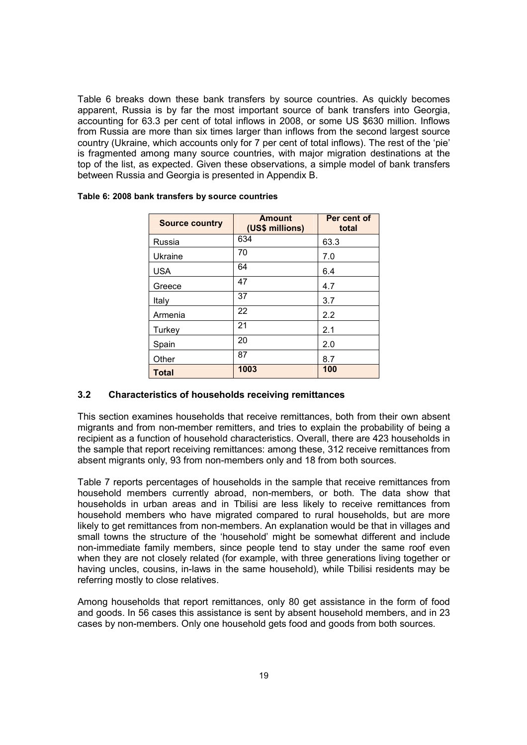Table 6 breaks down these bank transfers by source countries. As quickly becomes apparent, Russia is by far the most important source of bank transfers into Georgia, accounting for 63.3 per cent of total inflows in 2008, or some US $630 million. Inflows from Russia are more than six times larger than inflows from the second largest source country (Ukraine, which accounts only for 7 per cent of total inflows). The rest of the 'pie' is fragmented among many source countries, with major migration destinations at the top of the list, as expected. Given these observations, a simple model of bank transfers between Russia and Georgia is presented in Appendix B.

**Table 6: 2008 bank transfers by source countries**

| Source country | Amount (US$ millions) | Per cent of total |
|---|---|---|
| Russia | 634 | 63.3 |
| Ukraine | 70 | 7.0 |
| USA | 64 | 6.4 |
| Greece | 47 | 4.7 |
| Italy | 37 | 3.7 |
| Armenia | 22 | 2.2 |
| Turkey | 21 | 2.1 |
| Spain | 20 | 2.0 |
| Other | 87 | 8.7 |
| **Total** | **1003** | **100** |

### 3.2 Characteristics of households receiving remittances

This section examines households that receive remittances, both from their own absent migrants and from non-member remitters, and tries to explain the probability of being a recipient as a function of household characteristics. Overall, there are 423 households in the sample that report receiving remittances: among these, 312 receive remittances from absent migrants only, 93 from non-members only and 18 from both sources.

Table 7 reports percentages of households in the sample that receive remittances from household members currently abroad, non-members, or both. The data show that households in urban areas and in Tbilisi are less likely to receive remittances from household members who have migrated compared to rural households, but are more likely to get remittances from non-members. An explanation would be that in villages and small towns the structure of the 'household' might be somewhat different and include non-immediate family members, since people tend to stay under the same roof even when they are not closely related (for example, with three generations living together or having uncles, cousins, in-laws in the same household), while Tbilisi residents may be referring mostly to close relatives.

Among households that report remittances, only 80 get assistance in the form of food and goods. In 56 cases this assistance is sent by absent household members, and in 23 cases by non-members. Only one household gets food and goods from both sources.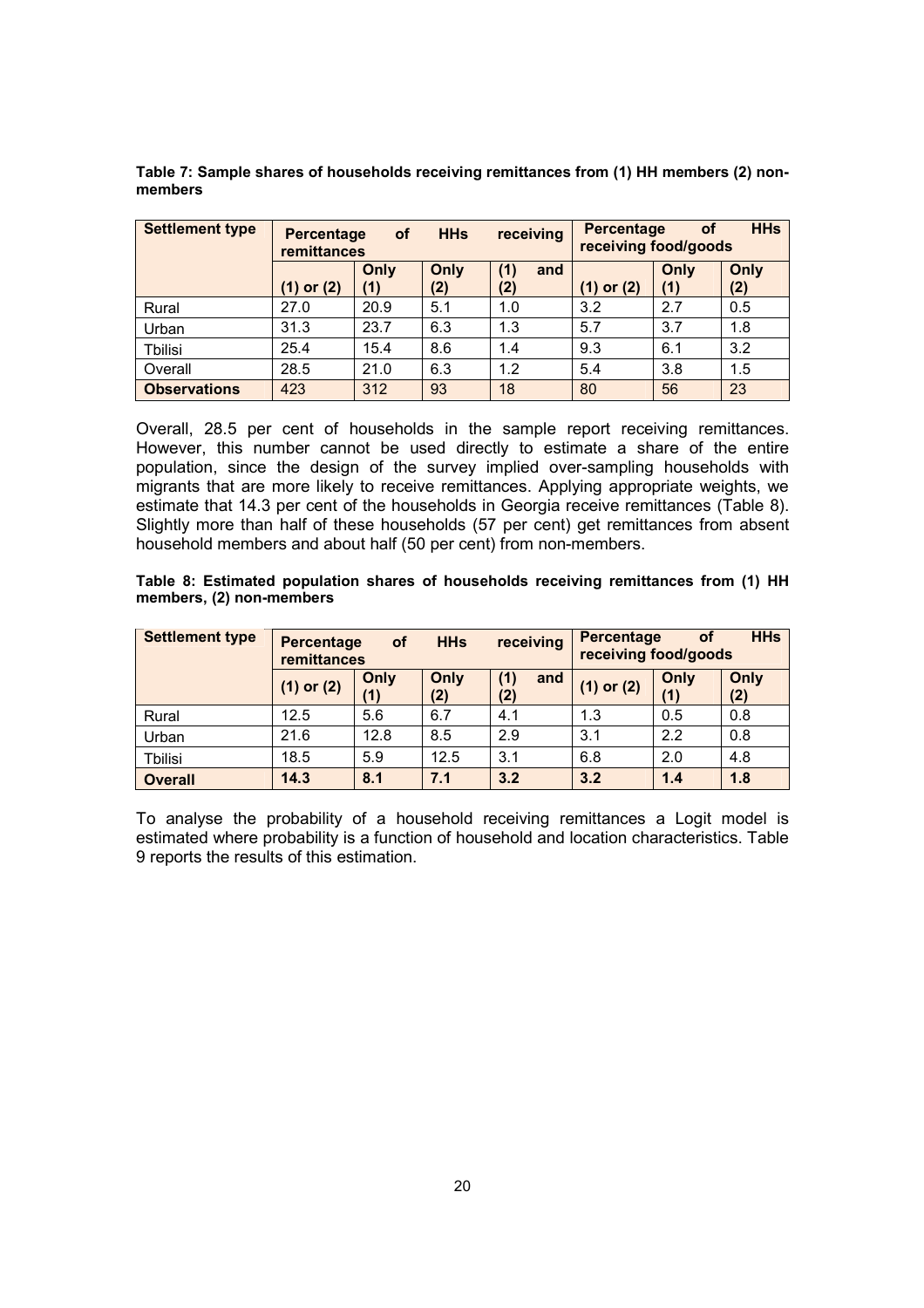**Table 7: Sample shares of households receiving remittances from (1) HH members (2) non-members**

| Settlement type | Percentage of HHs receiving remittances | | | | Percentage of HHs receiving food/goods | | |
|---|---|---|---|---|---|---|---|
| | (1) or (2) | Only (1) | Only (2) | (1) and (2) | (1) or (2) | Only (1) | Only (2) |
| Rural | 27.0 | 20.9 | 5.1 | 1.0 | 3.2 | 2.7 | 0.5 |
| Urban | 31.3 | 23.7 | 6.3 | 1.3 | 5.7 | 3.7 | 1.8 |
| Tbilisi | 25.4 | 15.4 | 8.6 | 1.4 | 9.3 | 6.1 | 3.2 |
| Overall | 28.5 | 21.0 | 6.3 | 1.2 | 5.4 | 3.8 | 1.5 |
| **Observations** | 423 | 312 | 93 | 18 | 80 | 56 | 23 |

Overall, 28.5 per cent of households in the sample report receiving remittances. However, this number cannot be used directly to estimate a share of the entire population, since the design of the survey implied over-sampling households with migrants that are more likely to receive remittances. Applying appropriate weights, we estimate that 14.3 per cent of the households in Georgia receive remittances (Table 8). Slightly more than half of these households (57 per cent) get remittances from absent household members and about half (50 per cent) from non-members.

**Table 8: Estimated population shares of households receiving remittances from (1) HH members, (2) non-members**

| Settlement type | Percentage of HHs receiving remittances | | | | Percentage of HHs receiving food/goods | | |
|---|---|---|---|---|---|---|---|
| | (1) or (2) | Only (1) | Only (2) | (1) and (2) | (1) or (2) | Only (1) | Only (2) |
| Rural | 12.5 | 5.6 | 6.7 | 4.1 | 1.3 | 0.5 | 0.8 |
| Urban | 21.6 | 12.8 | 8.5 | 2.9 | 3.1 | 2.2 | 0.8 |
| Tbilisi | 18.5 | 5.9 | 12.5 | 3.1 | 6.8 | 2.0 | 4.8 |
| **Overall** | **14.3** | **8.1** | **7.1** | **3.2** | **3.2** | **1.4** | **1.8** |

To analyse the probability of a household receiving remittances a Logit model is estimated where probability is a function of household and location characteristics. Table 9 reports the results of this estimation.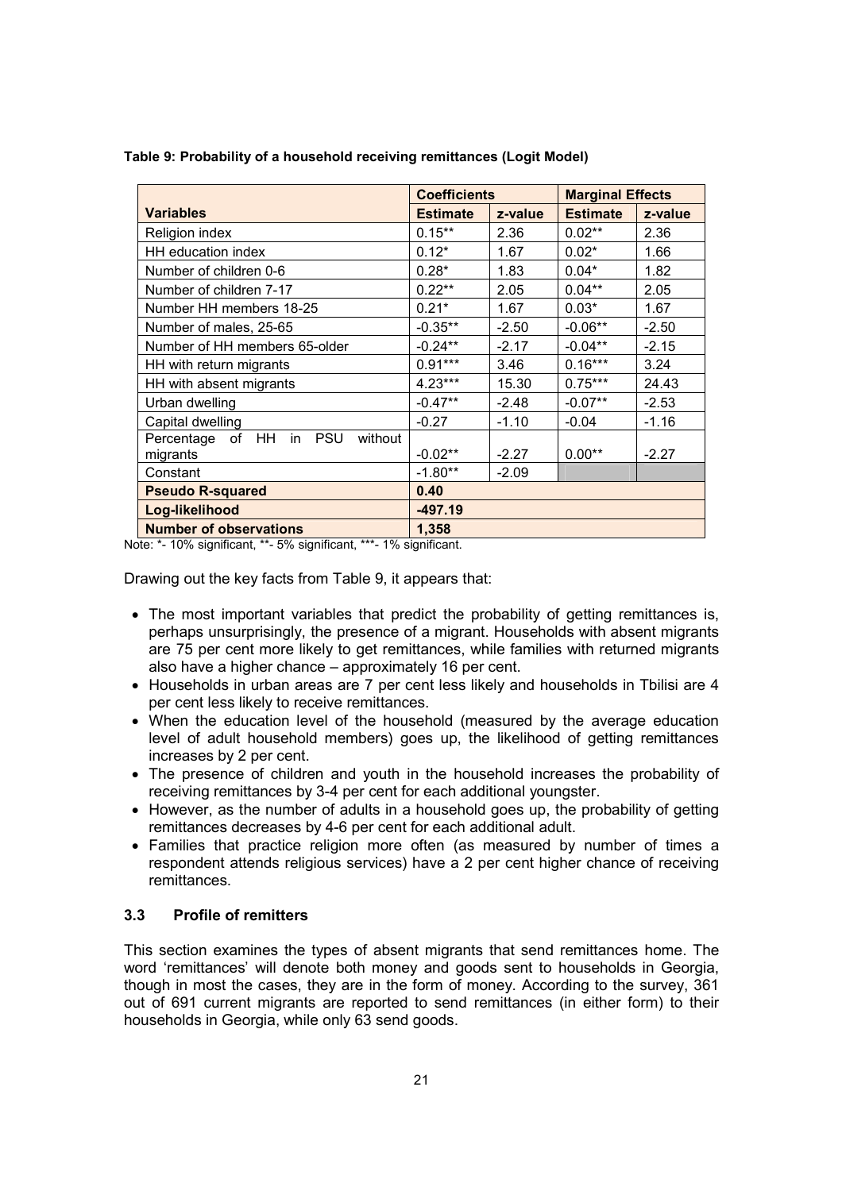**Table 9: Probability of a household receiving remittances (Logit Model)**

| | Coefficients | | Marginal Effects | |
|---|---|---|---|---|
| **Variables** | **Estimate** | **z-value** | **Estimate** | **z-value** |
| Religion index | 0.15** | 2.36 | 0.02** | 2.36 |
| HH education index | 0.12* | 1.67 | 0.02* | 1.66 |
| Number of children 0-6 | 0.28* | 1.83 | 0.04* | 1.82 |
| Number of children 7-17 | 0.22** | 2.05 | 0.04** | 2.05 |
| Number HH members 18-25 | 0.21* | 1.67 | 0.03* | 1.67 |
| Number of males, 25-65 | -0.35** | -2.50 | -0.06** | -2.50 |
| Number of HH members 65-older | -0.24** | -2.17 | -0.04** | -2.15 |
| HH with return migrants | 0.91*** | 3.46 | 0.16*** | 3.24 |
| HH with absent migrants | 4.23*** | 15.30 | 0.75*** | 24.43 |
| Urban dwelling | -0.47** | -2.48 | -0.07** | -2.53 |
| Capital dwelling | -0.27 | -1.10 | -0.04 | -1.16 |
| Percentage of HH in PSU without migrants | -0.02** | -2.27 | 0.00** | -2.27 |
| Constant | -1.80** | -2.09 | | |
| **Pseudo R-squared** | **0.40** | | | |
| **Log-likelihood** | **-497.19** | | | |
| **Number of observations** | **1,358** | | | |

Note: *- 10% significant, **- 5% significant, ***- 1% significant.

Drawing out the key facts from Table 9, it appears that:

- The most important variables that predict the probability of getting remittances is, perhaps unsurprisingly, the presence of a migrant. Households with absent migrants are 75 per cent more likely to get remittances, while families with returned migrants also have a higher chance – approximately 16 per cent.
- Households in urban areas are 7 per cent less likely and households in Tbilisi are 4 per cent less likely to receive remittances.
- When the education level of the household (measured by the average education level of adult household members) goes up, the likelihood of getting remittances increases by 2 per cent.
- The presence of children and youth in the household increases the probability of receiving remittances by 3-4 per cent for each additional youngster.
- However, as the number of adults in a household goes up, the probability of getting remittances decreases by 4-6 per cent for each additional adult.
- Families that practice religion more often (as measured by number of times a respondent attends religious services) have a 2 per cent higher chance of receiving remittances.

### 3.3 Profile of remitters

This section examines the types of absent migrants that send remittances home. The word 'remittances' will denote both money and goods sent to households in Georgia, though in most the cases, they are in the form of money. According to the survey, 361 out of 691 current migrants are reported to send remittances (in either form) to their households in Georgia, while only 63 send goods.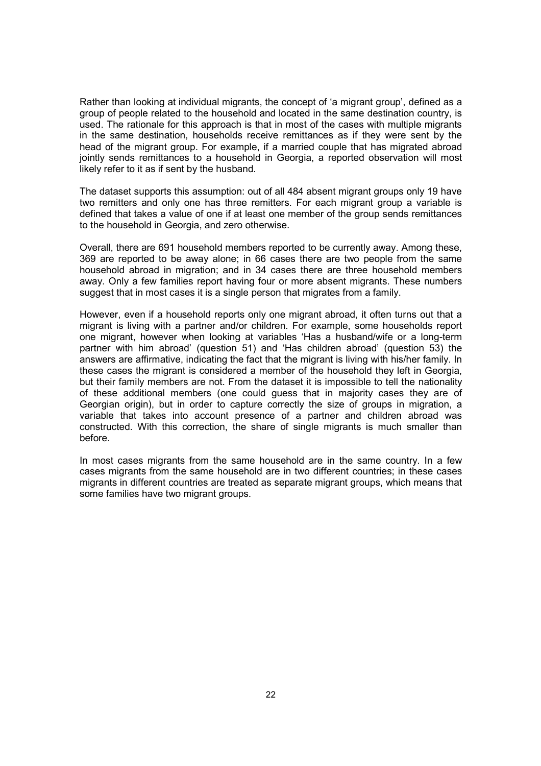Rather than looking at individual migrants, the concept of 'a migrant group', defined as a group of people related to the household and located in the same destination country, is used. The rationale for this approach is that in most of the cases with multiple migrants in the same destination, households receive remittances as if they were sent by the head of the migrant group. For example, if a married couple that has migrated abroad jointly sends remittances to a household in Georgia, a reported observation will most likely refer to it as if sent by the husband.

The dataset supports this assumption: out of all 484 absent migrant groups only 19 have two remitters and only one has three remitters. For each migrant group a variable is defined that takes a value of one if at least one member of the group sends remittances to the household in Georgia, and zero otherwise.

Overall, there are 691 household members reported to be currently away. Among these, 369 are reported to be away alone; in 66 cases there are two people from the same household abroad in migration; and in 34 cases there are three household members away. Only a few families report having four or more absent migrants. These numbers suggest that in most cases it is a single person that migrates from a family.

However, even if a household reports only one migrant abroad, it often turns out that a migrant is living with a partner and/or children. For example, some households report one migrant, however when looking at variables 'Has a husband/wife or a long-term partner with him abroad' (question 51) and 'Has children abroad' (question 53) the answers are affirmative, indicating the fact that the migrant is living with his/her family. In these cases the migrant is considered a member of the household they left in Georgia, but their family members are not. From the dataset it is impossible to tell the nationality of these additional members (one could guess that in majority cases they are of Georgian origin), but in order to capture correctly the size of groups in migration, a variable that takes into account presence of a partner and children abroad was constructed. With this correction, the share of single migrants is much smaller than before.

In most cases migrants from the same household are in the same country. In a few cases migrants from the same household are in two different countries; in these cases migrants in different countries are treated as separate migrant groups, which means that some families have two migrant groups.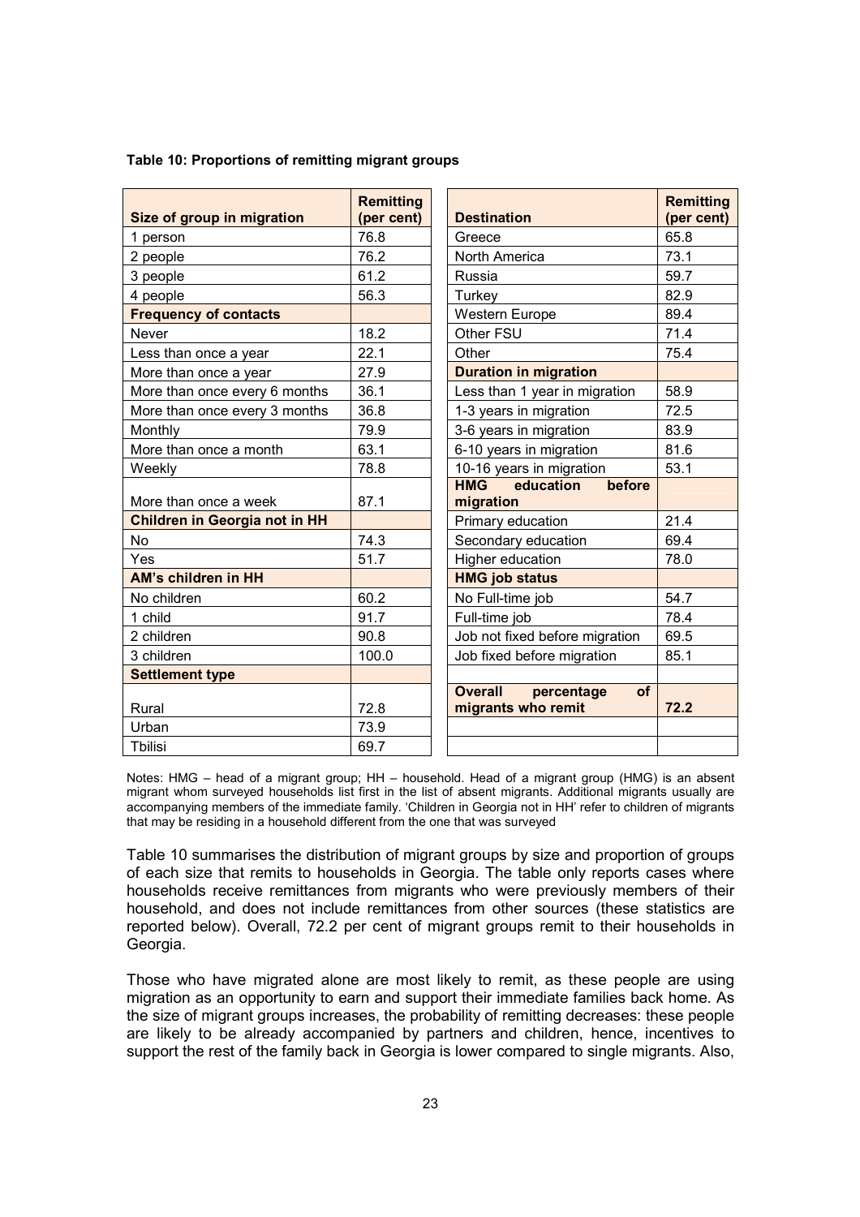**Table 10: Proportions of remitting migrant groups**

| Size of group in migration | Remitting (per cent) |
|---|---|
| 1 person | 76.8 |
| 2 people | 76.2 |
| 3 people | 61.2 |
| 4 people | 56.3 |
| **Frequency of contacts** | |
| Never | 18.2 |
| Less than once a year | 22.1 |
| More than once a year | 27.9 |
| More than once every 6 months | 36.1 |
| More than once every 3 months | 36.8 |
| Monthly | 79.9 |
| More than once a month | 63.1 |
| Weekly | 78.8 |
| More than once a week | 87.1 |
| **Children in Georgia not in HH** | |
| No | 74.3 |
| Yes | 51.7 |
| **AM's children in HH** | |
| No children | 60.2 |
| 1 child | 91.7 |
| 2 children | 90.8 |
| 3 children | 100.0 |
| **Settlement type** | |
| Rural | 72.8 |
| Urban | 73.9 |
| Tbilisi | 69.7 |

| Destination | Remitting (per cent) |
|---|---|
| Greece | 65.8 |
| North America | 73.1 |
| Russia | 59.7 |
| Turkey | 82.9 |
| Western Europe | 89.4 |
| Other FSU | 71.4 |
| Other | 75.4 |
| **Duration in migration** | |
| Less than 1 year in migration | 58.9 |
| 1-3 years in migration | 72.5 |
| 3-6 years in migration | 83.9 |
| 6-10 years in migration | 81.6 |
| 10-16 years in migration | 53.1 |
| **HMG education before migration** | |
| Primary education | 21.4 |
| Secondary education | 69.4 |
| Higher education | 78.0 |
| **HMG job status** | |
| No Full-time job | 54.7 |
| Full-time job | 78.4 |
| Job not fixed before migration | 69.5 |
| Job fixed before migration | 85.1 |
| | |
| **Overall percentage of migrants who remit** | **72.2** |

Notes: HMG – head of a migrant group; HH – household. Head of a migrant group (HMG) is an absent migrant whom surveyed households list first in the list of absent migrants. Additional migrants usually are accompanying members of the immediate family. 'Children in Georgia not in HH' refer to children of migrants that may be residing in a household different from the one that was surveyed

Table 10 summarises the distribution of migrant groups by size and proportion of groups of each size that remits to households in Georgia. The table only reports cases where households receive remittances from migrants who were previously members of their household, and does not include remittances from other sources (these statistics are reported below). Overall, 72.2 per cent of migrant groups remit to their households in Georgia.

Those who have migrated alone are most likely to remit, as these people are using migration as an opportunity to earn and support their immediate families back home. As the size of migrant groups increases, the probability of remitting decreases: these people are likely to be already accompanied by partners and children, hence, incentives to support the rest of the family back in Georgia is lower compared to single migrants. Also,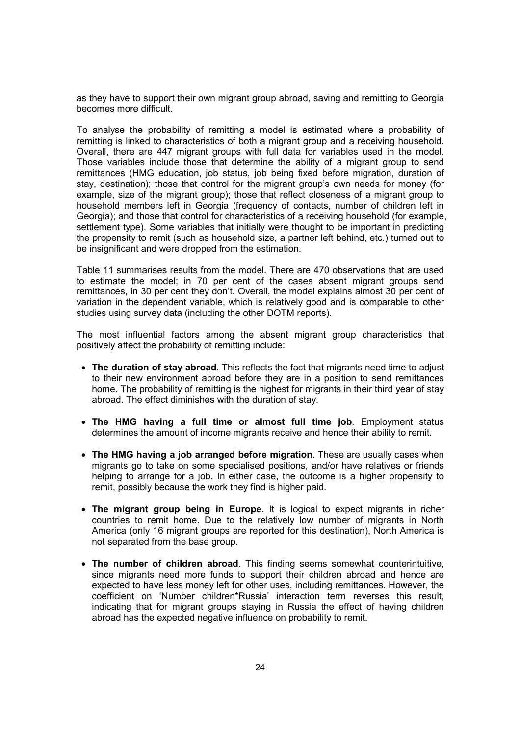as they have to support their own migrant group abroad, saving and remitting to Georgia becomes more difficult.

To analyse the probability of remitting a model is estimated where a probability of remitting is linked to characteristics of both a migrant group and a receiving household. Overall, there are 447 migrant groups with full data for variables used in the model. Those variables include those that determine the ability of a migrant group to send remittances (HMG education, job status, job being fixed before migration, duration of stay, destination); those that control for the migrant group's own needs for money (for example, size of the migrant group); those that reflect closeness of a migrant group to household members left in Georgia (frequency of contacts, number of children left in Georgia); and those that control for characteristics of a receiving household (for example, settlement type). Some variables that initially were thought to be important in predicting the propensity to remit (such as household size, a partner left behind, etc.) turned out to be insignificant and were dropped from the estimation.

Table 11 summarises results from the model. There are 470 observations that are used to estimate the model; in 70 per cent of the cases absent migrant groups send remittances, in 30 per cent they don't. Overall, the model explains almost 30 per cent of variation in the dependent variable, which is relatively good and is comparable to other studies using survey data (including the other DOTM reports).

The most influential factors among the absent migrant group characteristics that positively affect the probability of remitting include:

- **The duration of stay abroad**. This reflects the fact that migrants need time to adjust to their new environment abroad before they are in a position to send remittances home. The probability of remitting is the highest for migrants in their third year of stay abroad. The effect diminishes with the duration of stay.
- **The HMG having a full time or almost full time job**. Employment status determines the amount of income migrants receive and hence their ability to remit.
- **The HMG having a job arranged before migration**. These are usually cases when migrants go to take on some specialised positions, and/or have relatives or friends helping to arrange for a job. In either case, the outcome is a higher propensity to remit, possibly because the work they find is higher paid.
- **The migrant group being in Europe**. It is logical to expect migrants in richer countries to remit home. Due to the relatively low number of migrants in North America (only 16 migrant groups are reported for this destination), North America is not separated from the base group.
- **The number of children abroad**. This finding seems somewhat counterintuitive, since migrants need more funds to support their children abroad and hence are expected to have less money left for other uses, including remittances. However, the coefficient on 'Number children*Russia' interaction term reverses this result, indicating that for migrant groups staying in Russia the effect of having children abroad has the expected negative influence on probability to remit.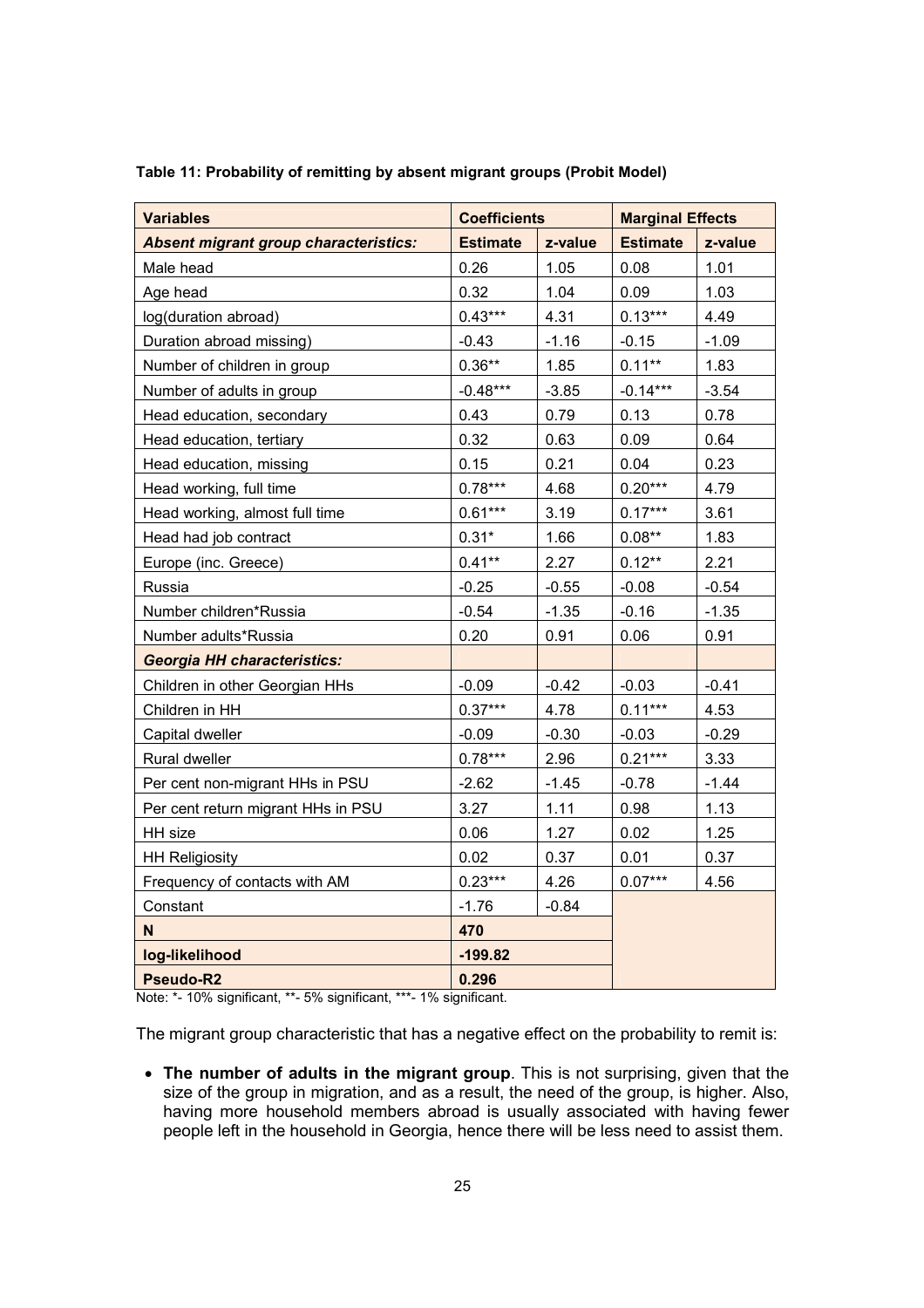**Table 11: Probability of remitting by absent migrant groups (Probit Model)**

| Variables | Coefficients | | Marginal Effects | |
|---|---|---|---|---|
| ***Absent migrant group characteristics:*** | **Estimate** | **z-value** | **Estimate** | **z-value** |
| Male head | 0.26 | 1.05 | 0.08 | 1.01 |
| Age head | 0.32 | 1.04 | 0.09 | 1.03 |
| log(duration abroad) | 0.43*** | 4.31 | 0.13*** | 4.49 |
| Duration abroad missing) | -0.43 | -1.16 | -0.15 | -1.09 |
| Number of children in group | 0.36** | 1.85 | 0.11** | 1.83 |
| Number of adults in group | -0.48*** | -3.85 | -0.14*** | -3.54 |
| Head education, secondary | 0.43 | 0.79 | 0.13 | 0.78 |
| Head education, tertiary | 0.32 | 0.63 | 0.09 | 0.64 |
| Head education, missing | 0.15 | 0.21 | 0.04 | 0.23 |
| Head working, full time | 0.78*** | 4.68 | 0.20*** | 4.79 |
| Head working, almost full time | 0.61*** | 3.19 | 0.17*** | 3.61 |
| Head had job contract | 0.31* | 1.66 | 0.08** | 1.83 |
| Europe (inc. Greece) | 0.41** | 2.27 | 0.12** | 2.21 |
| Russia | -0.25 | -0.55 | -0.08 | -0.54 |
| Number children*Russia | -0.54 | -1.35 | -0.16 | -1.35 |
| Number adults*Russia | 0.20 | 0.91 | 0.06 | 0.91 |
| ***Georgia HH characteristics:*** | | | | |
| Children in other Georgian HHs | -0.09 | -0.42 | -0.03 | -0.41 |
| Children in HH | 0.37*** | 4.78 | 0.11*** | 4.53 |
| Capital dweller | -0.09 | -0.30 | -0.03 | -0.29 |
| Rural dweller | 0.78*** | 2.96 | 0.21*** | 3.33 |
| Per cent non-migrant HHs in PSU | -2.62 | -1.45 | -0.78 | -1.44 |
| Per cent return migrant HHs in PSU | 3.27 | 1.11 | 0.98 | 1.13 |
| HH size | 0.06 | 1.27 | 0.02 | 1.25 |
| HH Religiosity | 0.02 | 0.37 | 0.01 | 0.37 |
| Frequency of contacts with AM | 0.23*** | 4.26 | 0.07*** | 4.56 |
| Constant | -1.76 | -0.84 | | |
| **N** | **470** | | | |
| **log-likelihood** | **-199.82** | | | |
| **Pseudo-R2** | **0.296** | | | |

Note: *- 10% significant, **- 5% significant, ***- 1% significant.

The migrant group characteristic that has a negative effect on the probability to remit is:

- **The number of adults in the migrant group**. This is not surprising, given that the size of the group in migration, and as a result, the need of the group, is higher. Also, having more household members abroad is usually associated with having fewer people left in the household in Georgia, hence there will be less need to assist them.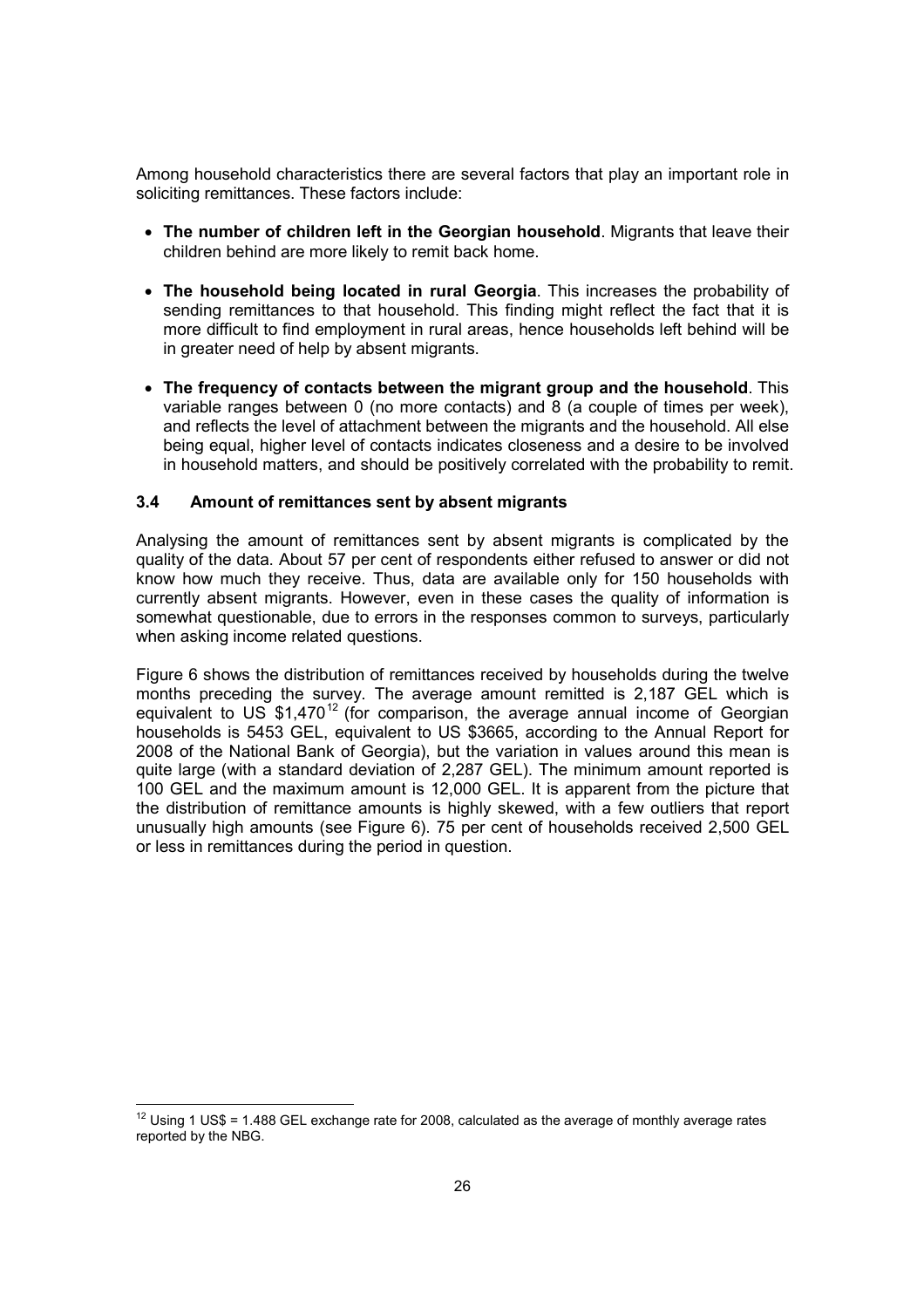Among household characteristics there are several factors that play an important role in soliciting remittances. These factors include:

- **The number of children left in the Georgian household**. Migrants that leave their children behind are more likely to remit back home.
- **The household being located in rural Georgia**. This increases the probability of sending remittances to that household. This finding might reflect the fact that it is more difficult to find employment in rural areas, hence households left behind will be in greater need of help by absent migrants.
- **The frequency of contacts between the migrant group and the household**. This variable ranges between 0 (no more contacts) and 8 (a couple of times per week), and reflects the level of attachment between the migrants and the household. All else being equal, higher level of contacts indicates closeness and a desire to be involved in household matters, and should be positively correlated with the probability to remit.

### 3.4 Amount of remittances sent by absent migrants

Analysing the amount of remittances sent by absent migrants is complicated by the quality of the data. About 57 per cent of respondents either refused to answer or did not know how much they receive. Thus, data are available only for 150 households with currently absent migrants. However, even in these cases the quality of information is somewhat questionable, due to errors in the responses common to surveys, particularly when asking income related questions.

Figure 6 shows the distribution of remittances received by households during the twelve months preceding the survey. The average amount remitted is 2,187 GEL which is equivalent to US $1,470[12] (for comparison, the average annual income of Georgian households is 5453 GEL, equivalent to US $3665, according to the Annual Report for 2008 of the National Bank of Georgia), but the variation in values around this mean is quite large (with a standard deviation of 2,287 GEL). The minimum amount reported is 100 GEL and the maximum amount is 12,000 GEL. It is apparent from the picture that the distribution of remittance amounts is highly skewed, with a few outliers that report unusually high amounts (see Figure 6). 75 per cent of households received 2,500 GEL or less in remittances during the period in question.

[12] Using 1 US$ = 1.488 GEL exchange rate for 2008, calculated as the average of monthly average rates reported by the NBG.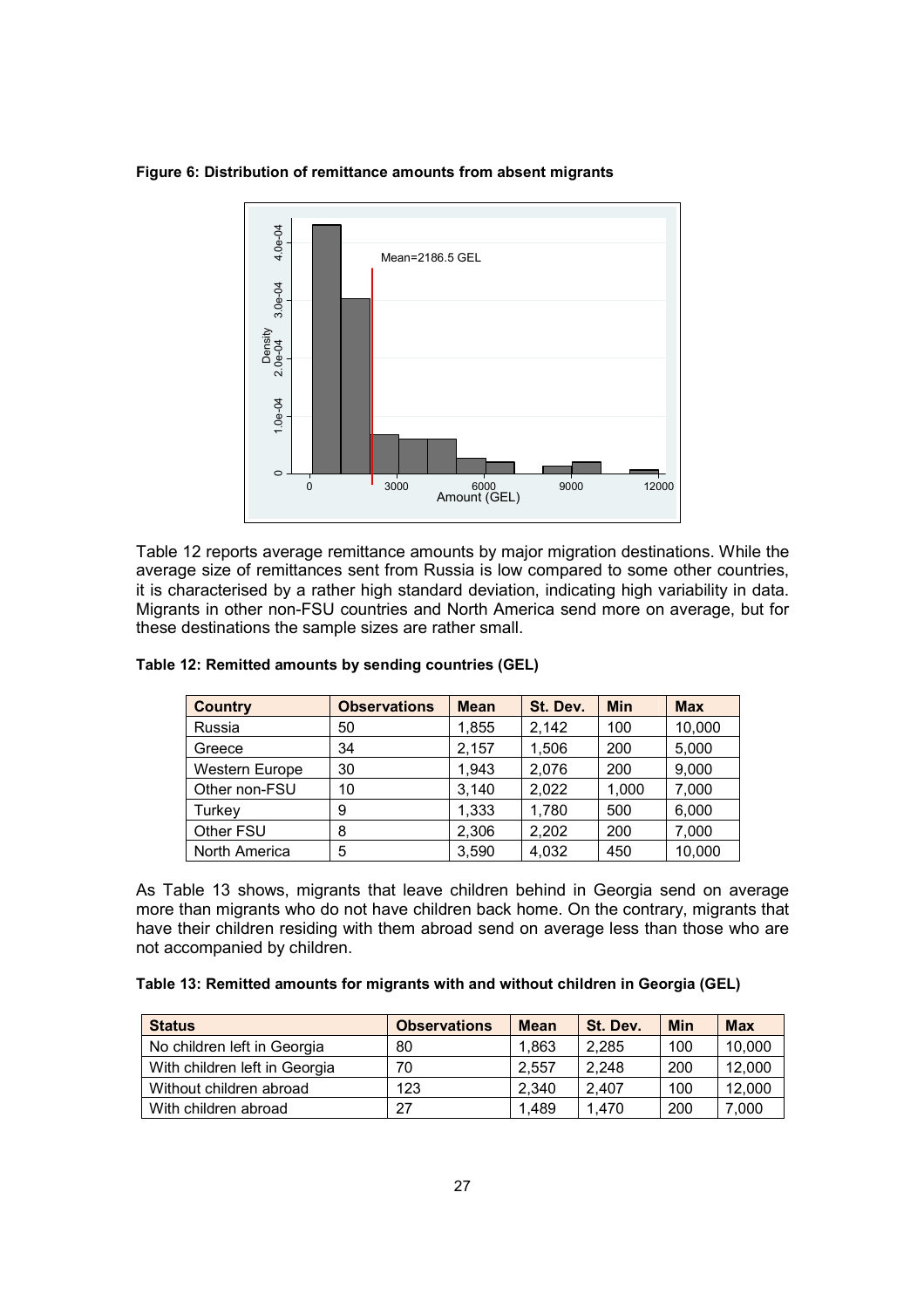**Figure 6: Distribution of remittance amounts from absent migrants**

Table 12 reports average remittance amounts by major migration destinations. While the average size of remittances sent from Russia is low compared to some other countries, it is characterised by a rather high standard deviation, indicating high variability in data. Migrants in other non-FSU countries and North America send more on average, but for these destinations the sample sizes are rather small.

**Table 12: Remitted amounts by sending countries (GEL)**

| Country | Observations | Mean | St. Dev. | Min | Max |
|---|---|---|---|---|---|
| Russia | 50 | 1,855 | 2,142 | 100 | 10,000 |
| Greece | 34 | 2,157 | 1,506 | 200 | 5,000 |
| Western Europe | 30 | 1,943 | 2,076 | 200 | 9,000 |
| Other non-FSU | 10 | 3,140 | 2,022 | 1,000 | 7,000 |
| Turkey | 9 | 1,333 | 1,780 | 500 | 6,000 |
| Other FSU | 8 | 2,306 | 2,202 | 200 | 7,000 |
| North America | 5 | 3,590 | 4,032 | 450 | 10,000 |

As Table 13 shows, migrants that leave children behind in Georgia send on average more than migrants who do not have children back home. On the contrary, migrants that have their children residing with them abroad send on average less than those who are not accompanied by children.

**Table 13: Remitted amounts for migrants with and without children in Georgia (GEL)**

| Status | Observations | Mean | St. Dev. | Min | Max |
|---|---|---|---|---|---|
| No children left in Georgia | 80 | 1,863 | 2,285 | 100 | 10,000 |
| With children left in Georgia | 70 | 2,557 | 2,248 | 200 | 12,000 |
| Without children abroad | 123 | 2,340 | 2,407 | 100 | 12,000 |
| With children abroad | 27 | 1,489 | 1,470 | 200 | 7,000 |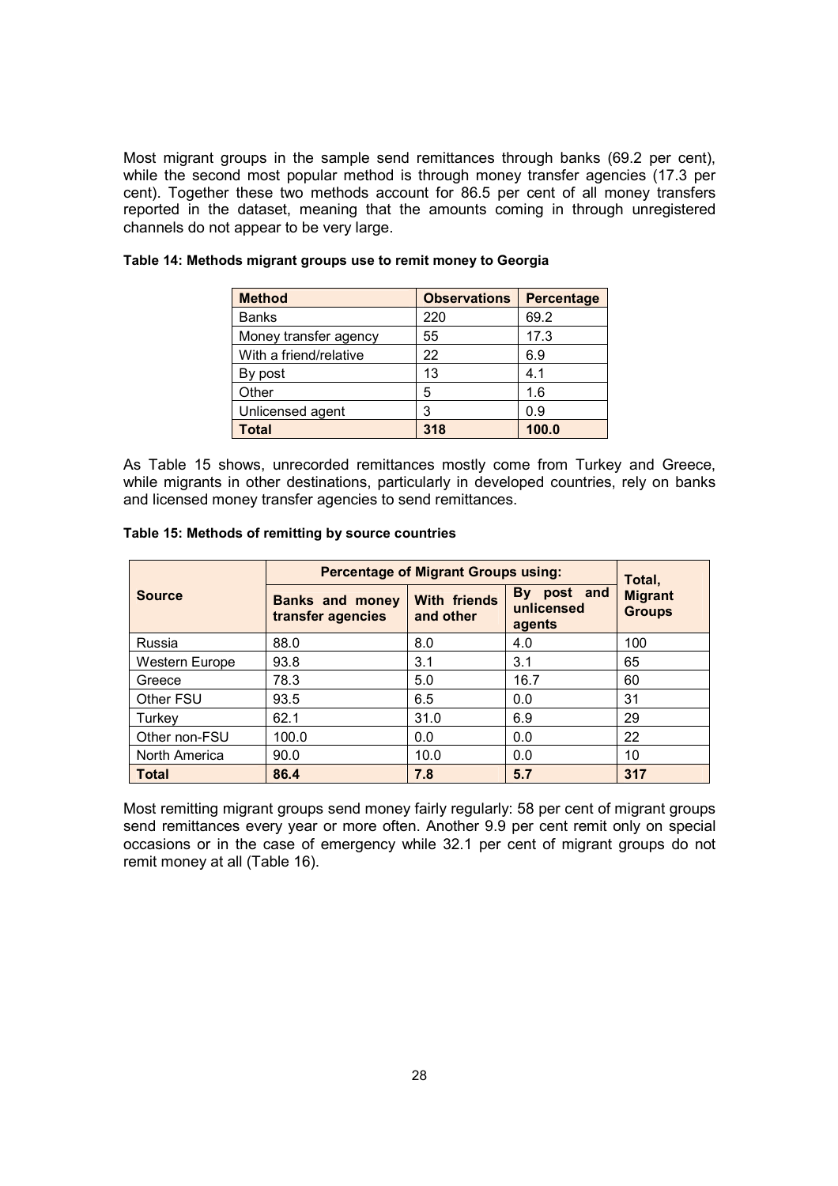Most migrant groups in the sample send remittances through banks (69.2 per cent), while the second most popular method is through money transfer agencies (17.3 per cent). Together these two methods account for 86.5 per cent of all money transfers reported in the dataset, meaning that the amounts coming in through unregistered channels do not appear to be very large.

**Table 14: Methods migrant groups use to remit money to Georgia**

| Method | Observations | Percentage |
|---|---|---|
| Banks | 220 | 69.2 |
| Money transfer agency | 55 | 17.3 |
| With a friend/relative | 22 | 6.9 |
| By post | 13 | 4.1 |
| Other | 5 | 1.6 |
| Unlicensed agent | 3 | 0.9 |
| **Total** | **318** | **100.0** |

As Table 15 shows, unrecorded remittances mostly come from Turkey and Greece, while migrants in other destinations, particularly in developed countries, rely on banks and licensed money transfer agencies to send remittances.

**Table 15: Methods of remitting by source countries**

| Source | Percentage of Migrant Groups using: | | | Total, Migrant Groups |
|---|---|---|---|---|
| | Banks and money transfer agencies | With friends and other | By post and unlicensed agents | |
| Russia | 88.0 | 8.0 | 4.0 | 100 |
| Western Europe | 93.8 | 3.1 | 3.1 | 65 |
| Greece | 78.3 | 5.0 | 16.7 | 60 |
| Other FSU | 93.5 | 6.5 | 0.0 | 31 |
| Turkey | 62.1 | 31.0 | 6.9 | 29 |
| Other non-FSU | 100.0 | 0.0 | 0.0 | 22 |
| North America | 90.0 | 10.0 | 0.0 | 10 |
| **Total** | **86.4** | **7.8** | **5.7** | **317** |

Most remitting migrant groups send money fairly regularly: 58 per cent of migrant groups send remittances every year or more often. Another 9.9 per cent remit only on special occasions or in the case of emergency while 32.1 per cent of migrant groups do not remit money at all (Table 16).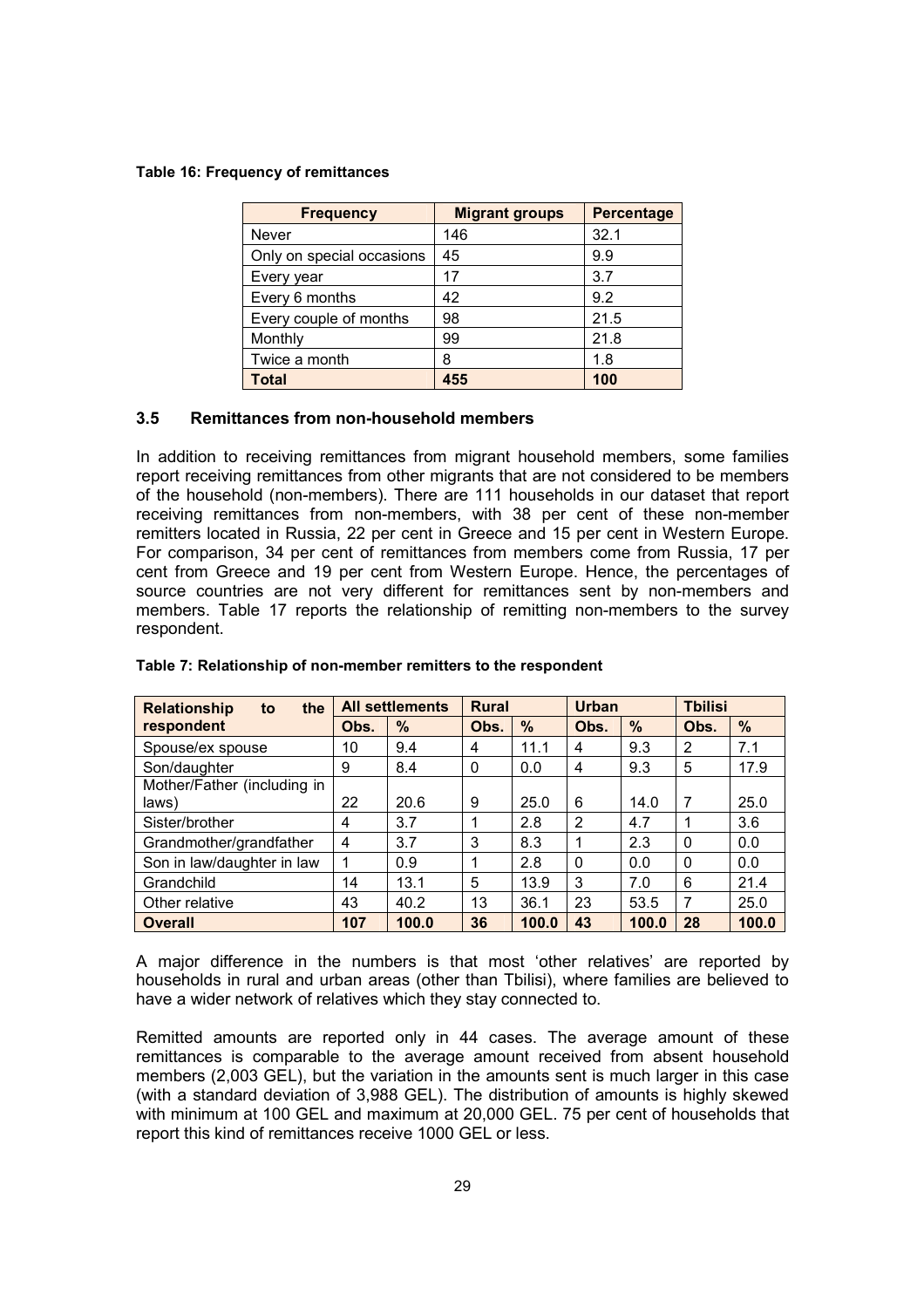**Table 16: Frequency of remittances**

| Frequency | Migrant groups | Percentage |
|---|---|---|
| Never | 146 | 32.1 |
| Only on special occasions | 45 | 9.9 |
| Every year | 17 | 3.7 |
| Every 6 months | 42 | 9.2 |
| Every couple of months | 98 | 21.5 |
| Monthly | 99 | 21.8 |
| Twice a month | 8 | 1.8 |
| **Total** | **455** | **100** |

## 3.5 Remittances from non-household members

In addition to receiving remittances from migrant household members, some families report receiving remittances from other migrants that are not considered to be members of the household (non-members). There are 111 households in our dataset that report receiving remittances from non-members, with 38 per cent of these non-member remitters located in Russia, 22 per cent in Greece and 15 per cent in Western Europe. For comparison, 34 per cent of remittances from members come from Russia, 17 per cent from Greece and 19 per cent from Western Europe. Hence, the percentages of source countries are not very different for remittances sent by non-members and members. Table 17 reports the relationship of remitting non-members to the survey respondent.

**Table 7: Relationship of non-member remitters to the respondent**

| Relationship to the respondent | All settlements | | Rural | | Urban | | Tbilisi | |
|---|---|---|---|---|---|---|---|---|
| | Obs. | % | Obs. | % | Obs. | % | Obs. | % |
| Spouse/ex spouse | 10 | 9.4 | 4 | 11.1 | 4 | 9.3 | 2 | 7.1 |
| Son/daughter | 9 | 8.4 | 0 | 0.0 | 4 | 9.3 | 5 | 17.9 |
| Mother/Father (including in laws) | 22 | 20.6 | 9 | 25.0 | 6 | 14.0 | 7 | 25.0 |
| Sister/brother | 4 | 3.7 | 1 | 2.8 | 2 | 4.7 | 1 | 3.6 |
| Grandmother/grandfather | 4 | 3.7 | 3 | 8.3 | 1 | 2.3 | 0 | 0.0 |
| Son in law/daughter in law | 1 | 0.9 | 1 | 2.8 | 0 | 0.0 | 0 | 0.0 |
| Grandchild | 14 | 13.1 | 5 | 13.9 | 3 | 7.0 | 6 | 21.4 |
| Other relative | 43 | 40.2 | 13 | 36.1 | 23 | 53.5 | 7 | 25.0 |
| **Overall** | **107** | **100.0** | **36** | **100.0** | **43** | **100.0** | **28** | **100.0** |

A major difference in the numbers is that most 'other relatives' are reported by households in rural and urban areas (other than Tbilisi), where families are believed to have a wider network of relatives which they stay connected to.

Remitted amounts are reported only in 44 cases. The average amount of these remittances is comparable to the average amount received from absent household members (2,003 GEL), but the variation in the amounts sent is much larger in this case (with a standard deviation of 3,988 GEL). The distribution of amounts is highly skewed with minimum at 100 GEL and maximum at 20,000 GEL. 75 per cent of households that report this kind of remittances receive 1000 GEL or less.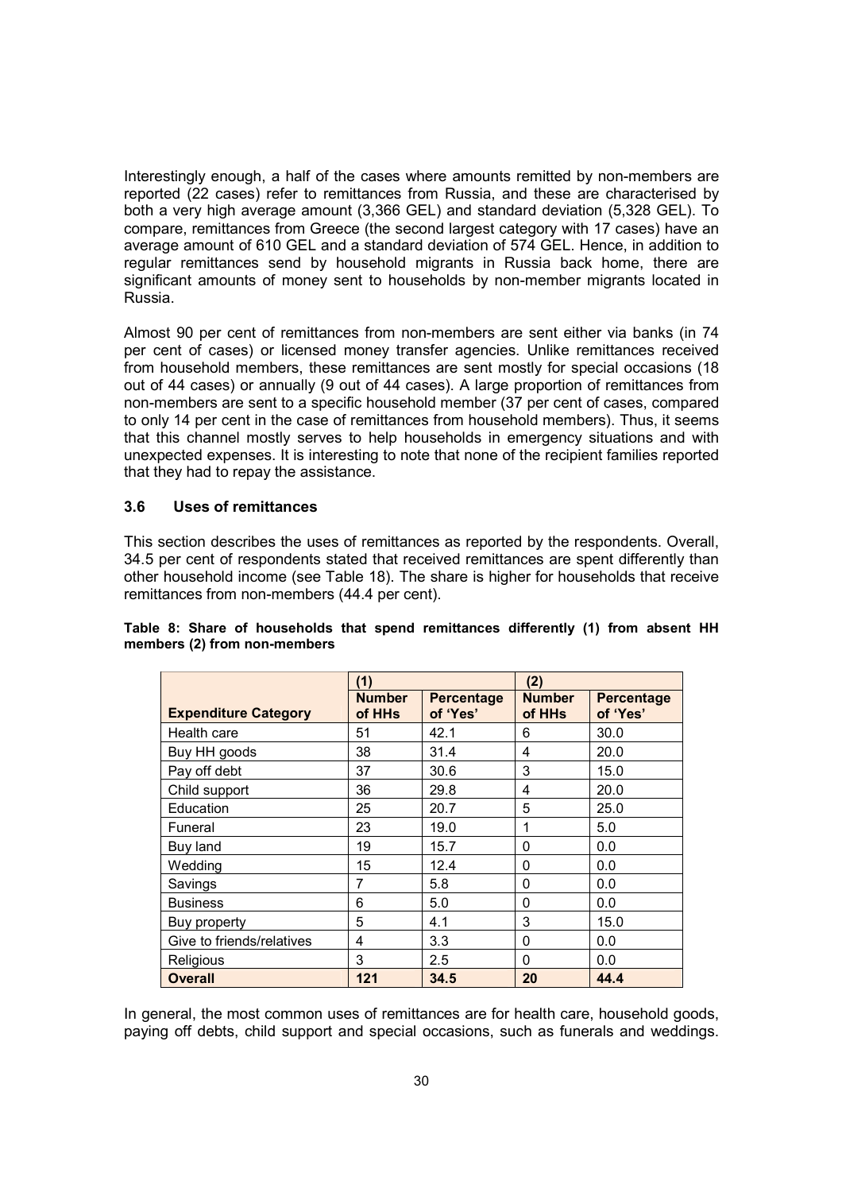Interestingly enough, a half of the cases where amounts remitted by non-members are reported (22 cases) refer to remittances from Russia, and these are characterised by both a very high average amount (3,366 GEL) and standard deviation (5,328 GEL). To compare, remittances from Greece (the second largest category with 17 cases) have an average amount of 610 GEL and a standard deviation of 574 GEL. Hence, in addition to regular remittances send by household migrants in Russia back home, there are significant amounts of money sent to households by non-member migrants located in Russia.

Almost 90 per cent of remittances from non-members are sent either via banks (in 74 per cent of cases) or licensed money transfer agencies. Unlike remittances received from household members, these remittances are sent mostly for special occasions (18 out of 44 cases) or annually (9 out of 44 cases). A large proportion of remittances from non-members are sent to a specific household member (37 per cent of cases, compared to only 14 per cent in the case of remittances from household members). Thus, it seems that this channel mostly serves to help households in emergency situations and with unexpected expenses. It is interesting to note that none of the recipient families reported that they had to repay the assistance.

### 3.6 Uses of remittances

This section describes the uses of remittances as reported by the respondents. Overall, 34.5 per cent of respondents stated that received remittances are spent differently than other household income (see Table 18). The share is higher for households that receive remittances from non-members (44.4 per cent).

**Table 8: Share of households that spend remittances differently (1) from absent HH members (2) from non-members**

| | (1) | | (2) | |
|---|---|---|---|---|
| **Expenditure Category** | **Number of HHs** | **Percentage of 'Yes'** | **Number of HHs** | **Percentage of 'Yes'** |
| Health care | 51 | 42.1 | 6 | 30.0 |
| Buy HH goods | 38 | 31.4 | 4 | 20.0 |
| Pay off debt | 37 | 30.6 | 3 | 15.0 |
| Child support | 36 | 29.8 | 4 | 20.0 |
| Education | 25 | 20.7 | 5 | 25.0 |
| Funeral | 23 | 19.0 | 1 | 5.0 |
| Buy land | 19 | 15.7 | 0 | 0.0 |
| Wedding | 15 | 12.4 | 0 | 0.0 |
| Savings | 7 | 5.8 | 0 | 0.0 |
| Business | 6 | 5.0 | 0 | 0.0 |
| Buy property | 5 | 4.1 | 3 | 15.0 |
| Give to friends/relatives | 4 | 3.3 | 0 | 0.0 |
| Religious | 3 | 2.5 | 0 | 0.0 |
| **Overall** | **121** | **34.5** | **20** | **44.4** |

In general, the most common uses of remittances are for health care, household goods, paying off debts, child support and special occasions, such as funerals and weddings.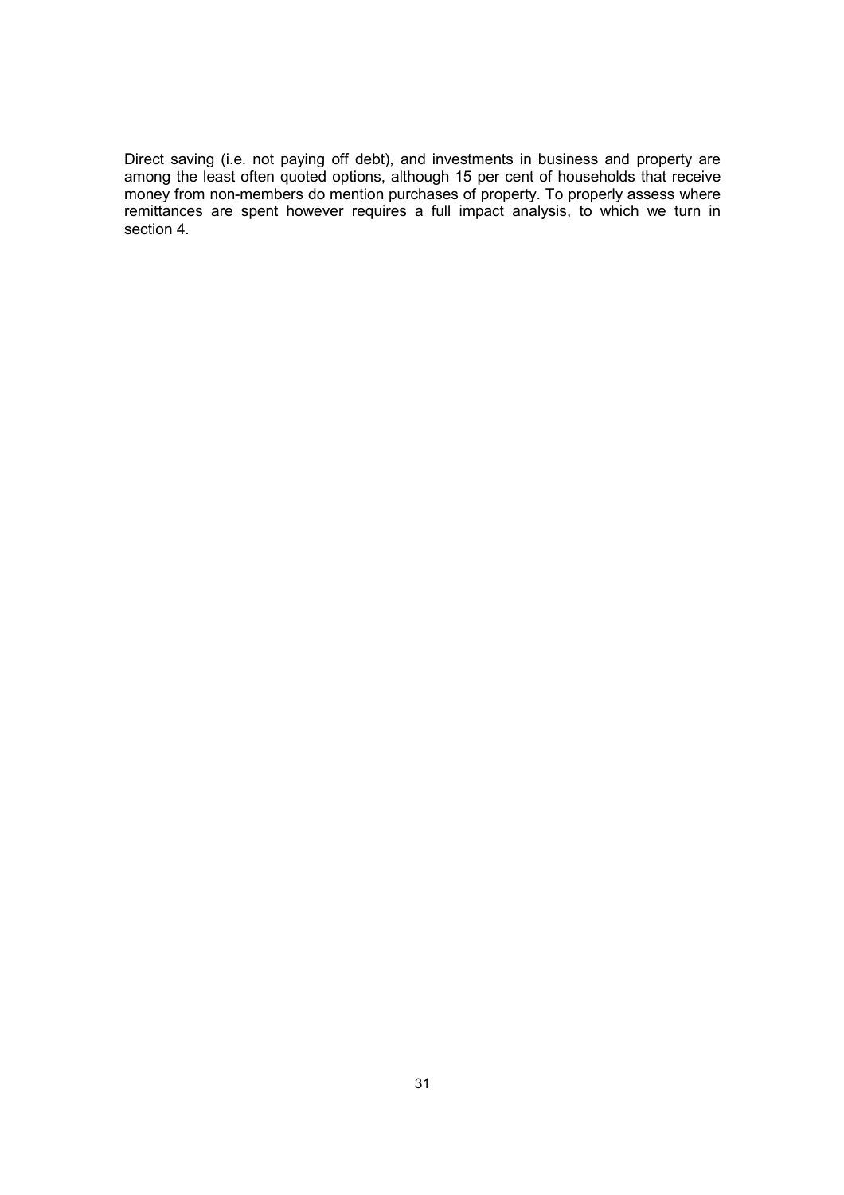Direct saving (i.e. not paying off debt), and investments in business and property are among the least often quoted options, although 15 per cent of households that receive money from non-members do mention purchases of property. To properly assess where remittances are spent however requires a full impact analysis, to which we turn in section 4.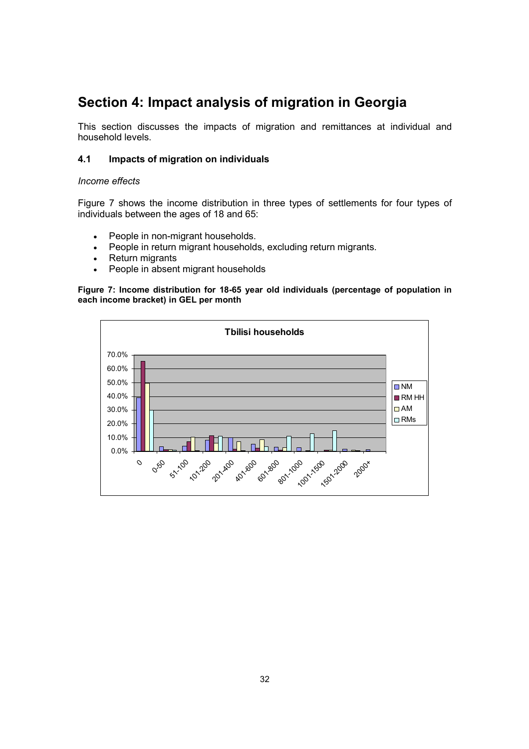# Section 4: Impact analysis of migration in Georgia

This section discusses the impacts of migration and remittances at individual and household levels.

## 4.1 Impacts of migration on individuals

*Income effects*

Figure 7 shows the income distribution in three types of settlements for four types of individuals between the ages of 18 and 65:

- People in non-migrant households.
- People in return migrant households, excluding return migrants.
- Return migrants
- People in absent migrant households

**Figure 7: Income distribution for 18-65 year old individuals (percentage of population in each income bracket) in GEL per month**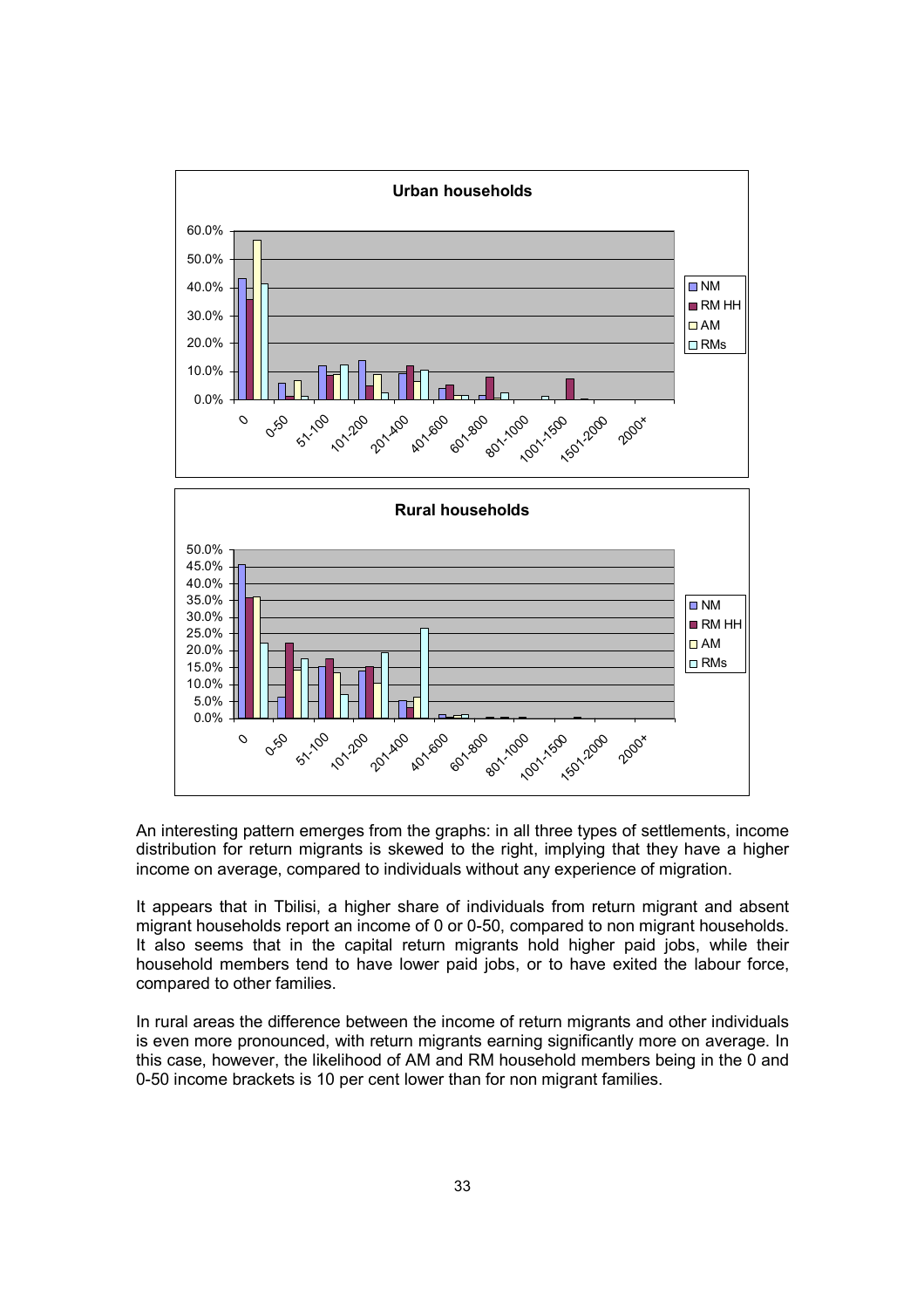An interesting pattern emerges from the graphs: in all three types of settlements, income distribution for return migrants is skewed to the right, implying that they have a higher income on average, compared to individuals without any experience of migration.

It appears that in Tbilisi, a higher share of individuals from return migrant and absent migrant households report an income of 0 or 0-50, compared to non migrant households. It also seems that in the capital return migrants hold higher paid jobs, while their household members tend to have lower paid jobs, or to have exited the labour force, compared to other families.

In rural areas the difference between the income of return migrants and other individuals is even more pronounced, with return migrants earning significantly more on average. In this case, however, the likelihood of AM and RM household members being in the 0 and 0-50 income brackets is 10 per cent lower than for non migrant families.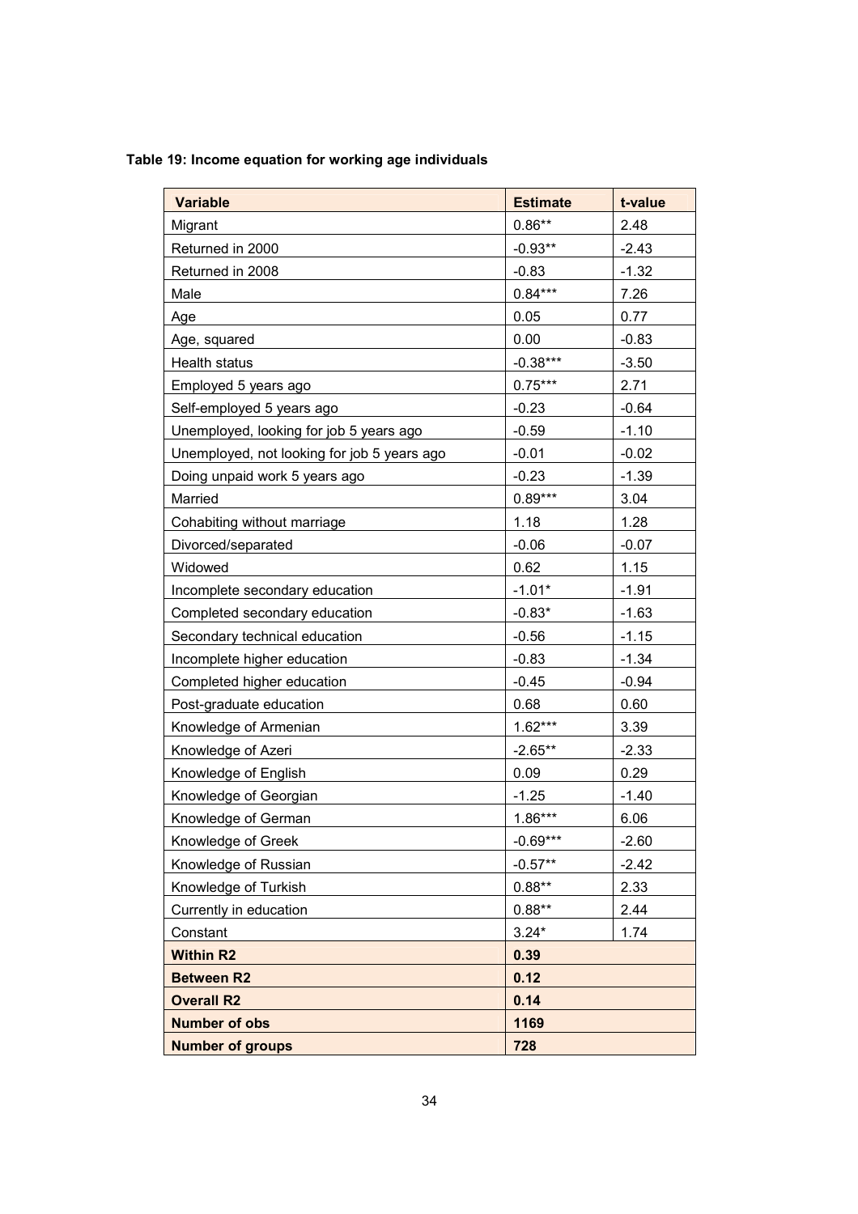**Table 19: Income equation for working age individuals**

| Variable | Estimate | t-value |
|---|---|---|
| Migrant | 0.86** | 2.48 |
| Returned in 2000 | -0.93** | -2.43 |
| Returned in 2008 | -0.83 | -1.32 |
| Male | 0.84*** | 7.26 |
| Age | 0.05 | 0.77 |
| Age, squared | 0.00 | -0.83 |
| Health status | -0.38*** | -3.50 |
| Employed 5 years ago | 0.75*** | 2.71 |
| Self-employed 5 years ago | -0.23 | -0.64 |
| Unemployed, looking for job 5 years ago | -0.59 | -1.10 |
| Unemployed, not looking for job 5 years ago | -0.01 | -0.02 |
| Doing unpaid work 5 years ago | -0.23 | -1.39 |
| Married | 0.89*** | 3.04 |
| Cohabiting without marriage | 1.18 | 1.28 |
| Divorced/separated | -0.06 | -0.07 |
| Widowed | 0.62 | 1.15 |
| Incomplete secondary education | -1.01* | -1.91 |
| Completed secondary education | -0.83* | -1.63 |
| Secondary technical education | -0.56 | -1.15 |
| Incomplete higher education | -0.83 | -1.34 |
| Completed higher education | -0.45 | -0.94 |
| Post-graduate education | 0.68 | 0.60 |
| Knowledge of Armenian | 1.62*** | 3.39 |
| Knowledge of Azeri | -2.65** | -2.33 |
| Knowledge of English | 0.09 | 0.29 |
| Knowledge of Georgian | -1.25 | -1.40 |
| Knowledge of German | 1.86*** | 6.06 |
| Knowledge of Greek | -0.69*** | -2.60 |
| Knowledge of Russian | -0.57** | -2.42 |
| Knowledge of Turkish | 0.88** | 2.33 |
| Currently in education | 0.88** | 2.44 |
| Constant | 3.24* | 1.74 |
| **Within R2** | **0.39** | |
| **Between R2** | **0.12** | |
| **Overall R2** | **0.14** | |
| **Number of obs** | **1169** | |
| **Number of groups** | **728** | |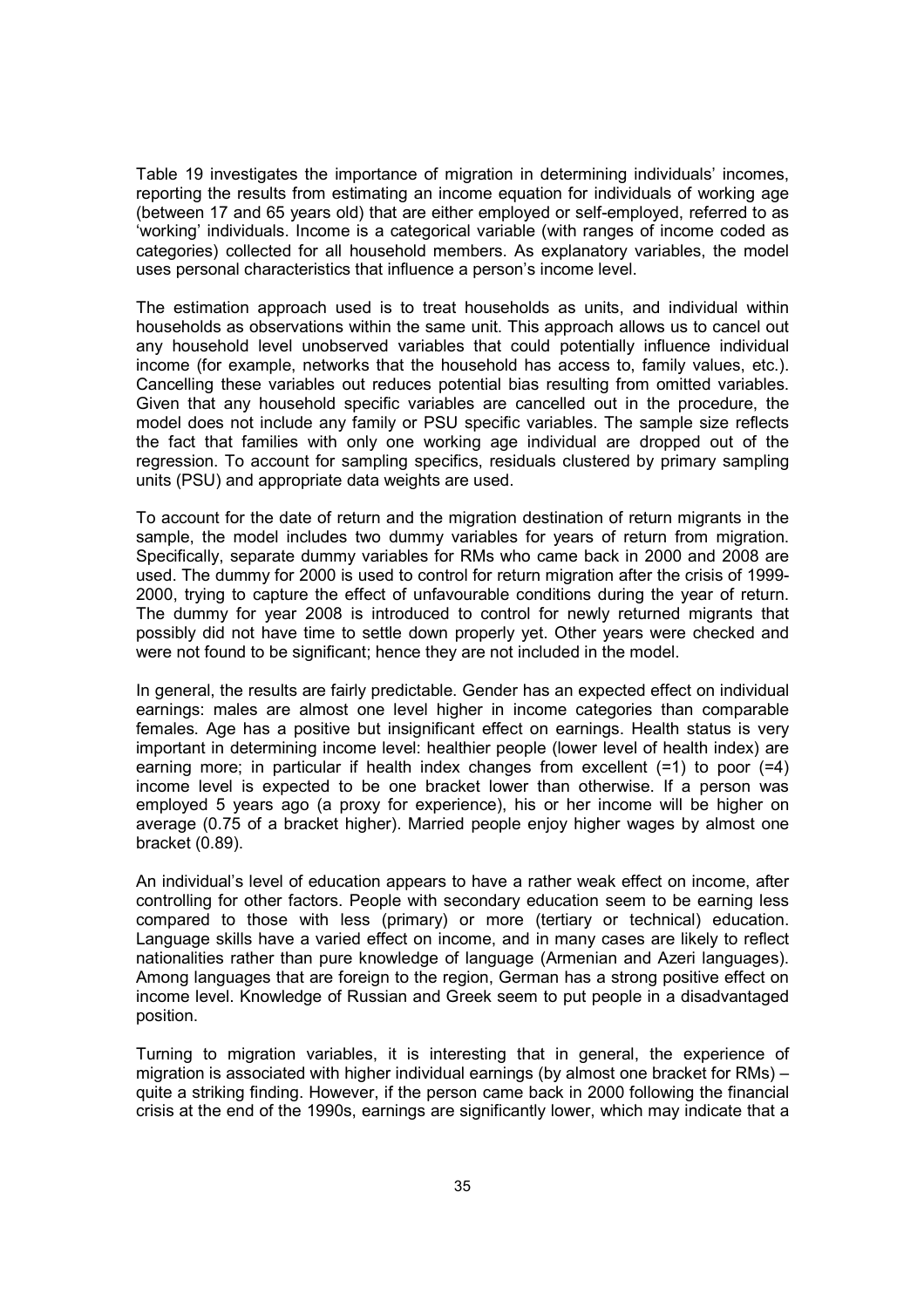Table 19 investigates the importance of migration in determining individuals' incomes, reporting the results from estimating an income equation for individuals of working age (between 17 and 65 years old) that are either employed or self-employed, referred to as 'working' individuals. Income is a categorical variable (with ranges of income coded as categories) collected for all household members. As explanatory variables, the model uses personal characteristics that influence a person's income level.

The estimation approach used is to treat households as units, and individual within households as observations within the same unit. This approach allows us to cancel out any household level unobserved variables that could potentially influence individual income (for example, networks that the household has access to, family values, etc.). Cancelling these variables out reduces potential bias resulting from omitted variables. Given that any household specific variables are cancelled out in the procedure, the model does not include any family or PSU specific variables. The sample size reflects the fact that families with only one working age individual are dropped out of the regression. To account for sampling specifics, residuals clustered by primary sampling units (PSU) and appropriate data weights are used.

To account for the date of return and the migration destination of return migrants in the sample, the model includes two dummy variables for years of return from migration. Specifically, separate dummy variables for RMs who came back in 2000 and 2008 are used. The dummy for 2000 is used to control for return migration after the crisis of 1999-2000, trying to capture the effect of unfavourable conditions during the year of return. The dummy for year 2008 is introduced to control for newly returned migrants that possibly did not have time to settle down properly yet. Other years were checked and were not found to be significant; hence they are not included in the model.

In general, the results are fairly predictable. Gender has an expected effect on individual earnings: males are almost one level higher in income categories than comparable females. Age has a positive but insignificant effect on earnings. Health status is very important in determining income level: healthier people (lower level of health index) are earning more; in particular if health index changes from excellent (=1) to poor (=4) income level is expected to be one bracket lower than otherwise. If a person was employed 5 years ago (a proxy for experience), his or her income will be higher on average (0.75 of a bracket higher). Married people enjoy higher wages by almost one bracket (0.89).

An individual's level of education appears to have a rather weak effect on income, after controlling for other factors. People with secondary education seem to be earning less compared to those with less (primary) or more (tertiary or technical) education. Language skills have a varied effect on income, and in many cases are likely to reflect nationalities rather than pure knowledge of language (Armenian and Azeri languages). Among languages that are foreign to the region, German has a strong positive effect on income level. Knowledge of Russian and Greek seem to put people in a disadvantaged position.

Turning to migration variables, it is interesting that in general, the experience of migration is associated with higher individual earnings (by almost one bracket for RMs) – quite a striking finding. However, if the person came back in 2000 following the financial crisis at the end of the 1990s, earnings are significantly lower, which may indicate that a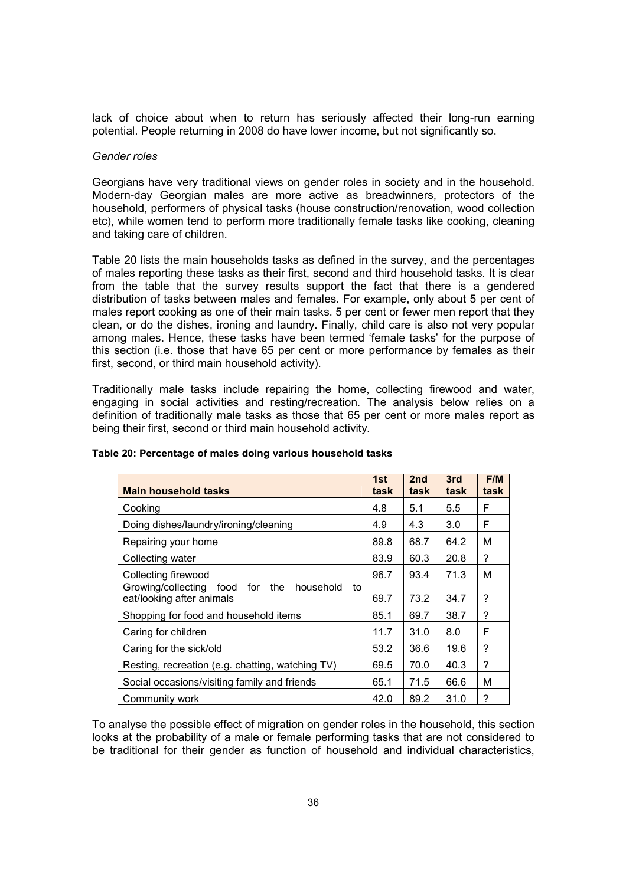lack of choice about when to return has seriously affected their long-run earning potential. People returning in 2008 do have lower income, but not significantly so.

*Gender roles*

Georgians have very traditional views on gender roles in society and in the household. Modern-day Georgian males are more active as breadwinners, protectors of the household, performers of physical tasks (house construction/renovation, wood collection etc), while women tend to perform more traditionally female tasks like cooking, cleaning and taking care of children.

Table 20 lists the main households tasks as defined in the survey, and the percentages of males reporting these tasks as their first, second and third household tasks. It is clear from the table that the survey results support the fact that there is a gendered distribution of tasks between males and females. For example, only about 5 per cent of males report cooking as one of their main tasks. 5 per cent or fewer men report that they clean, or do the dishes, ironing and laundry. Finally, child care is also not very popular among males. Hence, these tasks have been termed 'female tasks' for the purpose of this section (i.e. those that have 65 per cent or more performance by females as their first, second, or third main household activity).

Traditionally male tasks include repairing the home, collecting firewood and water, engaging in social activities and resting/recreation. The analysis below relies on a definition of traditionally male tasks as those that 65 per cent or more males report as being their first, second or third main household activity.

**Table 20: Percentage of males doing various household tasks**

| Main household tasks | 1st task | 2nd task | 3rd task | F/M task |
|---|---|---|---|---|
| Cooking | 4.8 | 5.1 | 5.5 | F |
| Doing dishes/laundry/ironing/cleaning | 4.9 | 4.3 | 3.0 | F |
| Repairing your home | 89.8 | 68.7 | 64.2 | M |
| Collecting water | 83.9 | 60.3 | 20.8 | ? |
| Collecting firewood | 96.7 | 93.4 | 71.3 | M |
| Growing/collecting food for the household to eat/looking after animals | 69.7 | 73.2 | 34.7 | ? |
| Shopping for food and household items | 85.1 | 69.7 | 38.7 | ? |
| Caring for children | 11.7 | 31.0 | 8.0 | F |
| Caring for the sick/old | 53.2 | 36.6 | 19.6 | ? |
| Resting, recreation (e.g. chatting, watching TV) | 69.5 | 70.0 | 40.3 | ? |
| Social occasions/visiting family and friends | 65.1 | 71.5 | 66.6 | M |
| Community work | 42.0 | 89.2 | 31.0 | ? |

To analyse the possible effect of migration on gender roles in the household, this section looks at the probability of a male or female performing tasks that are not considered to be traditional for their gender as function of household and individual characteristics,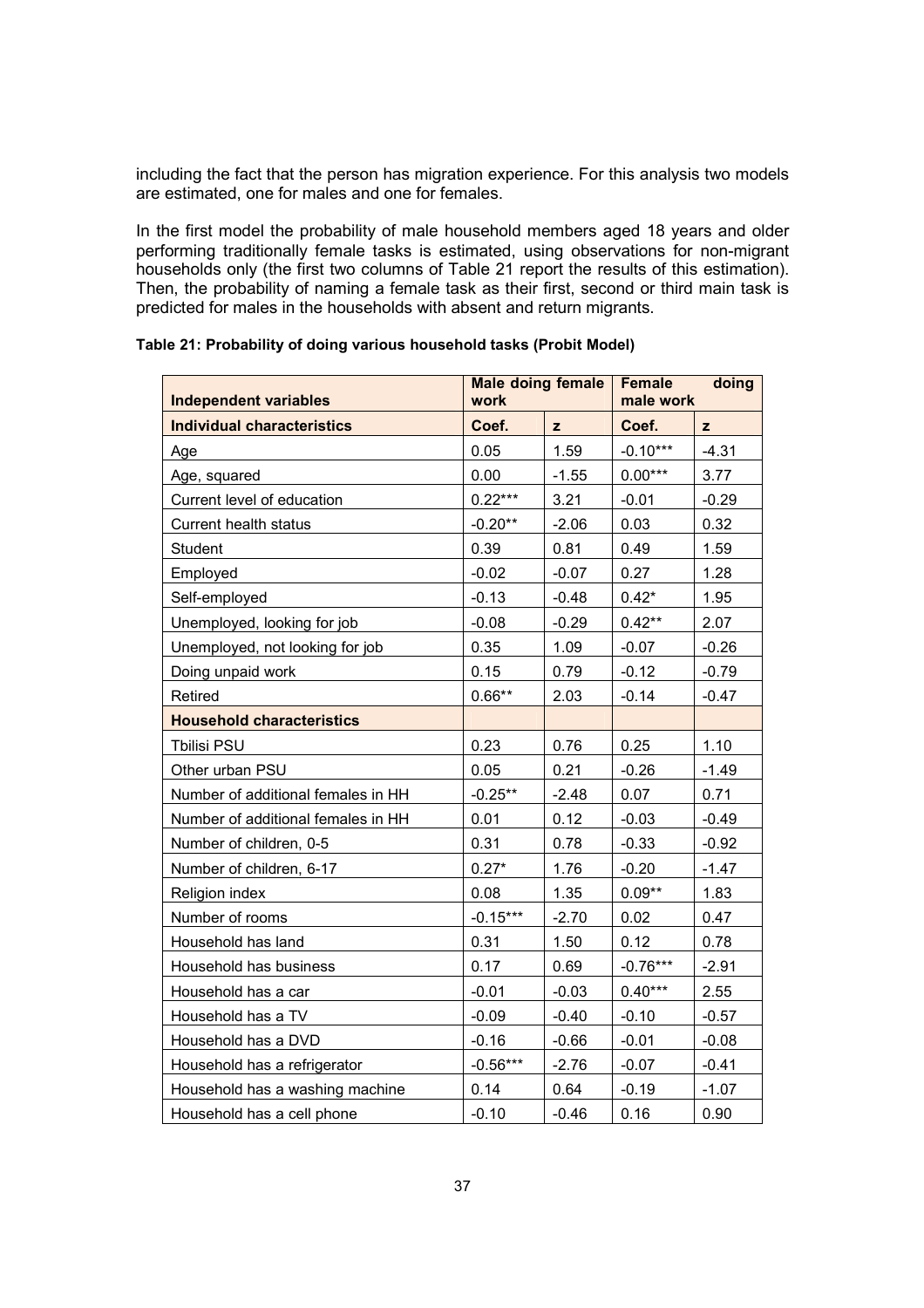including the fact that the person has migration experience. For this analysis two models are estimated, one for males and one for females.

In the first model the probability of male household members aged 18 years and older performing traditionally female tasks is estimated, using observations for non-migrant households only (the first two columns of Table 21 report the results of this estimation). Then, the probability of naming a female task as their first, second or third main task is predicted for males in the households with absent and return migrants.

**Table 21: Probability of doing various household tasks (Probit Model)**

| Independent variables | Male doing female work | | Female doing male work | |
|---|---|---|---|---|
| **Individual characteristics** | **Coef.** | **z** | **Coef.** | **z** |
| Age | 0.05 | 1.59 | -0.10*** | -4.31 |
| Age, squared | 0.00 | -1.55 | 0.00*** | 3.77 |
| Current level of education | 0.22*** | 3.21 | -0.01 | -0.29 |
| Current health status | -0.20** | -2.06 | 0.03 | 0.32 |
| Student | 0.39 | 0.81 | 0.49 | 1.59 |
| Employed | -0.02 | -0.07 | 0.27 | 1.28 |
| Self-employed | -0.13 | -0.48 | 0.42* | 1.95 |
| Unemployed, looking for job | -0.08 | -0.29 | 0.42** | 2.07 |
| Unemployed, not looking for job | 0.35 | 1.09 | -0.07 | -0.26 |
| Doing unpaid work | 0.15 | 0.79 | -0.12 | -0.79 |
| Retired | 0.66** | 2.03 | -0.14 | -0.47 |
| **Household characteristics** | | | | |
| Tbilisi PSU | 0.23 | 0.76 | 0.25 | 1.10 |
| Other urban PSU | 0.05 | 0.21 | -0.26 | -1.49 |
| Number of additional females in HH | -0.25** | -2.48 | 0.07 | 0.71 |
| Number of additional females in HH | 0.01 | 0.12 | -0.03 | -0.49 |
| Number of children, 0-5 | 0.31 | 0.78 | -0.33 | -0.92 |
| Number of children, 6-17 | 0.27* | 1.76 | -0.20 | -1.47 |
| Religion index | 0.08 | 1.35 | 0.09** | 1.83 |
| Number of rooms | -0.15*** | -2.70 | 0.02 | 0.47 |
| Household has land | 0.31 | 1.50 | 0.12 | 0.78 |
| Household has business | 0.17 | 0.69 | -0.76*** | -2.91 |
| Household has a car | -0.01 | -0.03 | 0.40*** | 2.55 |
| Household has a TV | -0.09 | -0.40 | -0.10 | -0.57 |
| Household has a DVD | -0.16 | -0.66 | -0.01 | -0.08 |
| Household has a refrigerator | -0.56*** | -2.76 | -0.07 | -0.41 |
| Household has a washing machine | 0.14 | 0.64 | -0.19 | -1.07 |
| Household has a cell phone | -0.10 | -0.46 | 0.16 | 0.90 |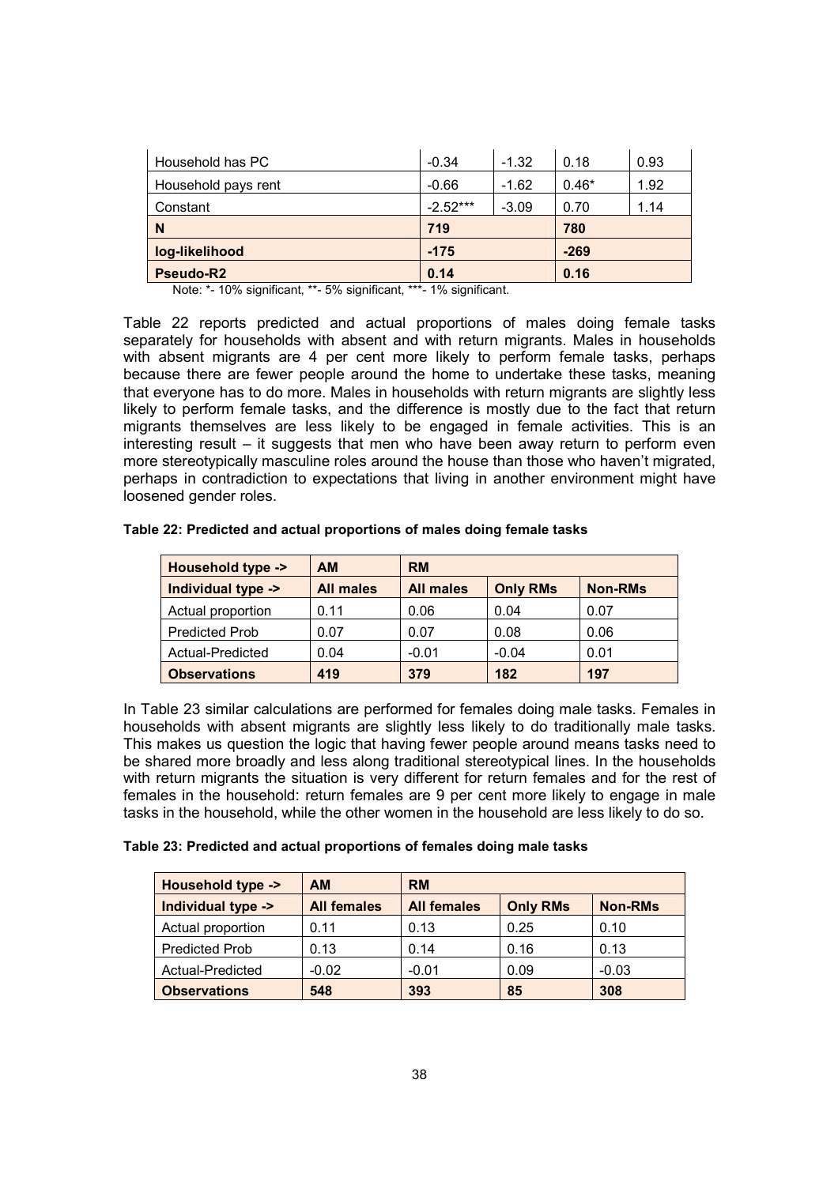| Household has PC | -0.34 | -1.32 | 0.18 | 0.93 |
|---|---|---|---|---|
| Household pays rent | -0.66 | -1.62 | 0.46* | 1.92 |
| Constant | -2.52*** | -3.09 | 0.70 | 1.14 |
| **N** | **719** | | **780** | |
| **log-likelihood** | **-175** | | **-269** | |
| **Pseudo-R2** | **0.14** | | **0.16** | |

Note: *- 10% significant, **- 5% significant, ***- 1% significant.

Table 22 reports predicted and actual proportions of males doing female tasks separately for households with absent and with return migrants. Males in households with absent migrants are 4 per cent more likely to perform female tasks, perhaps because there are fewer people around the home to undertake these tasks, meaning that everyone has to do more. Males in households with return migrants are slightly less likely to perform female tasks, and the difference is mostly due to the fact that return migrants themselves are less likely to be engaged in female activities. This is an interesting result – it suggests that men who have been away return to perform even more stereotypically masculine roles around the house than those who haven't migrated, perhaps in contradiction to expectations that living in another environment might have loosened gender roles.

**Table 22: Predicted and actual proportions of males doing female tasks**

| Household type -> | AM | RM | | |
|---|---|---|---|---|
| **Individual type ->** | **All males** | **All males** | **Only RMs** | **Non-RMs** |
| Actual proportion | 0.11 | 0.06 | 0.04 | 0.07 |
| Predicted Prob | 0.07 | 0.07 | 0.08 | 0.06 |
| Actual-Predicted | 0.04 | -0.01 | -0.04 | 0.01 |
| **Observations** | **419** | **379** | **182** | **197** |

In Table 23 similar calculations are performed for females doing male tasks. Females in households with absent migrants are slightly less likely to do traditionally male tasks. This makes us question the logic that having fewer people around means tasks need to be shared more broadly and less along traditional stereotypical lines. In the households with return migrants the situation is very different for return females and for the rest of females in the household: return females are 9 per cent more likely to engage in male tasks in the household, while the other women in the household are less likely to do so.

**Table 23: Predicted and actual proportions of females doing male tasks**

| Household type -> | AM | RM | | |
|---|---|---|---|---|
| **Individual type ->** | **All females** | **All females** | **Only RMs** | **Non-RMs** |
| Actual proportion | 0.11 | 0.13 | 0.25 | 0.10 |
| Predicted Prob | 0.13 | 0.14 | 0.16 | 0.13 |
| Actual-Predicted | -0.02 | -0.01 | 0.09 | -0.03 |
| **Observations** | **548** | **393** | **85** | **308** |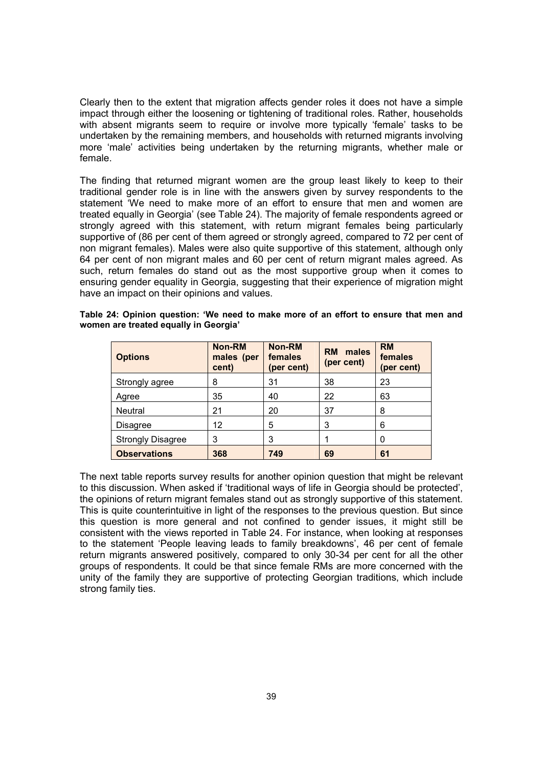Clearly then to the extent that migration affects gender roles it does not have a simple impact through either the loosening or tightening of traditional roles. Rather, households with absent migrants seem to require or involve more typically 'female' tasks to be undertaken by the remaining members, and households with returned migrants involving more 'male' activities being undertaken by the returning migrants, whether male or female.

The finding that returned migrant women are the group least likely to keep to their traditional gender role is in line with the answers given by survey respondents to the statement 'We need to make more of an effort to ensure that men and women are treated equally in Georgia' (see Table 24). The majority of female respondents agreed or strongly agreed with this statement, with return migrant females being particularly supportive of (86 per cent of them agreed or strongly agreed, compared to 72 per cent of non migrant females). Males were also quite supportive of this statement, although only 64 per cent of non migrant males and 60 per cent of return migrant males agreed. As such, return females do stand out as the most supportive group when it comes to ensuring gender equality in Georgia, suggesting that their experience of migration might have an impact on their opinions and values.

**Table 24: Opinion question: 'We need to make more of an effort to ensure that men and women are treated equally in Georgia'**

| Options | Non-RM males (per cent) | Non-RM females (per cent) | RM males (per cent) | RM females (per cent) |
|---|---|---|---|---|
| Strongly agree | 8 | 31 | 38 | 23 |
| Agree | 35 | 40 | 22 | 63 |
| Neutral | 21 | 20 | 37 | 8 |
| Disagree | 12 | 5 | 3 | 6 |
| Strongly Disagree | 3 | 3 | 1 | 0 |
| **Observations** | **368** | **749** | **69** | **61** |

The next table reports survey results for another opinion question that might be relevant to this discussion. When asked if 'traditional ways of life in Georgia should be protected', the opinions of return migrant females stand out as strongly supportive of this statement. This is quite counterintuitive in light of the responses to the previous question. But since this question is more general and not confined to gender issues, it might still be consistent with the views reported in Table 24. For instance, when looking at responses to the statement 'People leaving leads to family breakdowns', 46 per cent of female return migrants answered positively, compared to only 30-34 per cent for all the other groups of respondents. It could be that since female RMs are more concerned with the unity of the family they are supportive of protecting Georgian traditions, which include strong family ties.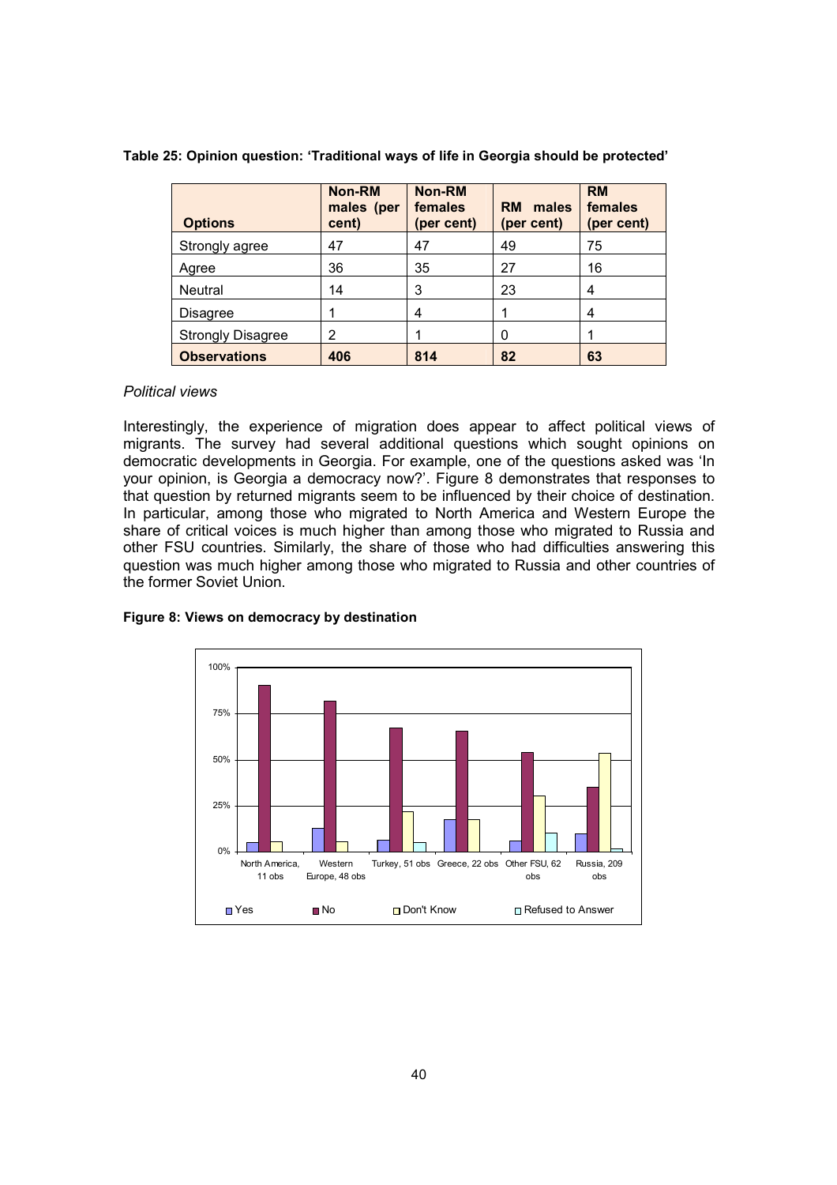**Table 25: Opinion question: 'Traditional ways of life in Georgia should be protected'**

| Options | Non-RM males (per cent) | Non-RM females (per cent) | RM males (per cent) | RM females (per cent) |
|---|---|---|---|---|
| Strongly agree | 47 | 47 | 49 | 75 |
| Agree | 36 | 35 | 27 | 16 |
| Neutral | 14 | 3 | 23 | 4 |
| Disagree | 1 | 4 | 1 | 4 |
| Strongly Disagree | 2 | 1 | 0 | 1 |
| **Observations** | **406** | **814** | **82** | **63** |

*Political views*

Interestingly, the experience of migration does appear to affect political views of migrants. The survey had several additional questions which sought opinions on democratic developments in Georgia. For example, one of the questions asked was 'In your opinion, is Georgia a democracy now?'. Figure 8 demonstrates that responses to that question by returned migrants seem to be influenced by their choice of destination. In particular, among those who migrated to North America and Western Europe the share of critical voices is much higher than among those who migrated to Russia and other FSU countries. Similarly, the share of those who had difficulties answering this question was much higher among those who migrated to Russia and other countries of the former Soviet Union.

**Figure 8: Views on democracy by destination**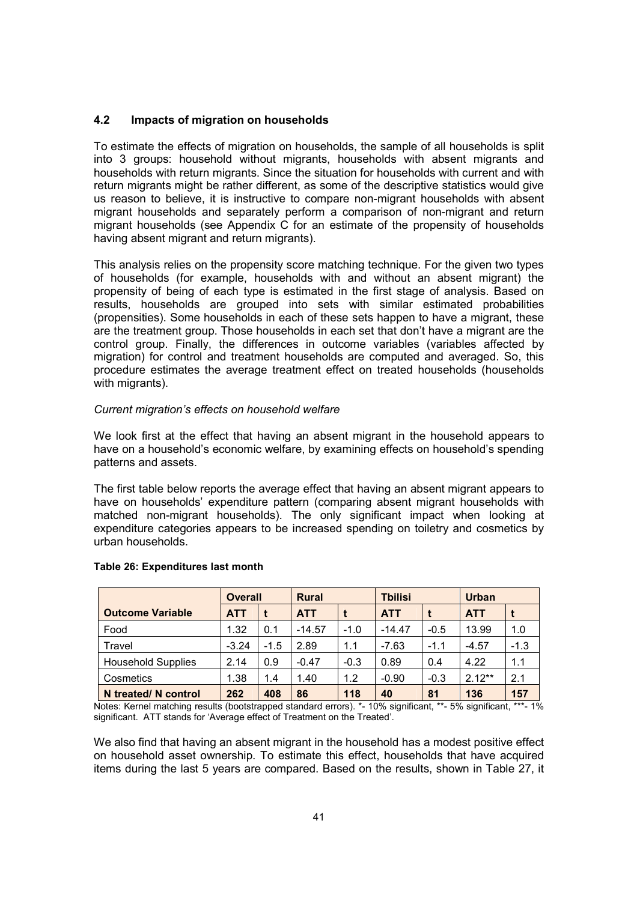## 4.2 Impacts of migration on households

To estimate the effects of migration on households, the sample of all households is split into 3 groups: household without migrants, households with absent migrants and households with return migrants. Since the situation for households with current and with return migrants might be rather different, as some of the descriptive statistics would give us reason to believe, it is instructive to compare non-migrant households with absent migrant households and separately perform a comparison of non-migrant and return migrant households (see Appendix C for an estimate of the propensity of households having absent migrant and return migrants).

This analysis relies on the propensity score matching technique. For the given two types of households (for example, households with and without an absent migrant) the propensity of being of each type is estimated in the first stage of analysis. Based on results, households are grouped into sets with similar estimated probabilities (propensities). Some households in each of these sets happen to have a migrant, these are the treatment group. Those households in each set that don't have a migrant are the control group. Finally, the differences in outcome variables (variables affected by migration) for control and treatment households are computed and averaged. So, this procedure estimates the average treatment effect on treated households (households with migrants).

*Current migration's effects on household welfare*

We look first at the effect that having an absent migrant in the household appears to have on a household's economic welfare, by examining effects on household's spending patterns and assets.

The first table below reports the average effect that having an absent migrant appears to have on households' expenditure pattern (comparing absent migrant households with matched non-migrant households). The only significant impact when looking at expenditure categories appears to be increased spending on toiletry and cosmetics by urban households.

**Table 26: Expenditures last month**

| | Overall | | Rural | | Tbilisi | | Urban | |
|---|---|---|---|---|---|---|---|---|
| **Outcome Variable** | **ATT** | **t** | **ATT** | **t** | **ATT** | **t** | **ATT** | **t** |
| Food | 1.32 | 0.1 | -14.57 | -1.0 | -14.47 | -0.5 | 13.99 | 1.0 |
| Travel | -3.24 | -1.5 | 2.89 | 1.1 | -7.63 | -1.1 | -4.57 | -1.3 |
| Household Supplies | 2.14 | 0.9 | -0.47 | -0.3 | 0.89 | 0.4 | 4.22 | 1.1 |
| Cosmetics | 1.38 | 1.4 | 1.40 | 1.2 | -0.90 | -0.3 | 2.12** | 2.1 |
| **N treated/ N control** | **262** | **408** | **86** | **118** | **40** | **81** | **136** | **157** |

Notes: Kernel matching results (bootstrapped standard errors). *- 10% significant, **- 5% significant, ***- 1% significant. ATT stands for 'Average effect of Treatment on the Treated'.

We also find that having an absent migrant in the household has a modest positive effect on household asset ownership. To estimate this effect, households that have acquired items during the last 5 years are compared. Based on the results, shown in Table 27, it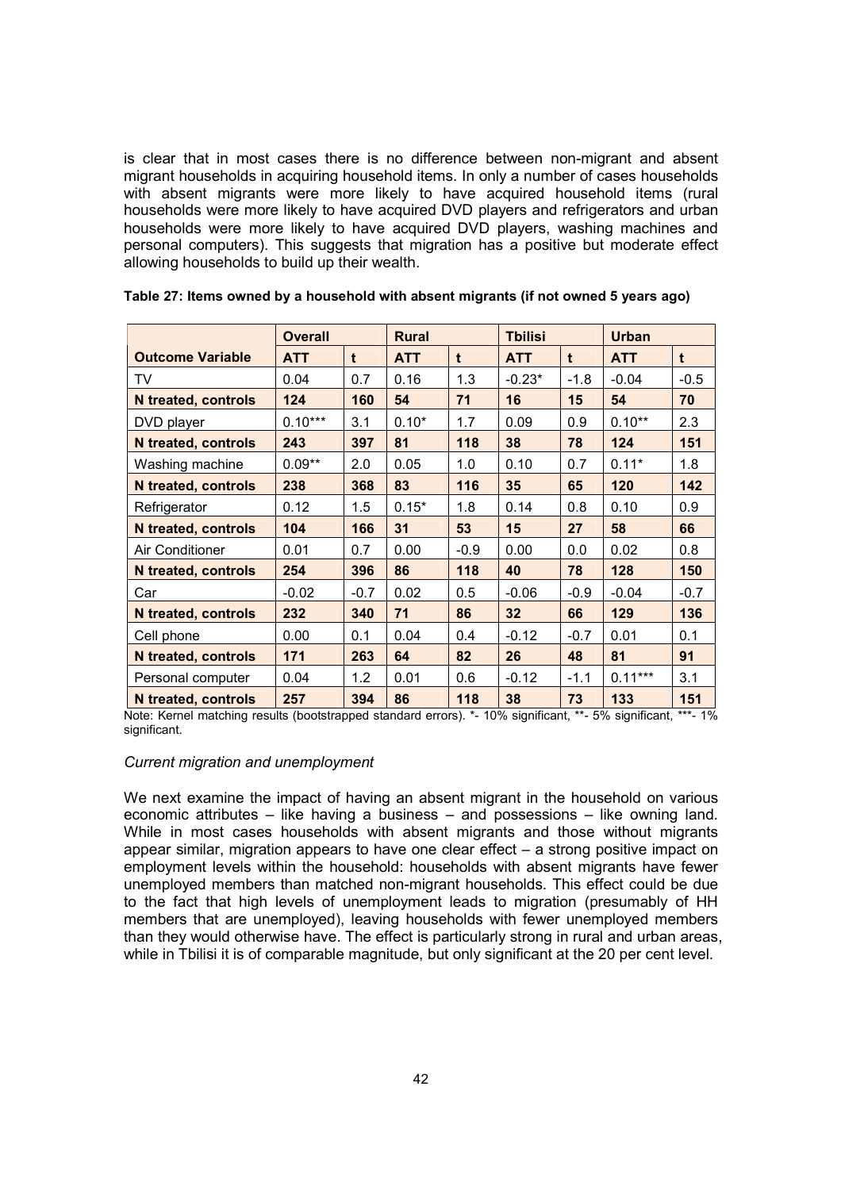is clear that in most cases there is no difference between non-migrant and absent migrant households in acquiring household items. In only a number of cases households with absent migrants were more likely to have acquired household items (rural households were more likely to have acquired DVD players and refrigerators and urban households were more likely to have acquired DVD players, washing machines and personal computers). This suggests that migration has a positive but moderate effect allowing households to build up their wealth.

**Table 27: Items owned by a household with absent migrants (if not owned 5 years ago)**

| | Overall | | Rural | | Tbilisi | | Urban | |
|---|---|---|---|---|---|---|---|---|
| **Outcome Variable** | **ATT** | **t** | **ATT** | **t** | **ATT** | **t** | **ATT** | **t** |
| TV | 0.04 | 0.7 | 0.16 | 1.3 | -0.23* | -1.8 | -0.04 | -0.5 |
| **N treated, controls** | **124** | **160** | **54** | **71** | **16** | **15** | **54** | **70** |
| DVD player | 0.10*** | 3.1 | 0.10* | 1.7 | 0.09 | 0.9 | 0.10** | 2.3 |
| **N treated, controls** | **243** | **397** | **81** | **118** | **38** | **78** | **124** | **151** |
| Washing machine | 0.09** | 2.0 | 0.05 | 1.0 | 0.10 | 0.7 | 0.11* | 1.8 |
| **N treated, controls** | **238** | **368** | **83** | **116** | **35** | **65** | **120** | **142** |
| Refrigerator | 0.12 | 1.5 | 0.15* | 1.8 | 0.14 | 0.8 | 0.10 | 0.9 |
| **N treated, controls** | **104** | **166** | **31** | **53** | **15** | **27** | **58** | **66** |
| Air Conditioner | 0.01 | 0.7 | 0.00 | -0.9 | 0.00 | 0.0 | 0.02 | 0.8 |
| **N treated, controls** | **254** | **396** | **86** | **118** | **40** | **78** | **128** | **150** |
| Car | -0.02 | -0.7 | 0.02 | 0.5 | -0.06 | -0.9 | -0.04 | -0.7 |
| **N treated, controls** | **232** | **340** | **71** | **86** | **32** | **66** | **129** | **136** |
| Cell phone | 0.00 | 0.1 | 0.04 | 0.4 | -0.12 | -0.7 | 0.01 | 0.1 |
| **N treated, controls** | **171** | **263** | **64** | **82** | **26** | **48** | **81** | **91** |
| Personal computer | 0.04 | 1.2 | 0.01 | 0.6 | -0.12 | -1.1 | 0.11*** | 3.1 |
| **N treated, controls** | **257** | **394** | **86** | **118** | **38** | **73** | **133** | **151** |

Note: Kernel matching results (bootstrapped standard errors). *- 10% significant, **- 5% significant, ***- 1% significant.

*Current migration and unemployment*

We next examine the impact of having an absent migrant in the household on various economic attributes – like having a business – and possessions – like owning land. While in most cases households with absent migrants and those without migrants appear similar, migration appears to have one clear effect – a strong positive impact on employment levels within the household: households with absent migrants have fewer unemployed members than matched non-migrant households. This effect could be due to the fact that high levels of unemployment leads to migration (presumably of HH members that are unemployed), leaving households with fewer unemployed members than they would otherwise have. The effect is particularly strong in rural and urban areas, while in Tbilisi it is of comparable magnitude, but only significant at the 20 per cent level.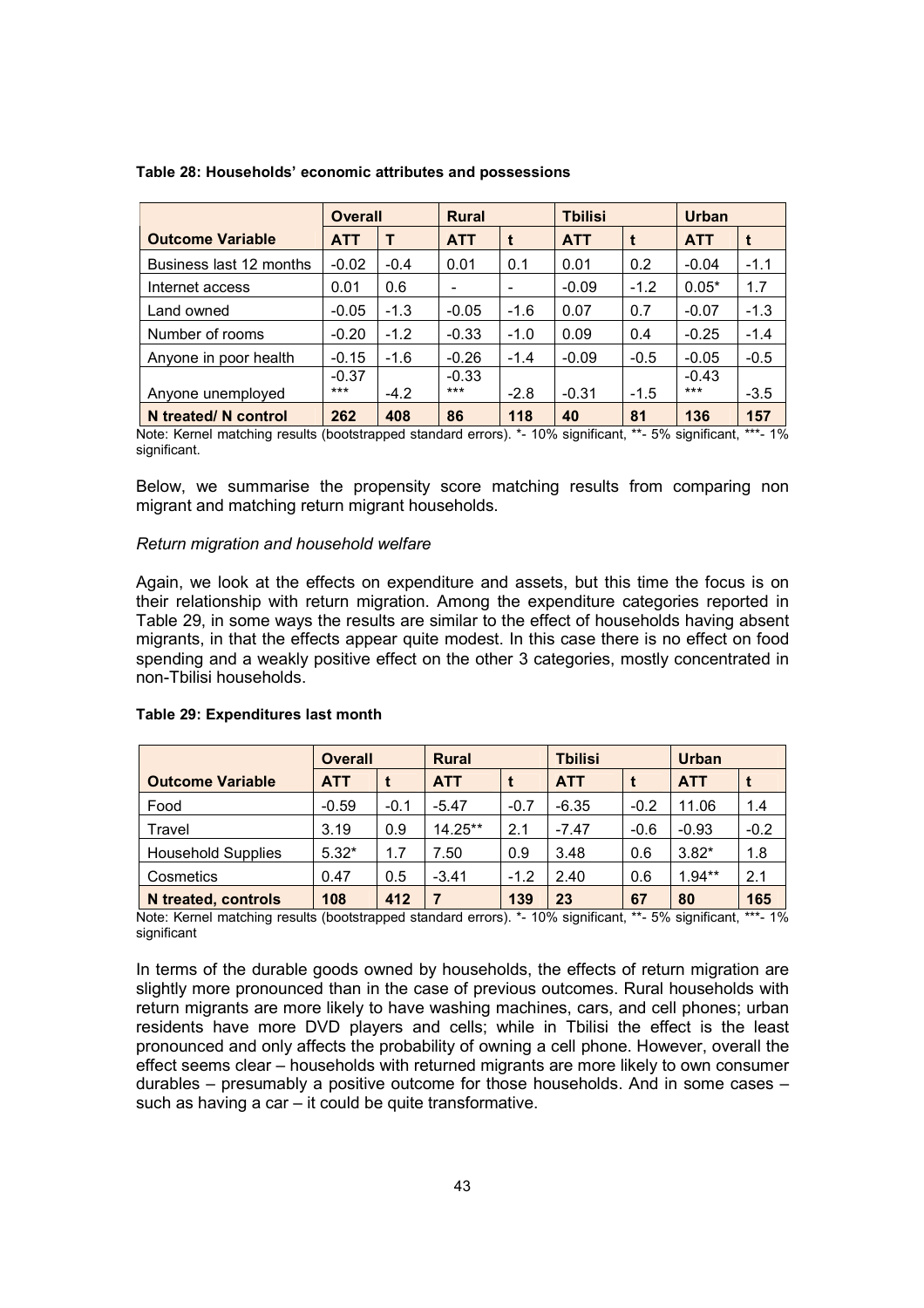**Table 28: Households' economic attributes and possessions**

| | Overall | | Rural | | Tbilisi | | Urban | |
|---|---|---|---|---|---|---|---|---|
| **Outcome Variable** | **ATT** | **T** | **ATT** | **t** | **ATT** | **t** | **ATT** | **t** |
| Business last 12 months | -0.02 | -0.4 | 0.01 | 0.1 | 0.01 | 0.2 | -0.04 | -1.1 |
| Internet access | 0.01 | 0.6 | - | - | -0.09 | -1.2 | 0.05* | 1.7 |
| Land owned | -0.05 | -1.3 | -0.05 | -1.6 | 0.07 | 0.7 | -0.07 | -1.3 |
| Number of rooms | -0.20 | -1.2 | -0.33 | -1.0 | 0.09 | 0.4 | -0.25 | -1.4 |
| Anyone in poor health | -0.15 | -1.6 | -0.26 | -1.4 | -0.09 | -0.5 | -0.05 | -0.5 |
| Anyone unemployed | -0.37 *** | -4.2 | -0.33 *** | -2.8 | -0.31 | -1.5 | -0.43 *** | -3.5 |
| **N treated/ N control** | **262** | **408** | **86** | **118** | **40** | **81** | **136** | **157** |

Note: Kernel matching results (bootstrapped standard errors). *- 10% significant, **- 5% significant, ***- 1% significant.

Below, we summarise the propensity score matching results from comparing non migrant and matching return migrant households.

*Return migration and household welfare*

Again, we look at the effects on expenditure and assets, but this time the focus is on their relationship with return migration. Among the expenditure categories reported in Table 29, in some ways the results are similar to the effect of households having absent migrants, in that the effects appear quite modest. In this case there is no effect on food spending and a weakly positive effect on the other 3 categories, mostly concentrated in non-Tbilisi households.

**Table 29: Expenditures last month**

| | Overall | | Rural | | Tbilisi | | Urban | |
|---|---|---|---|---|---|---|---|---|
| **Outcome Variable** | **ATT** | **t** | **ATT** | **t** | **ATT** | **t** | **ATT** | **t** |
| Food | -0.59 | -0.1 | -5.47 | -0.7 | -6.35 | -0.2 | 11.06 | 1.4 |
| Travel | 3.19 | 0.9 | 14.25** | 2.1 | -7.47 | -0.6 | -0.93 | -0.2 |
| Household Supplies | 5.32* | 1.7 | 7.50 | 0.9 | 3.48 | 0.6 | 3.82* | 1.8 |
| Cosmetics | 0.47 | 0.5 | -3.41 | -1.2 | 2.40 | 0.6 | 1.94** | 2.1 |
| **N treated, controls** | **108** | **412** | **7** | **139** | **23** | **67** | **80** | **165** |

Note: Kernel matching results (bootstrapped standard errors). *- 10% significant, **- 5% significant, ***- 1% significant

In terms of the durable goods owned by households, the effects of return migration are slightly more pronounced than in the case of previous outcomes. Rural households with return migrants are more likely to have washing machines, cars, and cell phones; urban residents have more DVD players and cells; while in Tbilisi the effect is the least pronounced and only affects the probability of owning a cell phone. However, overall the effect seems clear – households with returned migrants are more likely to own consumer durables – presumably a positive outcome for those households. And in some cases – such as having a car – it could be quite transformative.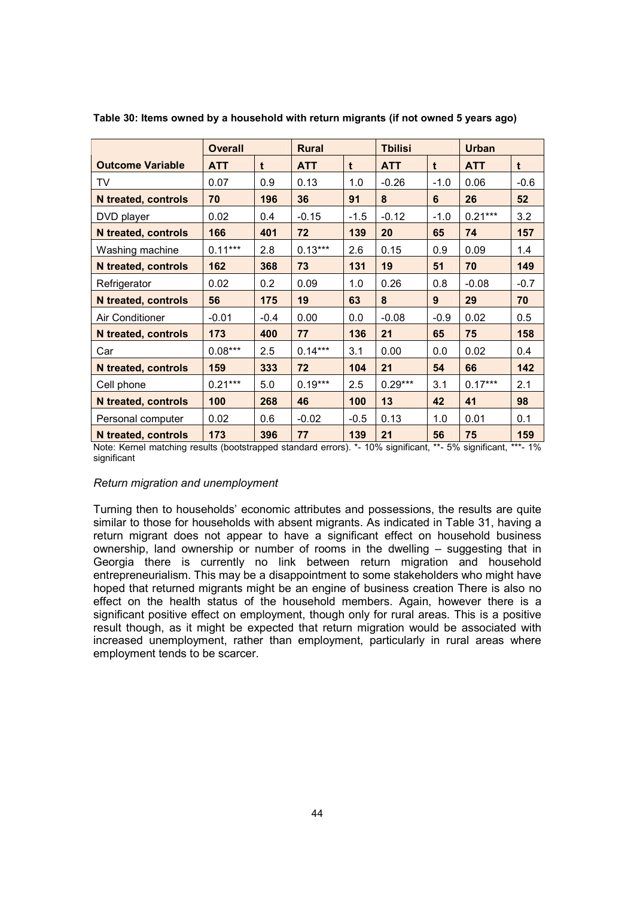**Table 30: Items owned by a household with return migrants (if not owned 5 years ago)**

| | Overall | | Rural | | Tbilisi | | Urban | |
|---|---|---|---|---|---|---|---|---|
| **Outcome Variable** | **ATT** | **t** | **ATT** | **t** | **ATT** | **t** | **ATT** | **t** |
| TV | 0.07 | 0.9 | 0.13 | 1.0 | -0.26 | -1.0 | 0.06 | -0.6 |
| **N treated, controls** | **70** | **196** | **36** | **91** | **8** | **6** | **26** | **52** |
| DVD player | 0.02 | 0.4 | -0.15 | -1.5 | -0.12 | -1.0 | 0.21*** | 3.2 |
| **N treated, controls** | **166** | **401** | **72** | **139** | **20** | **65** | **74** | **157** |
| Washing machine | 0.11*** | 2.8 | 0.13*** | 2.6 | 0.15 | 0.9 | 0.09 | 1.4 |
| **N treated, controls** | **162** | **368** | **73** | **131** | **19** | **51** | **70** | **149** |
| Refrigerator | 0.02 | 0.2 | 0.09 | 1.0 | 0.26 | 0.8 | -0.08 | -0.7 |
| **N treated, controls** | **56** | **175** | **19** | **63** | **8** | **9** | **29** | **70** |
| Air Conditioner | -0.01 | -0.4 | 0.00 | 0.0 | -0.08 | -0.9 | 0.02 | 0.5 |
| **N treated, controls** | **173** | **400** | **77** | **136** | **21** | **65** | **75** | **158** |
| Car | 0.08*** | 2.5 | 0.14*** | 3.1 | 0.00 | 0.0 | 0.02 | 0.4 |
| **N treated, controls** | **159** | **333** | **72** | **104** | **21** | **54** | **66** | **142** |
| Cell phone | 0.21*** | 5.0 | 0.19*** | 2.5 | 0.29*** | 3.1 | 0.17*** | 2.1 |
| **N treated, controls** | **100** | **268** | **46** | **100** | **13** | **42** | **41** | **98** |
| Personal computer | 0.02 | 0.6 | -0.02 | -0.5 | 0.13 | 1.0 | 0.01 | 0.1 |
| **N treated, controls** | **173** | **396** | **77** | **139** | **21** | **56** | **75** | **159** |

Note: Kernel matching results (bootstrapped standard errors). *- 10% significant, **- 5% significant, ***- 1% significant

*Return migration and unemployment*

Turning then to households' economic attributes and possessions, the results are quite similar to those for households with absent migrants. As indicated in Table 31, having a return migrant does not appear to have a significant effect on household business ownership, land ownership or number of rooms in the dwelling – suggesting that in Georgia there is currently no link between return migration and household entrepreneurialism. This may be a disappointment to some stakeholders who might have hoped that returned migrants might be an engine of business creation There is also no effect on the health status of the household members. Again, however there is a significant positive effect on employment, though only for rural areas. This is a positive result though, as it might be expected that return migration would be associated with increased unemployment, rather than employment, particularly in rural areas where employment tends to be scarcer.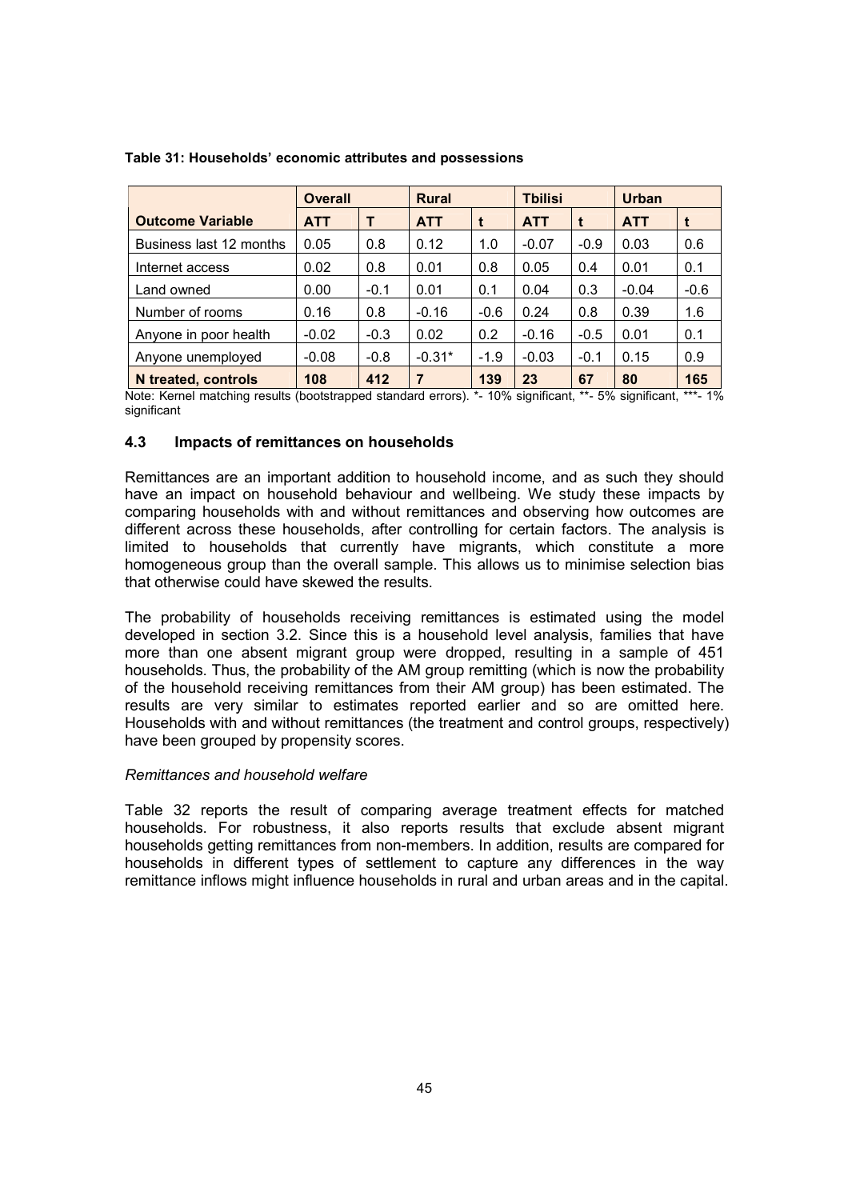**Table 31: Households' economic attributes and possessions**

| | Overall | | Rural | | Tbilisi | | Urban | |
|---|---|---|---|---|---|---|---|---|
| **Outcome Variable** | **ATT** | **T** | **ATT** | **t** | **ATT** | **t** | **ATT** | **t** |
| Business last 12 months | 0.05 | 0.8 | 0.12 | 1.0 | -0.07 | -0.9 | 0.03 | 0.6 |
| Internet access | 0.02 | 0.8 | 0.01 | 0.8 | 0.05 | 0.4 | 0.01 | 0.1 |
| Land owned | 0.00 | -0.1 | 0.01 | 0.1 | 0.04 | 0.3 | -0.04 | -0.6 |
| Number of rooms | 0.16 | 0.8 | -0.16 | -0.6 | 0.24 | 0.8 | 0.39 | 1.6 |
| Anyone in poor health | -0.02 | -0.3 | 0.02 | 0.2 | -0.16 | -0.5 | 0.01 | 0.1 |
| Anyone unemployed | -0.08 | -0.8 | -0.31* | -1.9 | -0.03 | -0.1 | 0.15 | 0.9 |
| **N treated, controls** | **108** | **412** | **7** | **139** | **23** | **67** | **80** | **165** |

Note: Kernel matching results (bootstrapped standard errors). *- 10% significant, **- 5% significant, ***- 1% significant

### 4.3 Impacts of remittances on households

Remittances are an important addition to household income, and as such they should have an impact on household behaviour and wellbeing. We study these impacts by comparing households with and without remittances and observing how outcomes are different across these households, after controlling for certain factors. The analysis is limited to households that currently have migrants, which constitute a more homogeneous group than the overall sample. This allows us to minimise selection bias that otherwise could have skewed the results.

The probability of households receiving remittances is estimated using the model developed in section 3.2. Since this is a household level analysis, families that have more than one absent migrant group were dropped, resulting in a sample of 451 households. Thus, the probability of the AM group remitting (which is now the probability of the household receiving remittances from their AM group) has been estimated. The results are very similar to estimates reported earlier and so are omitted here. Households with and without remittances (the treatment and control groups, respectively) have been grouped by propensity scores.

*Remittances and household welfare*

Table 32 reports the result of comparing average treatment effects for matched households. For robustness, it also reports results that exclude absent migrant households getting remittances from non-members. In addition, results are compared for households in different types of settlement to capture any differences in the way remittance inflows might influence households in rural and urban areas and in the capital.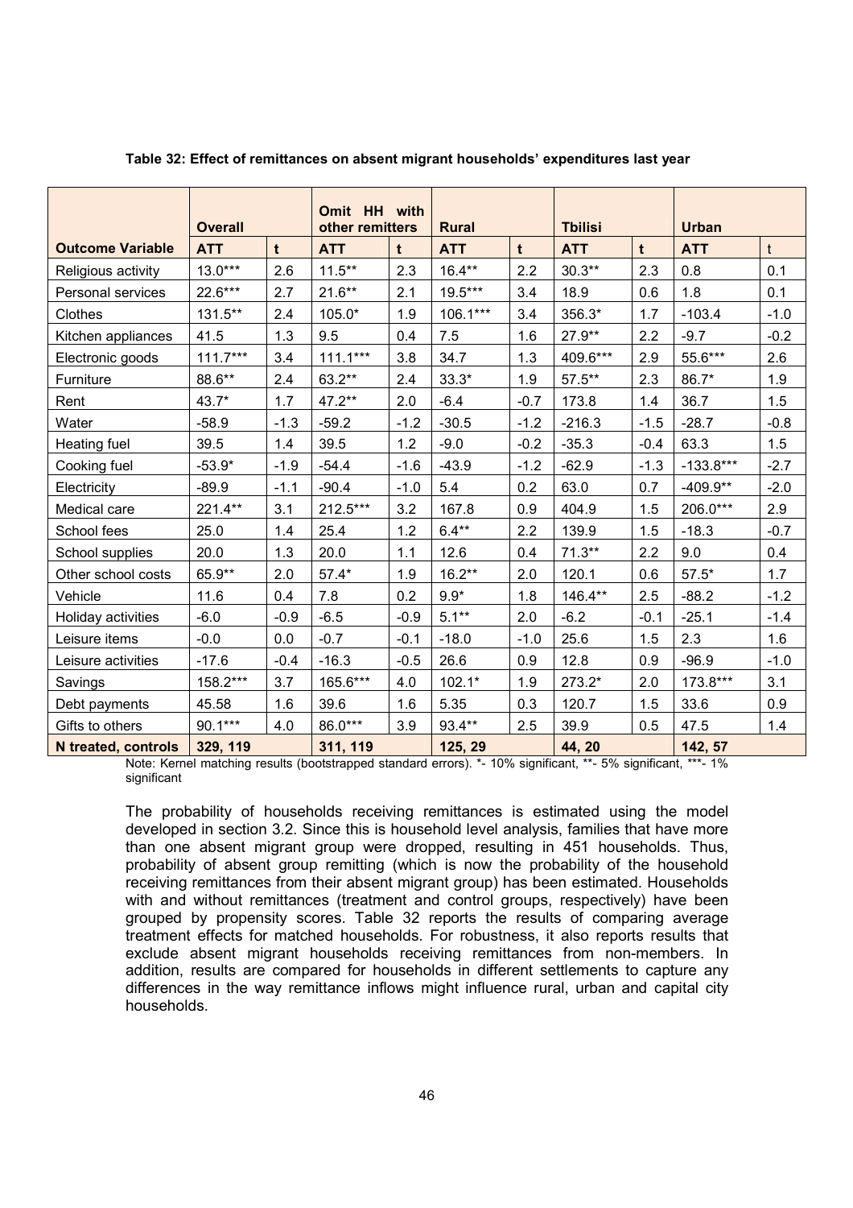**Table 32: Effect of remittances on absent migrant households' expenditures last year**

| | Overall | | Omit HH with other remitters | | Rural | | Tbilisi | | Urban | |
|---|---|---|---|---|---|---|---|---|---|---|
| **Outcome Variable** | **ATT** | **t** | **ATT** | **t** | **ATT** | **t** | **ATT** | **t** | **ATT** | t |
| Religious activity | 13.0*** | 2.6 | 11.5** | 2.3 | 16.4** | 2.2 | 30.3** | 2.3 | 0.8 | 0.1 |
| Personal services | 22.6*** | 2.7 | 21.6** | 2.1 | 19.5*** | 3.4 | 18.9 | 0.6 | 1.8 | 0.1 |
| Clothes | 131.5** | 2.4 | 105.0* | 1.9 | 106.1*** | 3.4 | 356.3* | 1.7 | -103.4 | -1.0 |
| Kitchen appliances | 41.5 | 1.3 | 9.5 | 0.4 | 7.5 | 1.6 | 27.9** | 2.2 | -9.7 | -0.2 |
| Electronic goods | 111.7*** | 3.4 | 111.1*** | 3.8 | 34.7 | 1.3 | 409.6*** | 2.9 | 55.6*** | 2.6 |
| Furniture | 88.6** | 2.4 | 63.2** | 2.4 | 33.3* | 1.9 | 57.5** | 2.3 | 86.7* | 1.9 |
| Rent | 43.7* | 1.7 | 47.2** | 2.0 | -6.4 | -0.7 | 173.8 | 1.4 | 36.7 | 1.5 |
| Water | -58.9 | -1.3 | -59.2 | -1.2 | -30.5 | -1.2 | -216.3 | -1.5 | -28.7 | -0.8 |
| Heating fuel | 39.5 | 1.4 | 39.5 | 1.2 | -9.0 | -0.2 | -35.3 | -0.4 | 63.3 | 1.5 |
| Cooking fuel | -53.9* | -1.9 | -54.4 | -1.6 | -43.9 | -1.2 | -62.9 | -1.3 | -133.8*** | -2.7 |
| Electricity | -89.9 | -1.1 | -90.4 | -1.0 | 5.4 | 0.2 | 63.0 | 0.7 | -409.9** | -2.0 |
| Medical care | 221.4** | 3.1 | 212.5*** | 3.2 | 167.8 | 0.9 | 404.9 | 1.5 | 206.0*** | 2.9 |
| School fees | 25.0 | 1.4 | 25.4 | 1.2 | 6.4** | 2.2 | 139.9 | 1.5 | -18.3 | -0.7 |
| School supplies | 20.0 | 1.3 | 20.0 | 1.1 | 12.6 | 0.4 | 71.3** | 2.2 | 9.0 | 0.4 |
| Other school costs | 65.9** | 2.0 | 57.4* | 1.9 | 16.2** | 2.0 | 120.1 | 0.6 | 57.5* | 1.7 |
| Vehicle | 11.6 | 0.4 | 7.8 | 0.2 | 9.9* | 1.8 | 146.4** | 2.5 | -88.2 | -1.2 |
| Holiday activities | -6.0 | -0.9 | -6.5 | -0.9 | 5.1** | 2.0 | -6.2 | -0.1 | -25.1 | -1.4 |
| Leisure items | -0.0 | 0.0 | -0.7 | -0.1 | -18.0 | -1.0 | 25.6 | 1.5 | 2.3 | 1.6 |
| Leisure activities | -17.6 | -0.4 | -16.3 | -0.5 | 26.6 | 0.9 | 12.8 | 0.9 | -96.9 | -1.0 |
| Savings | 158.2*** | 3.7 | 165.6*** | 4.0 | 102.1* | 1.9 | 273.2* | 2.0 | 173.8*** | 3.1 |
| Debt payments | 45.58 | 1.6 | 39.6 | 1.6 | 5.35 | 0.3 | 120.7 | 1.5 | 33.6 | 0.9 |
| Gifts to others | 90.1*** | 4.0 | 86.0*** | 3.9 | 93.4** | 2.5 | 39.9 | 0.5 | 47.5 | 1.4 |
| **N treated, controls** | **329, 119** | | **311, 119** | | **125, 29** | | **44, 20** | | **142, 57** | |

Note: Kernel matching results (bootstrapped standard errors). *- 10% significant, **- 5% significant, ***- 1% significant

The probability of households receiving remittances is estimated using the model developed in section 3.2. Since this is household level analysis, families that have more than one absent migrant group were dropped, resulting in 451 households. Thus, probability of absent group remitting (which is now the probability of the household receiving remittances from their absent migrant group) has been estimated. Households with and without remittances (treatment and control groups, respectively) have been grouped by propensity scores. Table 32 reports the results of comparing average treatment effects for matched households. For robustness, it also reports results that exclude absent migrant households receiving remittances from non-members. In addition, results are compared for households in different settlements to capture any differences in the way remittance inflows might influence rural, urban and capital city households.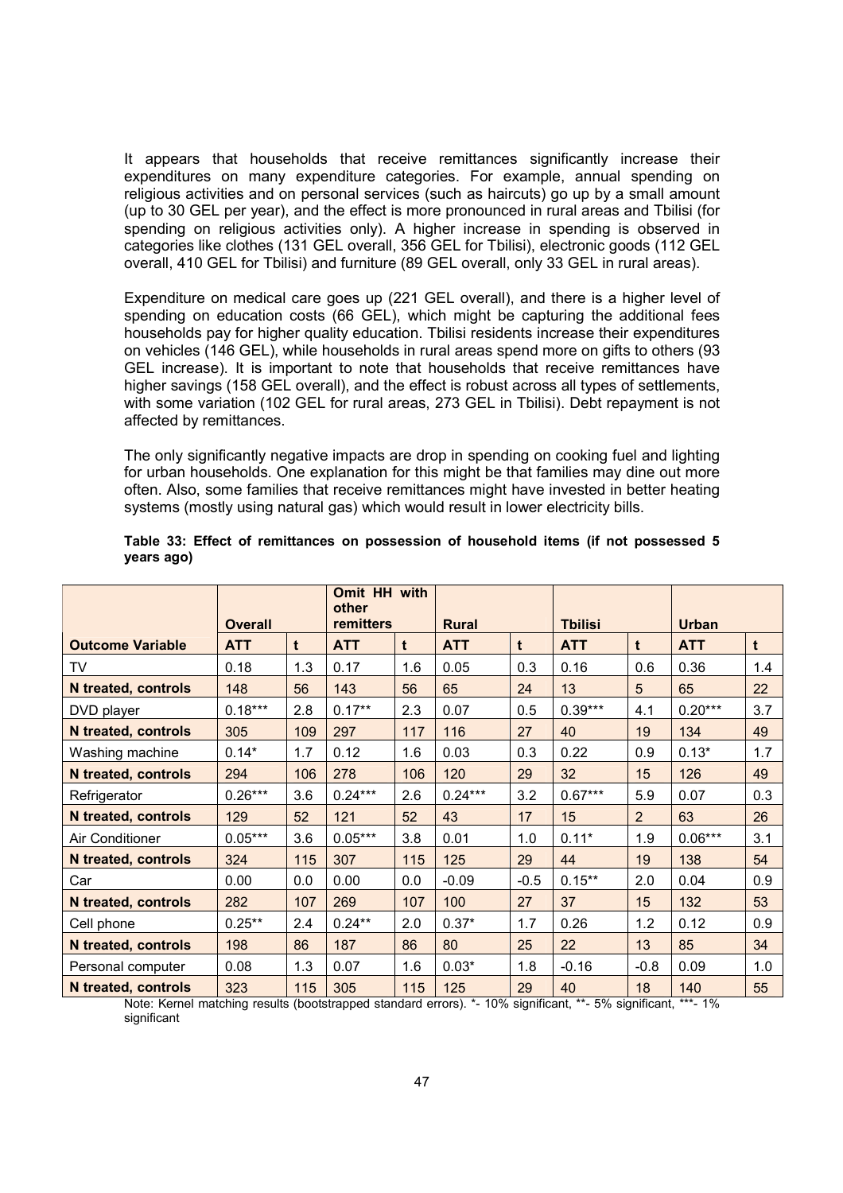It appears that households that receive remittances significantly increase their expenditures on many expenditure categories. For example, annual spending on religious activities and on personal services (such as haircuts) go up by a small amount (up to 30 GEL per year), and the effect is more pronounced in rural areas and Tbilisi (for spending on religious activities only). A higher increase in spending is observed in categories like clothes (131 GEL overall, 356 GEL for Tbilisi), electronic goods (112 GEL overall, 410 GEL for Tbilisi) and furniture (89 GEL overall, only 33 GEL in rural areas).

Expenditure on medical care goes up (221 GEL overall), and there is a higher level of spending on education costs (66 GEL), which might be capturing the additional fees households pay for higher quality education. Tbilisi residents increase their expenditures on vehicles (146 GEL), while households in rural areas spend more on gifts to others (93 GEL increase). It is important to note that households that receive remittances have higher savings (158 GEL overall), and the effect is robust across all types of settlements, with some variation (102 GEL for rural areas, 273 GEL in Tbilisi). Debt repayment is not affected by remittances.

The only significantly negative impacts are drop in spending on cooking fuel and lighting for urban households. One explanation for this might be that families may dine out more often. Also, some families that receive remittances might have invested in better heating systems (mostly using natural gas) which would result in lower electricity bills.

**Table 33: Effect of remittances on possession of household items (if not possessed 5 years ago)**

| | Overall | | Omit HH with other remitters | | Rural | | Tbilisi | | Urban | |
|---|---|---|---|---|---|---|---|---|---|---|
| **Outcome Variable** | **ATT** | **t** | **ATT** | **t** | **ATT** | **t** | **ATT** | **t** | **ATT** | **t** |
| TV | 0.18 | 1.3 | 0.17 | 1.6 | 0.05 | 0.3 | 0.16 | 0.6 | 0.36 | 1.4 |
| **N treated, controls** | 148 | 56 | 143 | 56 | 65 | 24 | 13 | 5 | 65 | 22 |
| DVD player | 0.18*** | 2.8 | 0.17** | 2.3 | 0.07 | 0.5 | 0.39*** | 4.1 | 0.20*** | 3.7 |
| **N treated, controls** | 305 | 109 | 297 | 117 | 116 | 27 | 40 | 19 | 134 | 49 |
| Washing machine | 0.14* | 1.7 | 0.12 | 1.6 | 0.03 | 0.3 | 0.22 | 0.9 | 0.13* | 1.7 |
| **N treated, controls** | 294 | 106 | 278 | 106 | 120 | 29 | 32 | 15 | 126 | 49 |
| Refrigerator | 0.26*** | 3.6 | 0.24*** | 2.6 | 0.24*** | 3.2 | 0.67*** | 5.9 | 0.07 | 0.3 |
| **N treated, controls** | 129 | 52 | 121 | 52 | 43 | 17 | 15 | 2 | 63 | 26 |
| Air Conditioner | 0.05*** | 3.6 | 0.05*** | 3.8 | 0.01 | 1.0 | 0.11* | 1.9 | 0.06*** | 3.1 |
| **N treated, controls** | 324 | 115 | 307 | 115 | 125 | 29 | 44 | 19 | 138 | 54 |
| Car | 0.00 | 0.0 | 0.00 | 0.0 | -0.09 | -0.5 | 0.15** | 2.0 | 0.04 | 0.9 |
| **N treated, controls** | 282 | 107 | 269 | 107 | 100 | 27 | 37 | 15 | 132 | 53 |
| Cell phone | 0.25** | 2.4 | 0.24** | 2.0 | 0.37* | 1.7 | 0.26 | 1.2 | 0.12 | 0.9 |
| **N treated, controls** | 198 | 86 | 187 | 86 | 80 | 25 | 22 | 13 | 85 | 34 |
| Personal computer | 0.08 | 1.3 | 0.07 | 1.6 | 0.03* | 1.8 | -0.16 | -0.8 | 0.09 | 1.0 |
| **N treated, controls** | 323 | 115 | 305 | 115 | 125 | 29 | 40 | 18 | 140 | 55 |

Note: Kernel matching results (bootstrapped standard errors). *- 10% significant, **- 5% significant, ***- 1% significant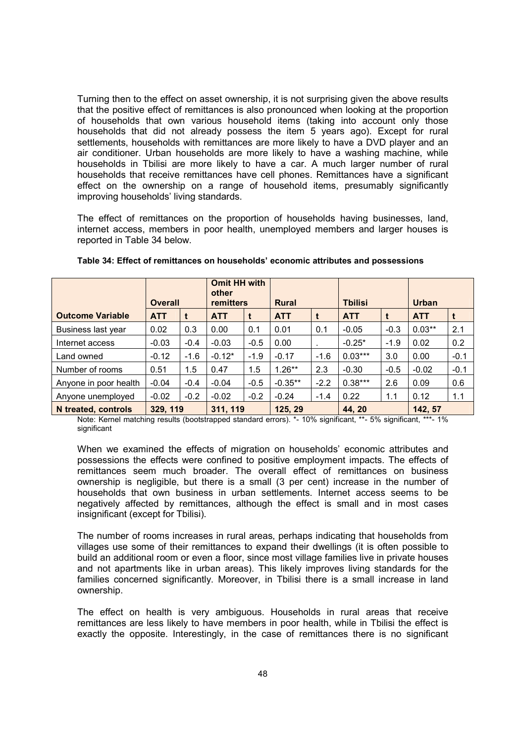Turning then to the effect on asset ownership, it is not surprising given the above results that the positive effect of remittances is also pronounced when looking at the proportion of households that own various household items (taking into account only those households that did not already possess the item 5 years ago). Except for rural settlements, households with remittances are more likely to have a DVD player and an air conditioner. Urban households are more likely to have a washing machine, while households in Tbilisi are more likely to have a car. A much larger number of rural households that receive remittances have cell phones. Remittances have a significant effect on the ownership on a range of household items, presumably significantly improving households' living standards.

The effect of remittances on the proportion of households having businesses, land, internet access, members in poor health, unemployed members and larger houses is reported in Table 34 below.

**Table 34: Effect of remittances on households' economic attributes and possessions**

| | Overall | | Omit HH with other remitters | | Rural | | Tbilisi | | Urban | |
|---|---|---|---|---|---|---|---|---|---|---|
| **Outcome Variable** | **ATT** | **t** | **ATT** | **t** | **ATT** | **t** | **ATT** | **t** | **ATT** | **t** |
| Business last year | 0.02 | 0.3 | 0.00 | 0.1 | 0.01 | 0.1 | -0.05 | -0.3 | 0.03** | 2.1 |
| Internet access | -0.03 | -0.4 | -0.03 | -0.5 | 0.00 | . | -0.25* | -1.9 | 0.02 | 0.2 |
| Land owned | -0.12 | -1.6 | -0.12* | -1.9 | -0.17 | -1.6 | 0.03*** | 3.0 | 0.00 | -0.1 |
| Number of rooms | 0.51 | 1.5 | 0.47 | 1.5 | 1.26** | 2.3 | -0.30 | -0.5 | -0.02 | -0.1 |
| Anyone in poor health | -0.04 | -0.4 | -0.04 | -0.5 | -0.35** | -2.2 | 0.38*** | 2.6 | 0.09 | 0.6 |
| Anyone unemployed | -0.02 | -0.2 | -0.02 | -0.2 | -0.24 | -1.4 | 0.22 | 1.1 | 0.12 | 1.1 |
| **N treated, controls** | **329, 119** | | **311, 119** | | **125, 29** | | **44, 20** | | **142, 57** | |

Note: Kernel matching results (bootstrapped standard errors). *- 10% significant, **- 5% significant, ***- 1% significant

When we examined the effects of migration on households' economic attributes and possessions the effects were confined to positive employment impacts. The effects of remittances seem much broader. The overall effect of remittances on business ownership is negligible, but there is a small (3 per cent) increase in the number of households that own business in urban settlements. Internet access seems to be negatively affected by remittances, although the effect is small and in most cases insignificant (except for Tbilisi).

The number of rooms increases in rural areas, perhaps indicating that households from villages use some of their remittances to expand their dwellings (it is often possible to build an additional room or even a floor, since most village families live in private houses and not apartments like in urban areas). This likely improves living standards for the families concerned significantly. Moreover, in Tbilisi there is a small increase in land ownership.

The effect on health is very ambiguous. Households in rural areas that receive remittances are less likely to have members in poor health, while in Tbilisi the effect is exactly the opposite. Interestingly, in the case of remittances there is no significant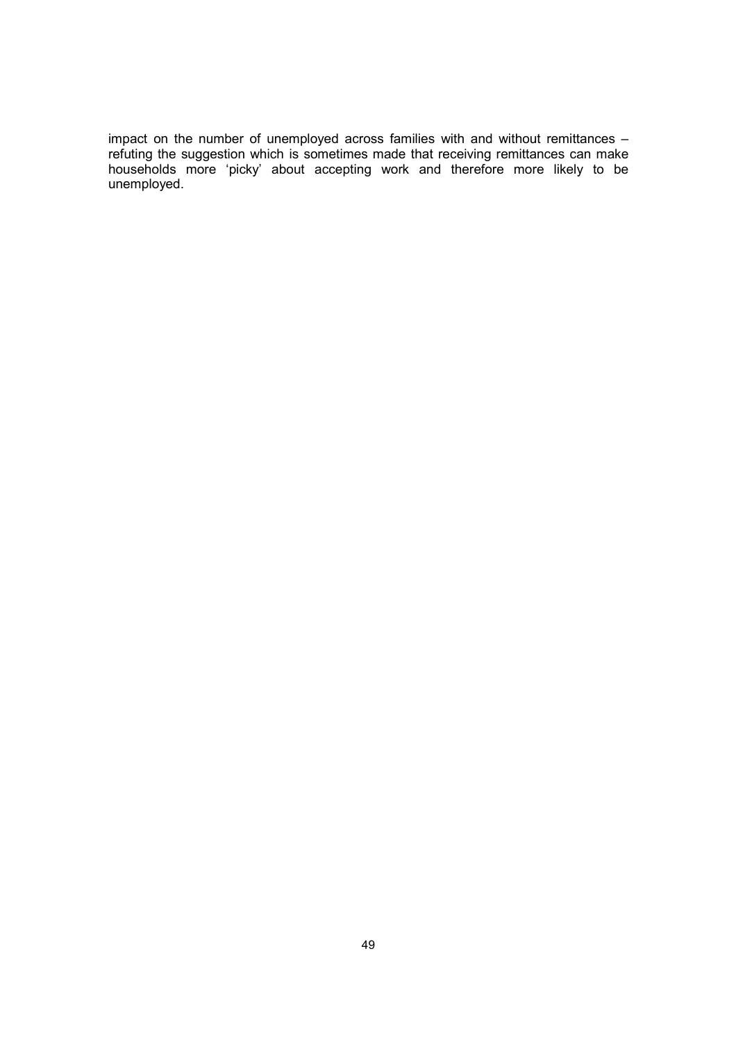impact on the number of unemployed across families with and without remittances – refuting the suggestion which is sometimes made that receiving remittances can make households more 'picky' about accepting work and therefore more likely to be unemployed.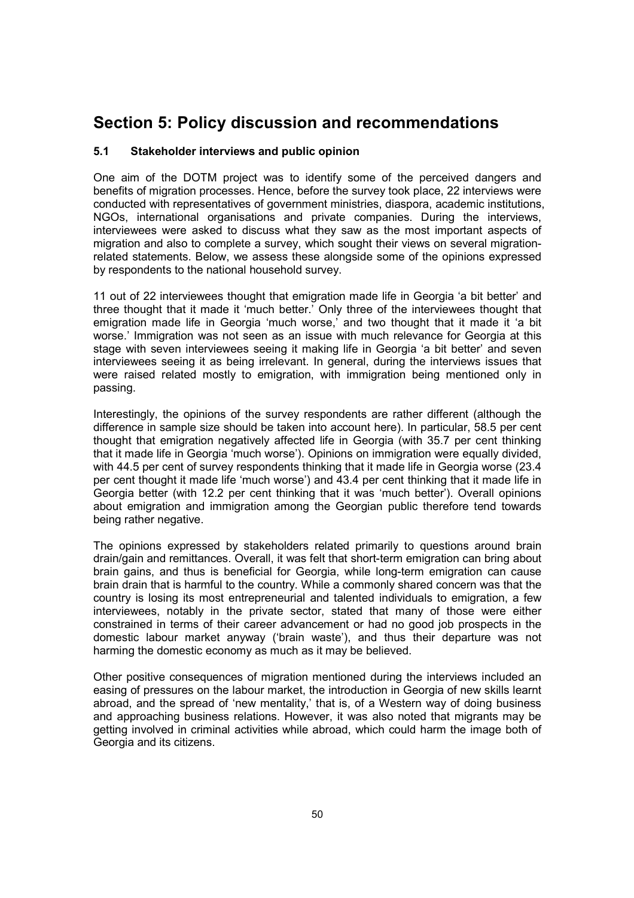# Section 5: Policy discussion and recommendations

## 5.1 Stakeholder interviews and public opinion

One aim of the DOTM project was to identify some of the perceived dangers and benefits of migration processes. Hence, before the survey took place, 22 interviews were conducted with representatives of government ministries, diaspora, academic institutions, NGOs, international organisations and private companies. During the interviews, interviewees were asked to discuss what they saw as the most important aspects of migration and also to complete a survey, which sought their views on several migration-related statements. Below, we assess these alongside some of the opinions expressed by respondents to the national household survey.

11 out of 22 interviewees thought that emigration made life in Georgia 'a bit better' and three thought that it made it 'much better.' Only three of the interviewees thought that emigration made life in Georgia 'much worse,' and two thought that it made it 'a bit worse.' Immigration was not seen as an issue with much relevance for Georgia at this stage with seven interviewees seeing it making life in Georgia 'a bit better' and seven interviewees seeing it as being irrelevant. In general, during the interviews issues that were raised related mostly to emigration, with immigration being mentioned only in passing.

Interestingly, the opinions of the survey respondents are rather different (although the difference in sample size should be taken into account here). In particular, 58.5 per cent thought that emigration negatively affected life in Georgia (with 35.7 per cent thinking that it made life in Georgia 'much worse'). Opinions on immigration were equally divided, with 44.5 per cent of survey respondents thinking that it made life in Georgia worse (23.4 per cent thought it made life 'much worse') and 43.4 per cent thinking that it made life in Georgia better (with 12.2 per cent thinking that it was 'much better'). Overall opinions about emigration and immigration among the Georgian public therefore tend towards being rather negative.

The opinions expressed by stakeholders related primarily to questions around brain drain/gain and remittances. Overall, it was felt that short-term emigration can bring about brain gains, and thus is beneficial for Georgia, while long-term emigration can cause brain drain that is harmful to the country. While a commonly shared concern was that the country is losing its most entrepreneurial and talented individuals to emigration, a few interviewees, notably in the private sector, stated that many of those were either constrained in terms of their career advancement or had no good job prospects in the domestic labour market anyway ('brain waste'), and thus their departure was not harming the domestic economy as much as it may be believed.

Other positive consequences of migration mentioned during the interviews included an easing of pressures on the labour market, the introduction in Georgia of new skills learnt abroad, and the spread of 'new mentality,' that is, of a Western way of doing business and approaching business relations. However, it was also noted that migrants may be getting involved in criminal activities while abroad, which could harm the image both of Georgia and its citizens.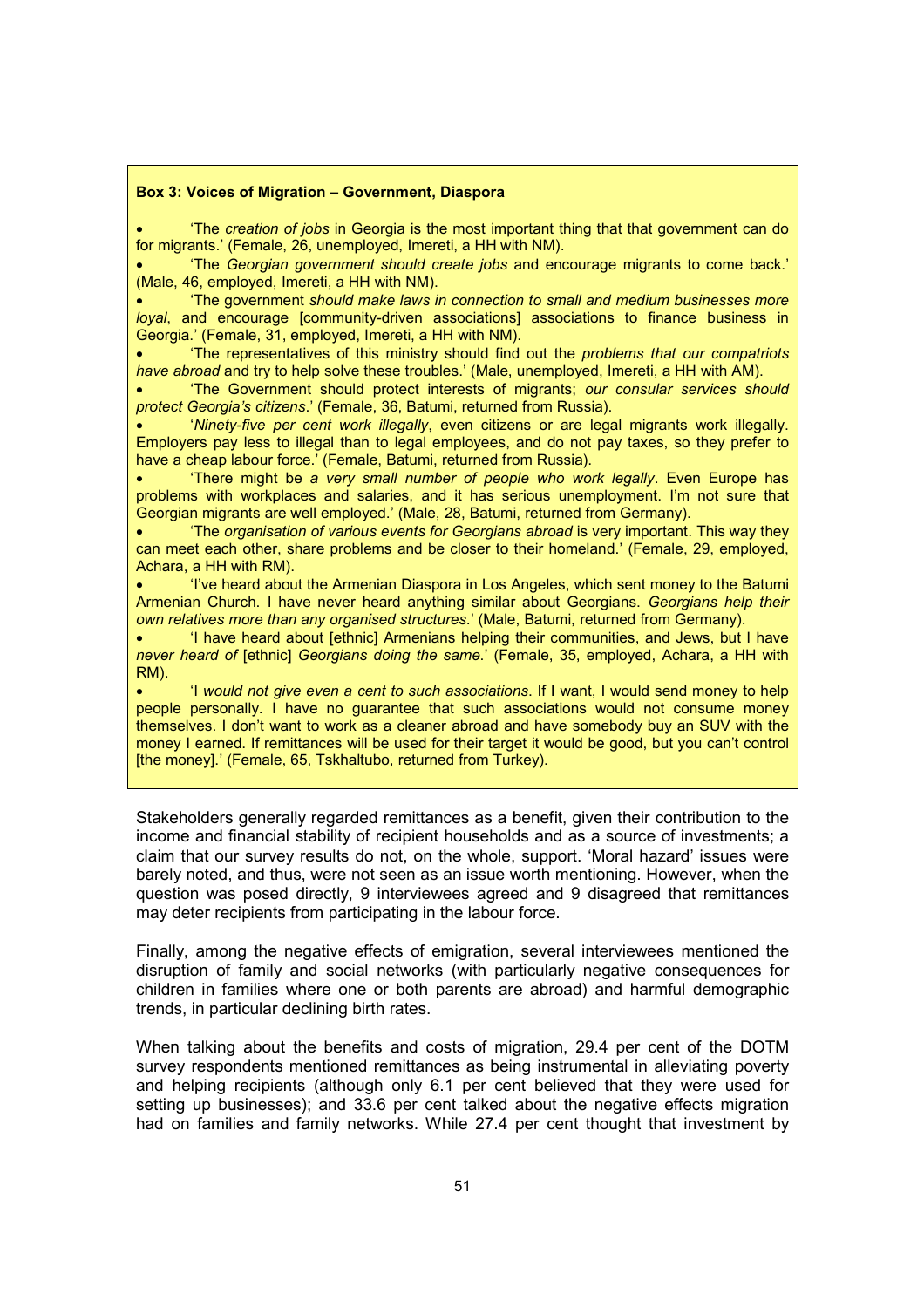**Box 3: Voices of Migration – Government, Diaspora**

- 'The *creation of jobs* in Georgia is the most important thing that that government can do for migrants.' (Female, 26, unemployed, Imereti, a HH with NM).
- 'The *Georgian government should create jobs* and encourage migrants to come back.' (Male, 46, employed, Imereti, a HH with NM).
- 'The government *should make laws in connection to small and medium businesses more loyal*, and encourage [community-driven associations] associations to finance business in Georgia.' (Female, 31, employed, Imereti, a HH with NM).
- 'The representatives of this ministry should find out the *problems that our compatriots have abroad* and try to help solve these troubles.' (Male, unemployed, Imereti, a HH with AM).
- 'The Government should protect interests of migrants; *our consular services should protect Georgia's citizens*.' (Female, 36, Batumi, returned from Russia).
- '*Ninety-five per cent work illegally*, even citizens or are legal migrants work illegally. Employers pay less to illegal than to legal employees, and do not pay taxes, so they prefer to have a cheap labour force.' (Female, Batumi, returned from Russia).
- 'There might be *a very small number of people who work legally*. Even Europe has problems with workplaces and salaries, and it has serious unemployment. I'm not sure that Georgian migrants are well employed.' (Male, 28, Batumi, returned from Germany).
- 'The *organisation of various events for Georgians abroad* is very important. This way they can meet each other, share problems and be closer to their homeland.' (Female, 29, employed, Achara, a HH with RM).
- 'I've heard about the Armenian Diaspora in Los Angeles, which sent money to the Batumi Armenian Church. I have never heard anything similar about Georgians. *Georgians help their own relatives more than any organised structures*.' (Male, Batumi, returned from Germany).
- 'I have heard about [ethnic] Armenians helping their communities, and Jews, but I have *never heard of* [ethnic] *Georgians doing the same*.' (Female, 35, employed, Achara, a HH with RM).
- 'I *would not give even a cent to such associations*. If I want, I would send money to help people personally. I have no guarantee that such associations would not consume money themselves. I don't want to work as a cleaner abroad and have somebody buy an SUV with the money I earned. If remittances will be used for their target it would be good, but you can't control [the money].' (Female, 65, Tskhaltubo, returned from Turkey).

Stakeholders generally regarded remittances as a benefit, given their contribution to the income and financial stability of recipient households and as a source of investments; a claim that our survey results do not, on the whole, support. 'Moral hazard' issues were barely noted, and thus, were not seen as an issue worth mentioning. However, when the question was posed directly, 9 interviewees agreed and 9 disagreed that remittances may deter recipients from participating in the labour force.

Finally, among the negative effects of emigration, several interviewees mentioned the disruption of family and social networks (with particularly negative consequences for children in families where one or both parents are abroad) and harmful demographic trends, in particular declining birth rates.

When talking about the benefits and costs of migration, 29.4 per cent of the DOTM survey respondents mentioned remittances as being instrumental in alleviating poverty and helping recipients (although only 6.1 per cent believed that they were used for setting up businesses); and 33.6 per cent talked about the negative effects migration had on families and family networks. While 27.4 per cent thought that investment by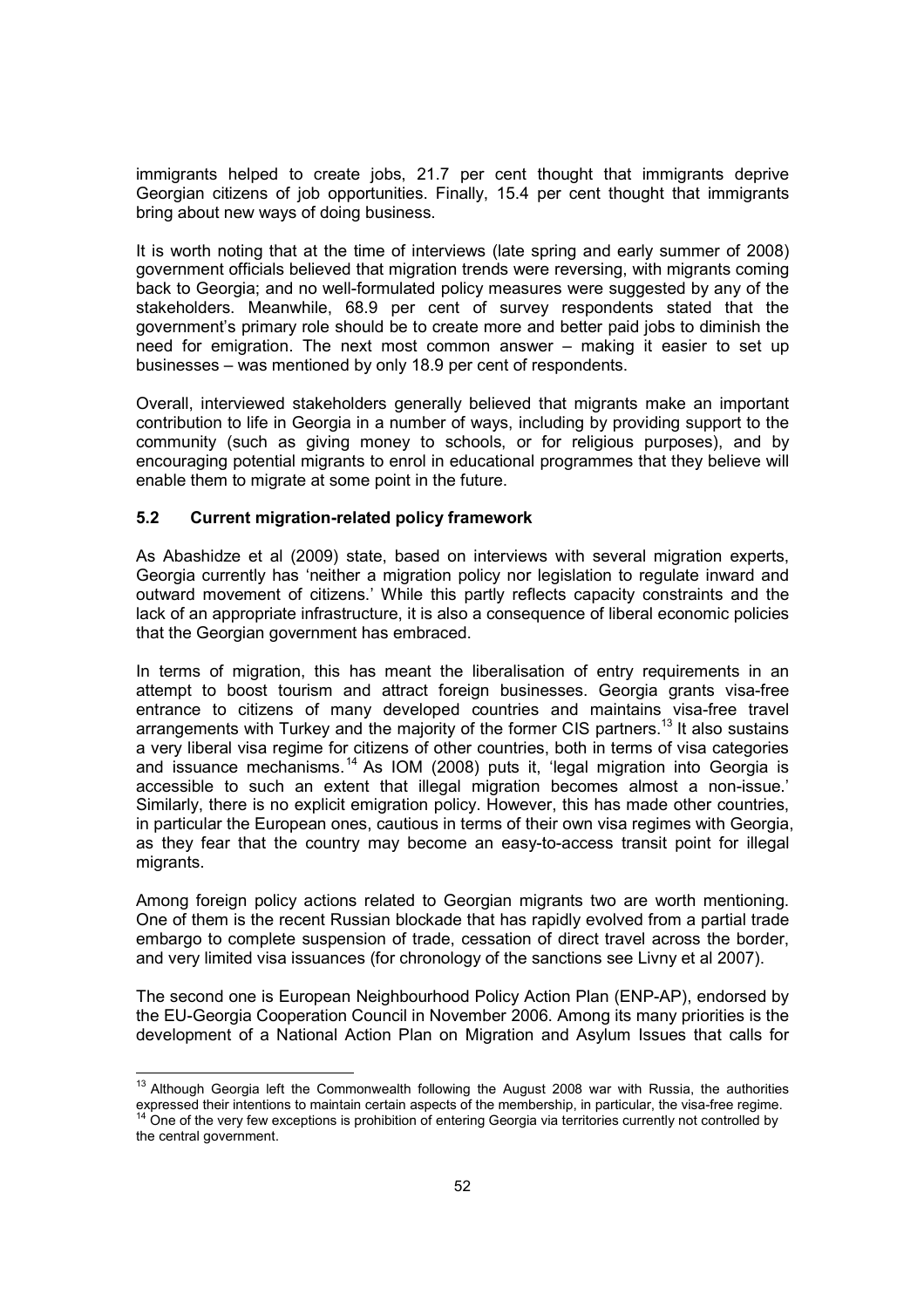immigrants helped to create jobs, 21.7 per cent thought that immigrants deprive Georgian citizens of job opportunities. Finally, 15.4 per cent thought that immigrants bring about new ways of doing business.

It is worth noting that at the time of interviews (late spring and early summer of 2008) government officials believed that migration trends were reversing, with migrants coming back to Georgia; and no well-formulated policy measures were suggested by any of the stakeholders. Meanwhile, 68.9 per cent of survey respondents stated that the government's primary role should be to create more and better paid jobs to diminish the need for emigration. The next most common answer – making it easier to set up businesses – was mentioned by only 18.9 per cent of respondents.

Overall, interviewed stakeholders generally believed that migrants make an important contribution to life in Georgia in a number of ways, including by providing support to the community (such as giving money to schools, or for religious purposes), and by encouraging potential migrants to enrol in educational programmes that they believe will enable them to migrate at some point in the future.

### 5.2 Current migration-related policy framework

As Abashidze et al (2009) state, based on interviews with several migration experts, Georgia currently has 'neither a migration policy nor legislation to regulate inward and outward movement of citizens.' While this partly reflects capacity constraints and the lack of an appropriate infrastructure, it is also a consequence of liberal economic policies that the Georgian government has embraced.

In terms of migration, this has meant the liberalisation of entry requirements in an attempt to boost tourism and attract foreign businesses. Georgia grants visa-free entrance to citizens of many developed countries and maintains visa-free travel arrangements with Turkey and the majority of the former CIS partners.[13] It also sustains a very liberal visa regime for citizens of other countries, both in terms of visa categories and issuance mechanisms.[14] As IOM (2008) puts it, 'legal migration into Georgia is accessible to such an extent that illegal migration becomes almost a non-issue.' Similarly, there is no explicit emigration policy. However, this has made other countries, in particular the European ones, cautious in terms of their own visa regimes with Georgia, as they fear that the country may become an easy-to-access transit point for illegal migrants.

Among foreign policy actions related to Georgian migrants two are worth mentioning. One of them is the recent Russian blockade that has rapidly evolved from a partial trade embargo to complete suspension of trade, cessation of direct travel across the border, and very limited visa issuances (for chronology of the sanctions see Livny et al 2007).

The second one is European Neighbourhood Policy Action Plan (ENP-AP), endorsed by the EU-Georgia Cooperation Council in November 2006. Among its many priorities is the development of a National Action Plan on Migration and Asylum Issues that calls for

---

[13] Although Georgia left the Commonwealth following the August 2008 war with Russia, the authorities expressed their intentions to maintain certain aspects of the membership, in particular, the visa-free regime.

[14] One of the very few exceptions is prohibition of entering Georgia via territories currently not controlled by the central government.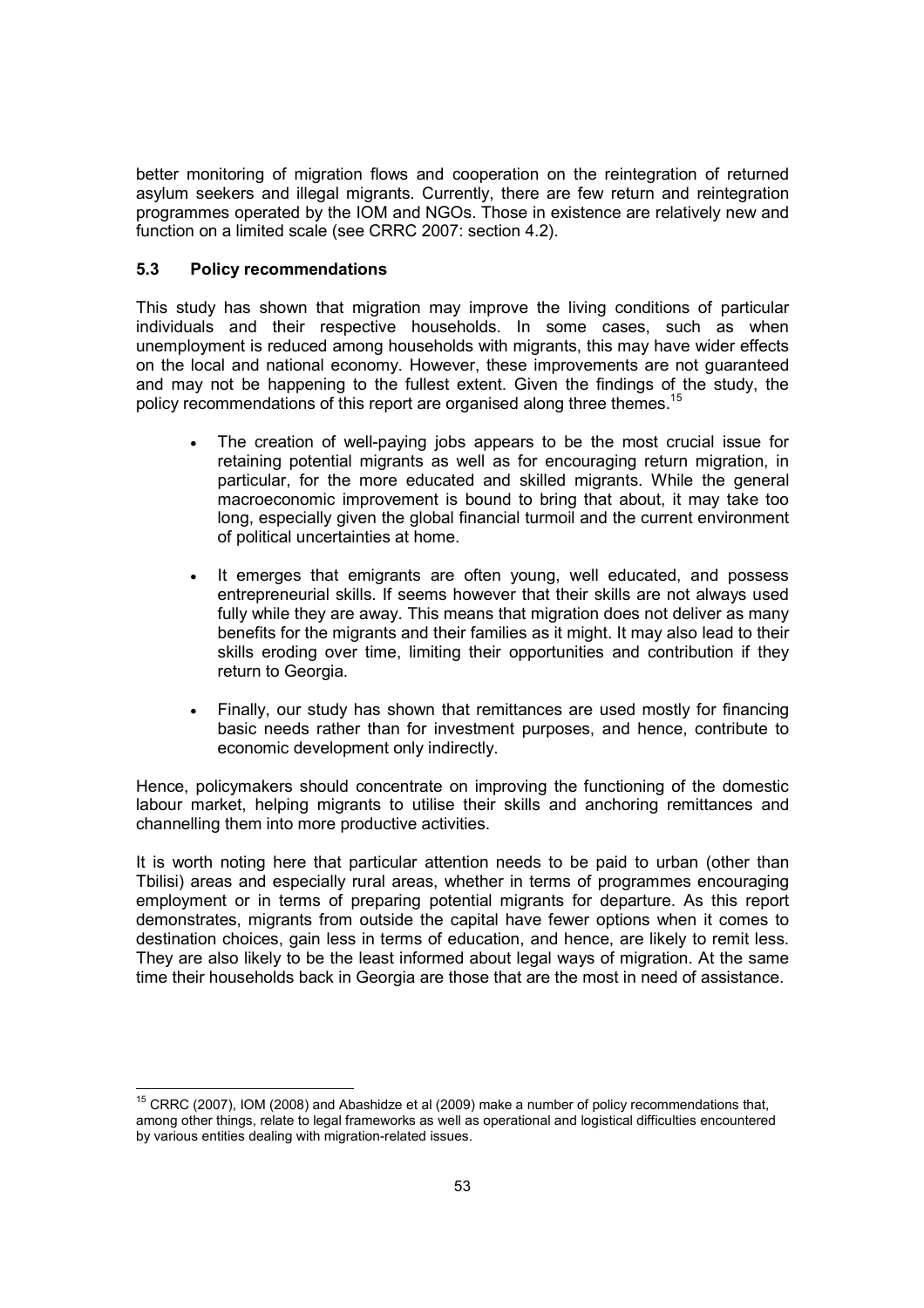better monitoring of migration flows and cooperation on the reintegration of returned asylum seekers and illegal migrants. Currently, there are few return and reintegration programmes operated by the IOM and NGOs. Those in existence are relatively new and function on a limited scale (see CRRC 2007: section 4.2).

### 5.3 Policy recommendations

This study has shown that migration may improve the living conditions of particular individuals and their respective households. In some cases, such as when unemployment is reduced among households with migrants, this may have wider effects on the local and national economy. However, these improvements are not guaranteed and may not be happening to the fullest extent. Given the findings of the study, the policy recommendations of this report are organised along three themes.[15]

- The creation of well-paying jobs appears to be the most crucial issue for retaining potential migrants as well as for encouraging return migration, in particular, for the more educated and skilled migrants. While the general macroeconomic improvement is bound to bring that about, it may take too long, especially given the global financial turmoil and the current environment of political uncertainties at home.

- It emerges that emigrants are often young, well educated, and possess entrepreneurial skills. If seems however that their skills are not always used fully while they are away. This means that migration does not deliver as many benefits for the migrants and their families as it might. It may also lead to their skills eroding over time, limiting their opportunities and contribution if they return to Georgia.

- Finally, our study has shown that remittances are used mostly for financing basic needs rather than for investment purposes, and hence, contribute to economic development only indirectly.

Hence, policymakers should concentrate on improving the functioning of the domestic labour market, helping migrants to utilise their skills and anchoring remittances and channelling them into more productive activities.

It is worth noting here that particular attention needs to be paid to urban (other than Tbilisi) areas and especially rural areas, whether in terms of programmes encouraging employment or in terms of preparing potential migrants for departure. As this report demonstrates, migrants from outside the capital have fewer options when it comes to destination choices, gain less in terms of education, and hence, are likely to remit less. They are also likely to be the least informed about legal ways of migration. At the same time their households back in Georgia are those that are the most in need of assistance.

---

[15] CRRC (2007), IOM (2008) and Abashidze et al (2009) make a number of policy recommendations that, among other things, relate to legal frameworks as well as operational and logistical difficulties encountered by various entities dealing with migration-related issues.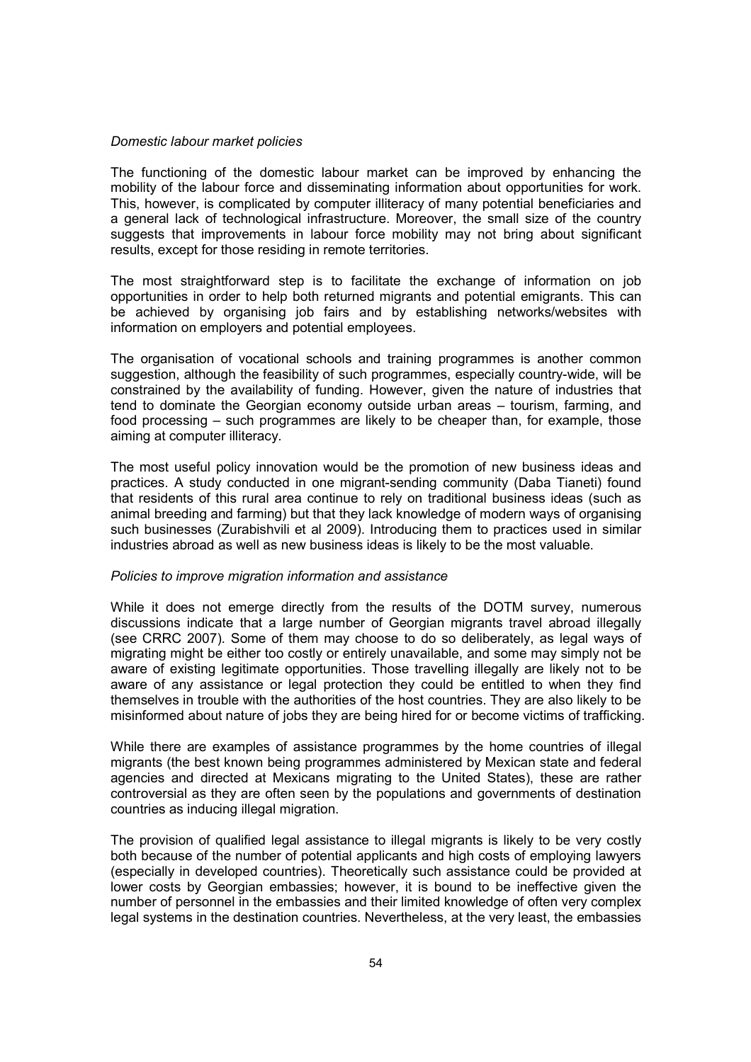*Domestic labour market policies*

The functioning of the domestic labour market can be improved by enhancing the mobility of the labour force and disseminating information about opportunities for work. This, however, is complicated by computer illiteracy of many potential beneficiaries and a general lack of technological infrastructure. Moreover, the small size of the country suggests that improvements in labour force mobility may not bring about significant results, except for those residing in remote territories.

The most straightforward step is to facilitate the exchange of information on job opportunities in order to help both returned migrants and potential emigrants. This can be achieved by organising job fairs and by establishing networks/websites with information on employers and potential employees.

The organisation of vocational schools and training programmes is another common suggestion, although the feasibility of such programmes, especially country-wide, will be constrained by the availability of funding. However, given the nature of industries that tend to dominate the Georgian economy outside urban areas – tourism, farming, and food processing – such programmes are likely to be cheaper than, for example, those aiming at computer illiteracy.

The most useful policy innovation would be the promotion of new business ideas and practices. A study conducted in one migrant-sending community (Daba Tianeti) found that residents of this rural area continue to rely on traditional business ideas (such as animal breeding and farming) but that they lack knowledge of modern ways of organising such businesses (Zurabishvili et al 2009). Introducing them to practices used in similar industries abroad as well as new business ideas is likely to be the most valuable.

*Policies to improve migration information and assistance*

While it does not emerge directly from the results of the DOTM survey, numerous discussions indicate that a large number of Georgian migrants travel abroad illegally (see CRRC 2007). Some of them may choose to do so deliberately, as legal ways of migrating might be either too costly or entirely unavailable, and some may simply not be aware of existing legitimate opportunities. Those travelling illegally are likely not to be aware of any assistance or legal protection they could be entitled to when they find themselves in trouble with the authorities of the host countries. They are also likely to be misinformed about nature of jobs they are being hired for or become victims of trafficking.

While there are examples of assistance programmes by the home countries of illegal migrants (the best known being programmes administered by Mexican state and federal agencies and directed at Mexicans migrating to the United States), these are rather controversial as they are often seen by the populations and governments of destination countries as inducing illegal migration.

The provision of qualified legal assistance to illegal migrants is likely to be very costly both because of the number of potential applicants and high costs of employing lawyers (especially in developed countries). Theoretically such assistance could be provided at lower costs by Georgian embassies; however, it is bound to be ineffective given the number of personnel in the embassies and their limited knowledge of often very complex legal systems in the destination countries. Nevertheless, at the very least, the embassies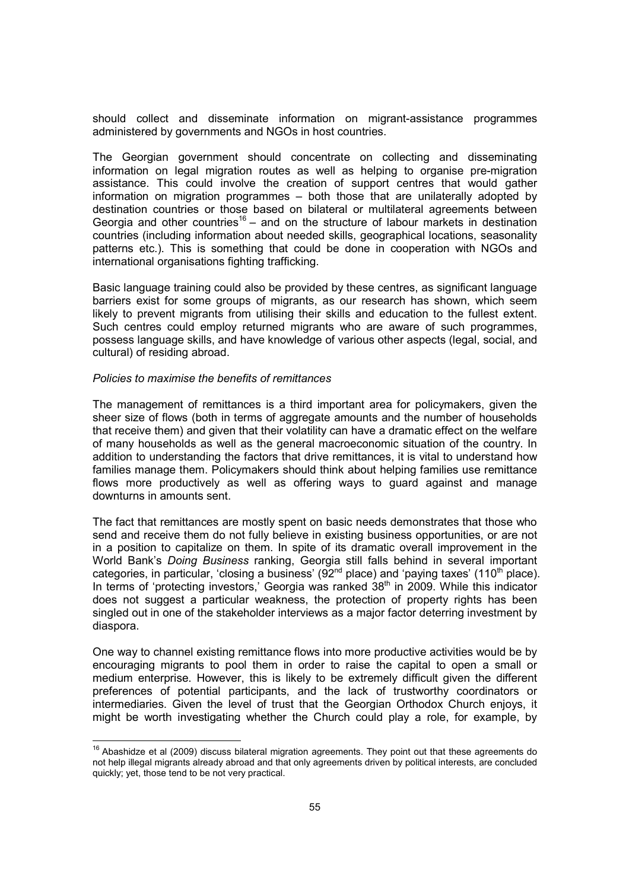should collect and disseminate information on migrant-assistance programmes administered by governments and NGOs in host countries.

The Georgian government should concentrate on collecting and disseminating information on legal migration routes as well as helping to organise pre-migration assistance. This could involve the creation of support centres that would gather information on migration programmes – both those that are unilaterally adopted by destination countries or those based on bilateral or multilateral agreements between Georgia and other countries[16] – and on the structure of labour markets in destination countries (including information about needed skills, geographical locations, seasonality patterns etc.). This is something that could be done in cooperation with NGOs and international organisations fighting trafficking.

Basic language training could also be provided by these centres, as significant language barriers exist for some groups of migrants, as our research has shown, which seem likely to prevent migrants from utilising their skills and education to the fullest extent. Such centres could employ returned migrants who are aware of such programmes, possess language skills, and have knowledge of various other aspects (legal, social, and cultural) of residing abroad.

*Policies to maximise the benefits of remittances*

The management of remittances is a third important area for policymakers, given the sheer size of flows (both in terms of aggregate amounts and the number of households that receive them) and given that their volatility can have a dramatic effect on the welfare of many households as well as the general macroeconomic situation of the country. In addition to understanding the factors that drive remittances, it is vital to understand how families manage them. Policymakers should think about helping families use remittance flows more productively as well as offering ways to guard against and manage downturns in amounts sent.

The fact that remittances are mostly spent on basic needs demonstrates that those who send and receive them do not fully believe in existing business opportunities, or are not in a position to capitalize on them. In spite of its dramatic overall improvement in the World Bank's *Doing Business* ranking, Georgia still falls behind in several important categories, in particular, 'closing a business' (92nd place) and 'paying taxes' (110th place). In terms of 'protecting investors,' Georgia was ranked 38th in 2009. While this indicator does not suggest a particular weakness, the protection of property rights has been singled out in one of the stakeholder interviews as a major factor deterring investment by diaspora.

One way to channel existing remittance flows into more productive activities would be by encouraging migrants to pool them in order to raise the capital to open a small or medium enterprise. However, this is likely to be extremely difficult given the different preferences of potential participants, and the lack of trustworthy coordinators or intermediaries. Given the level of trust that the Georgian Orthodox Church enjoys, it might be worth investigating whether the Church could play a role, for example, by

[16] Abashidze et al (2009) discuss bilateral migration agreements. They point out that these agreements do not help illegal migrants already abroad and that only agreements driven by political interests, are concluded quickly; yet, those tend to be not very practical.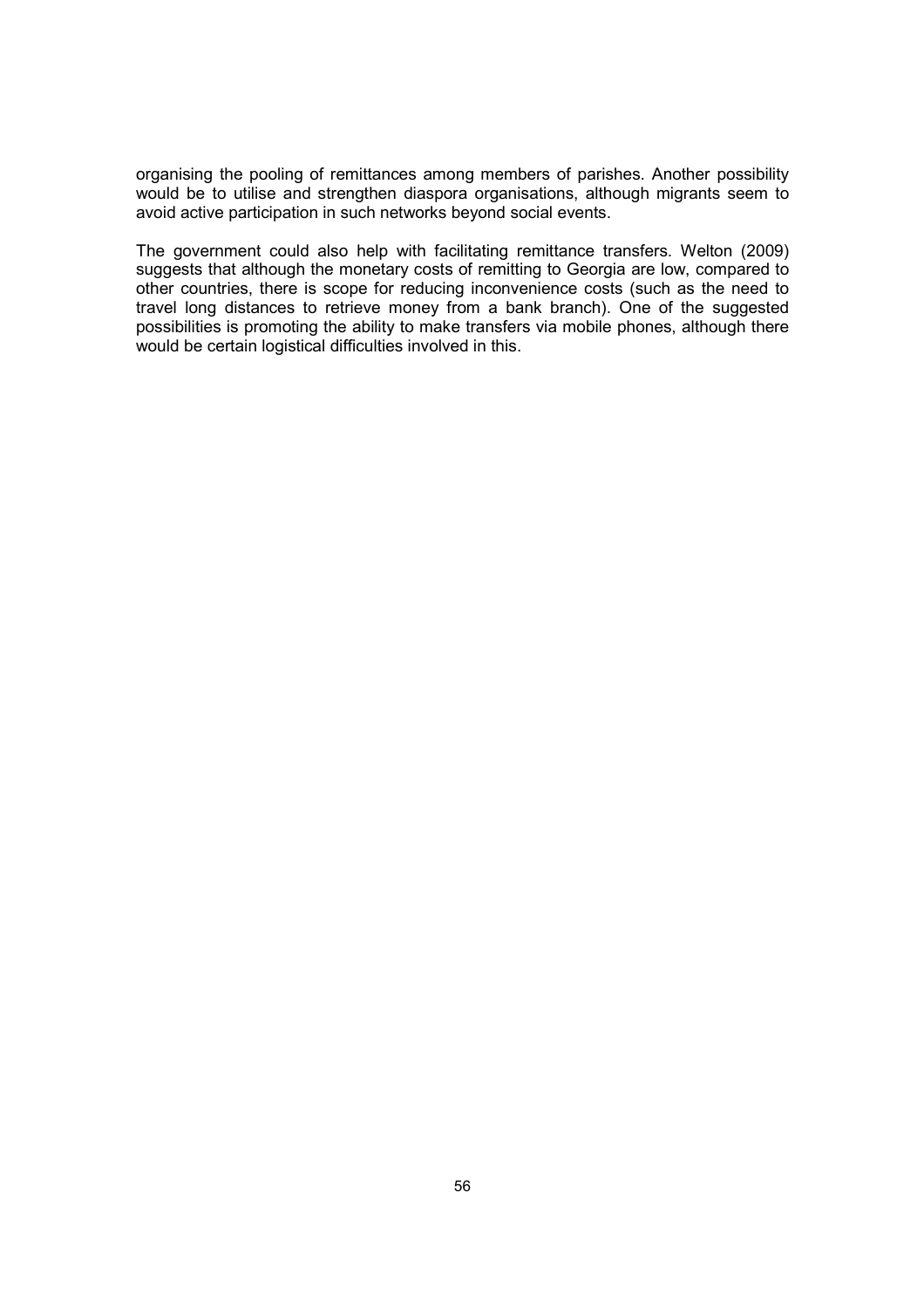organising the pooling of remittances among members of parishes. Another possibility would be to utilise and strengthen diaspora organisations, although migrants seem to avoid active participation in such networks beyond social events.

The government could also help with facilitating remittance transfers. Welton (2009) suggests that although the monetary costs of remitting to Georgia are low, compared to other countries, there is scope for reducing inconvenience costs (such as the need to travel long distances to retrieve money from a bank branch). One of the suggested possibilities is promoting the ability to make transfers via mobile phones, although there would be certain logistical difficulties involved in this.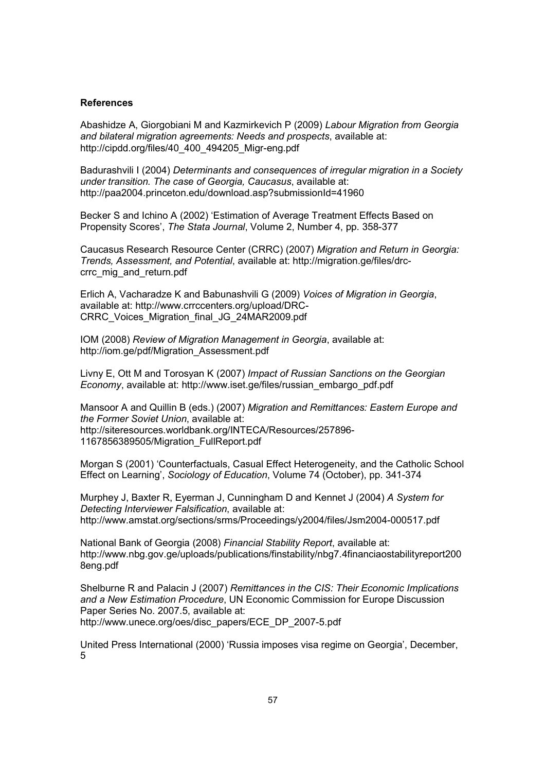**References**

Abashidze A, Giorgobiani M and Kazmirkevich P (2009) *Labour Migration from Georgia and bilateral migration agreements: Needs and prospects*, available at: http://cipdd.org/files/40_400_494205_Migr-eng.pdf

Badurashvili I (2004) *Determinants and consequences of irregular migration in a Society under transition. The case of Georgia, Caucasus*, available at: http://paa2004.princeton.edu/download.asp?submissionId=41960

Becker S and Ichino A (2002) 'Estimation of Average Treatment Effects Based on Propensity Scores', *The Stata Journal*, Volume 2, Number 4, pp. 358-377

Caucasus Research Resource Center (CRRC) (2007) *Migration and Return in Georgia: Trends, Assessment, and Potential*, available at: http://migration.ge/files/drc-crrc_mig_and_return.pdf

Erlich A, Vacharadze K and Babunashvili G (2009) *Voices of Migration in Georgia*, available at: http://www.crrccenters.org/upload/DRC-CRRC_Voices_Migration_final_JG_24MAR2009.pdf

IOM (2008) *Review of Migration Management in Georgia*, available at: http://iom.ge/pdf/Migration_Assessment.pdf

Livny E, Ott M and Torosyan K (2007) *Impact of Russian Sanctions on the Georgian Economy*, available at: http://www.iset.ge/files/russian_embargo_pdf.pdf

Mansoor A and Quillin B (eds.) (2007) *Migration and Remittances: Eastern Europe and the Former Soviet Union*, available at: http://siteresources.worldbank.org/INTECA/Resources/257896-1167856389505/Migration_FullReport.pdf

Morgan S (2001) 'Counterfactuals, Casual Effect Heterogeneity, and the Catholic School Effect on Learning', *Sociology of Education*, Volume 74 (October), pp. 341-374

Murphey J, Baxter R, Eyerman J, Cunningham D and Kennet J (2004) *A System for Detecting Interviewer Falsification*, available at: http://www.amstat.org/sections/srms/Proceedings/y2004/files/Jsm2004-000517.pdf

National Bank of Georgia (2008) *Financial Stability Report*, available at: http://www.nbg.gov.ge/uploads/publications/finstability/nbg7.4financiaostabilityreport2008eng.pdf

Shelburne R and Palacin J (2007) *Remittances in the CIS: Their Economic Implications and a New Estimation Procedure*, UN Economic Commission for Europe Discussion Paper Series No. 2007.5, available at: http://www.unece.org/oes/disc_papers/ECE_DP_2007-5.pdf

United Press International (2000) 'Russia imposes visa regime on Georgia', December, 5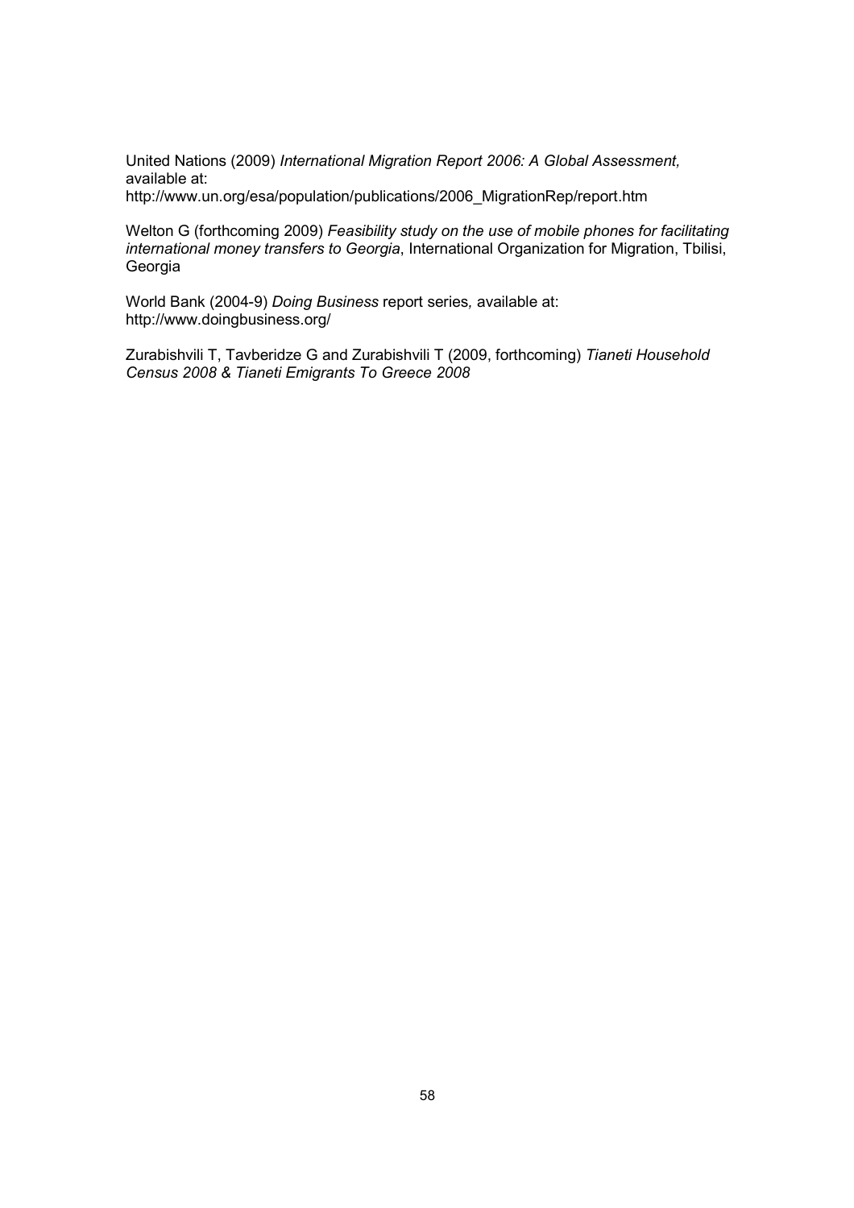United Nations (2009) *International Migration Report 2006: A Global Assessment,* available at: http://www.un.org/esa/population/publications/2006_MigrationRep/report.htm

Welton G (forthcoming 2009) *Feasibility study on the use of mobile phones for facilitating international money transfers to Georgia*, International Organization for Migration, Tbilisi, Georgia

World Bank (2004-9) *Doing Business* report series*,* available at: http://www.doingbusiness.org/

Zurabishvili T, Tavberidze G and Zurabishvili T (2009, forthcoming) *Tianeti Household Census 2008 & Tianeti Emigrants To Greece 2008*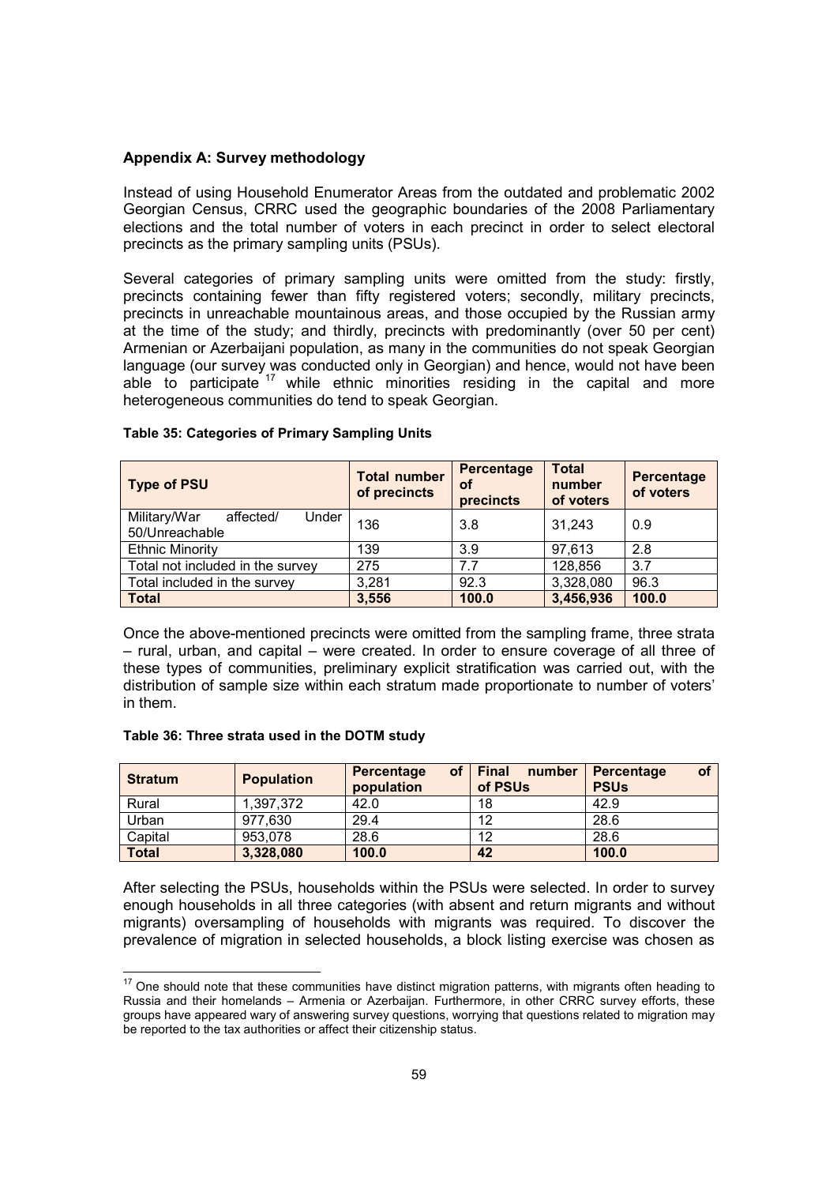**Appendix A: Survey methodology**

Instead of using Household Enumerator Areas from the outdated and problematic 2002 Georgian Census, CRRC used the geographic boundaries of the 2008 Parliamentary elections and the total number of voters in each precinct in order to select electoral precincts as the primary sampling units (PSUs).

Several categories of primary sampling units were omitted from the study: firstly, precincts containing fewer than fifty registered voters; secondly, military precincts, precincts in unreachable mountainous areas, and those occupied by the Russian army at the time of the study; and thirdly, precincts with predominantly (over 50 per cent) Armenian or Azerbaijani population, as many in the communities do not speak Georgian language (our survey was conducted only in Georgian) and hence, would not have been able to participate [17] while ethnic minorities residing in the capital and more heterogeneous communities do tend to speak Georgian.

**Table 35: Categories of Primary Sampling Units**

| Type of PSU | Total number of precincts | Percentage of precincts | Total number of voters | Percentage of voters |
|---|---|---|---|---|
| Military/War affected/ Under 50/Unreachable | 136 | 3.8 | 31,243 | 0.9 |
| Ethnic Minority | 139 | 3.9 | 97,613 | 2.8 |
| Total not included in the survey | 275 | 7.7 | 128,856 | 3.7 |
| Total included in the survey | 3,281 | 92.3 | 3,328,080 | 96.3 |
| **Total** | **3,556** | **100.0** | **3,456,936** | **100.0** |

Once the above-mentioned precincts were omitted from the sampling frame, three strata – rural, urban, and capital – were created. In order to ensure coverage of all three of these types of communities, preliminary explicit stratification was carried out, with the distribution of sample size within each stratum made proportionate to number of voters' in them.

**Table 36: Three strata used in the DOTM study**

| Stratum | Population | Percentage of population | Final number of PSUs | Percentage of PSUs |
|---|---|---|---|---|
| Rural | 1,397,372 | 42.0 | 18 | 42.9 |
| Urban | 977,630 | 29.4 | 12 | 28.6 |
| Capital | 953,078 | 28.6 | 12 | 28.6 |
| **Total** | **3,328,080** | **100.0** | **42** | **100.0** |

After selecting the PSUs, households within the PSUs were selected. In order to survey enough households in all three categories (with absent and return migrants and without migrants) oversampling of households with migrants was required. To discover the prevalence of migration in selected households, a block listing exercise was chosen as

[17] One should note that these communities have distinct migration patterns, with migrants often heading to Russia and their homelands – Armenia or Azerbaijan. Furthermore, in other CRRC survey efforts, these groups have appeared wary of answering survey questions, worrying that questions related to migration may be reported to the tax authorities or affect their citizenship status.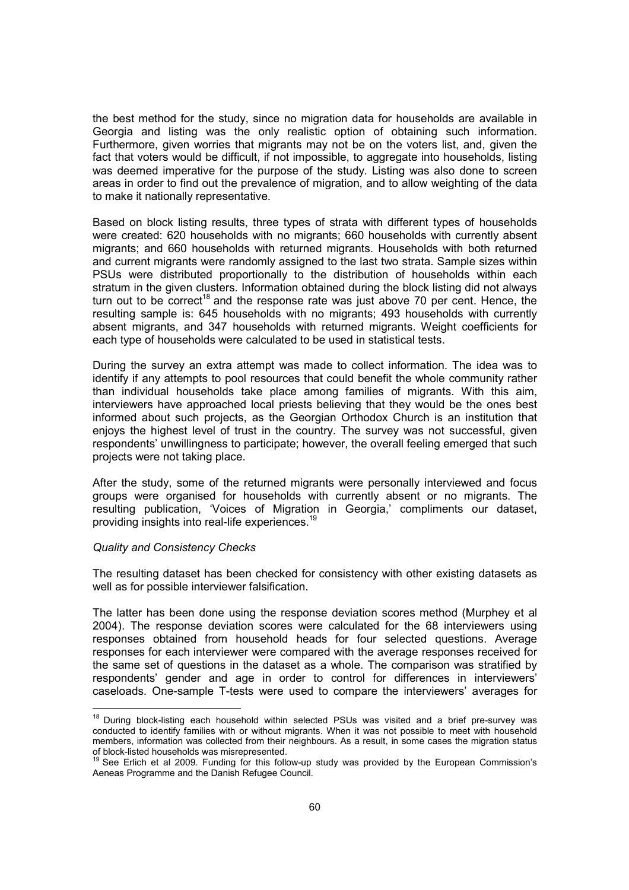the best method for the study, since no migration data for households are available in Georgia and listing was the only realistic option of obtaining such information. Furthermore, given worries that migrants may not be on the voters list, and, given the fact that voters would be difficult, if not impossible, to aggregate into households, listing was deemed imperative for the purpose of the study. Listing was also done to screen areas in order to find out the prevalence of migration, and to allow weighting of the data to make it nationally representative.

Based on block listing results, three types of strata with different types of households were created: 620 households with no migrants; 660 households with currently absent migrants; and 660 households with returned migrants. Households with both returned and current migrants were randomly assigned to the last two strata. Sample sizes within PSUs were distributed proportionally to the distribution of households within each stratum in the given clusters. Information obtained during the block listing did not always turn out to be correct[18] and the response rate was just above 70 per cent. Hence, the resulting sample is: 645 households with no migrants; 493 households with currently absent migrants, and 347 households with returned migrants. Weight coefficients for each type of households were calculated to be used in statistical tests.

During the survey an extra attempt was made to collect information. The idea was to identify if any attempts to pool resources that could benefit the whole community rather than individual households take place among families of migrants. With this aim, interviewers have approached local priests believing that they would be the ones best informed about such projects, as the Georgian Orthodox Church is an institution that enjoys the highest level of trust in the country. The survey was not successful, given respondents' unwillingness to participate; however, the overall feeling emerged that such projects were not taking place.

After the study, some of the returned migrants were personally interviewed and focus groups were organised for households with currently absent or no migrants. The resulting publication, 'Voices of Migration in Georgia,' compliments our dataset, providing insights into real-life experiences.[19]

*Quality and Consistency Checks*

The resulting dataset has been checked for consistency with other existing datasets as well as for possible interviewer falsification.

The latter has been done using the response deviation scores method (Murphey et al 2004). The response deviation scores were calculated for the 68 interviewers using responses obtained from household heads for four selected questions. Average responses for each interviewer were compared with the average responses received for the same set of questions in the dataset as a whole. The comparison was stratified by respondents' gender and age in order to control for differences in interviewers' caseloads. One-sample T-tests were used to compare the interviewers' averages for

---

[18] During block-listing each household within selected PSUs was visited and a brief pre-survey was conducted to identify families with or without migrants. When it was not possible to meet with household members, information was collected from their neighbours. As a result, in some cases the migration status of block-listed households was misrepresented.

[19] See Erlich et al 2009. Funding for this follow-up study was provided by the European Commission's Aeneas Programme and the Danish Refugee Council.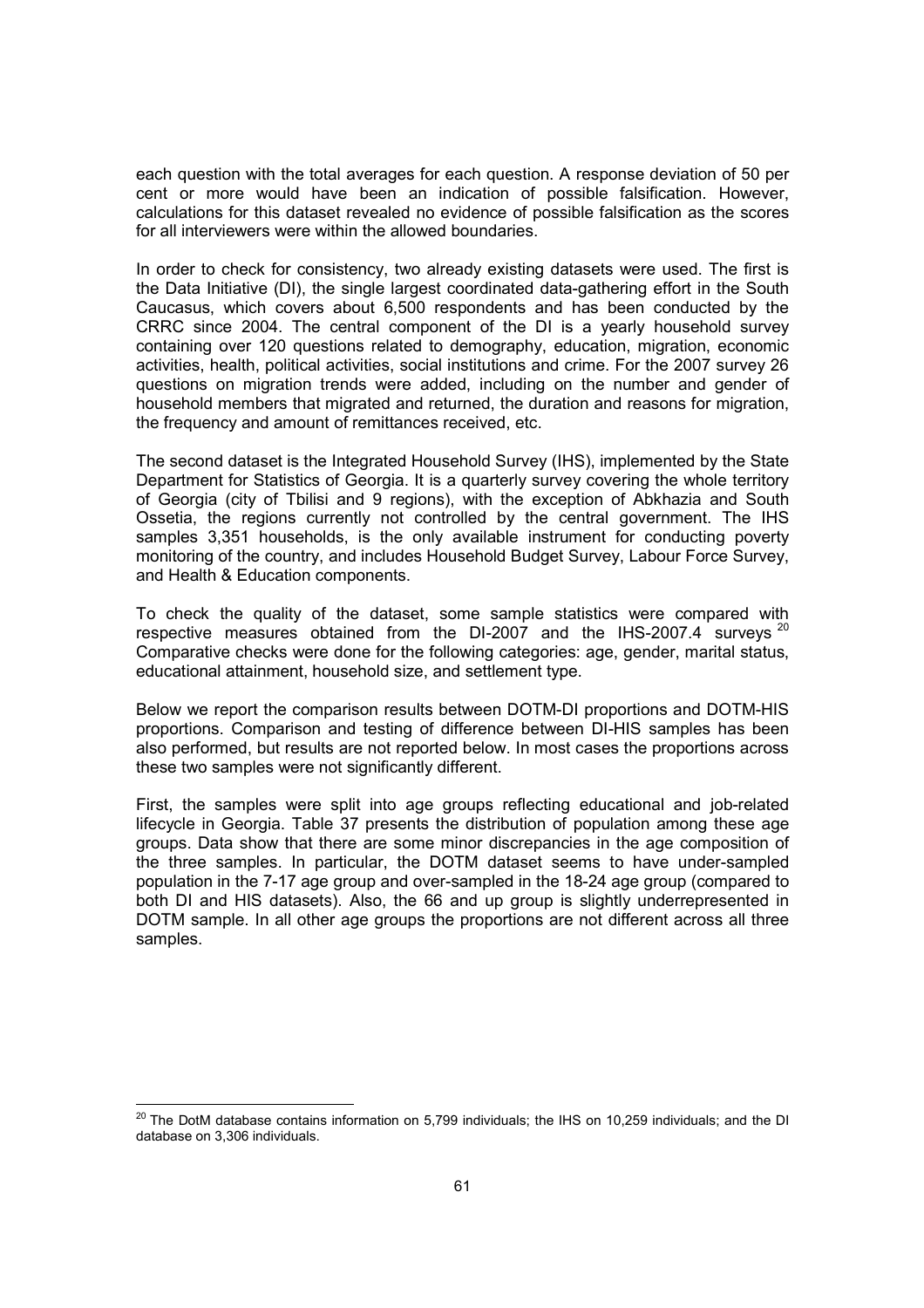each question with the total averages for each question. A response deviation of 50 per cent or more would have been an indication of possible falsification. However, calculations for this dataset revealed no evidence of possible falsification as the scores for all interviewers were within the allowed boundaries.

In order to check for consistency, two already existing datasets were used. The first is the Data Initiative (DI), the single largest coordinated data-gathering effort in the South Caucasus, which covers about 6,500 respondents and has been conducted by the CRRC since 2004. The central component of the DI is a yearly household survey containing over 120 questions related to demography, education, migration, economic activities, health, political activities, social institutions and crime. For the 2007 survey 26 questions on migration trends were added, including on the number and gender of household members that migrated and returned, the duration and reasons for migration, the frequency and amount of remittances received, etc.

The second dataset is the Integrated Household Survey (IHS), implemented by the State Department for Statistics of Georgia. It is a quarterly survey covering the whole territory of Georgia (city of Tbilisi and 9 regions), with the exception of Abkhazia and South Ossetia, the regions currently not controlled by the central government. The IHS samples 3,351 households, is the only available instrument for conducting poverty monitoring of the country, and includes Household Budget Survey, Labour Force Survey, and Health & Education components.

To check the quality of the dataset, some sample statistics were compared with respective measures obtained from the DI-2007 and the IHS-2007.4 surveys [20] Comparative checks were done for the following categories: age, gender, marital status, educational attainment, household size, and settlement type.

Below we report the comparison results between DOTM-DI proportions and DOTM-HIS proportions. Comparison and testing of difference between DI-HIS samples has been also performed, but results are not reported below. In most cases the proportions across these two samples were not significantly different.

First, the samples were split into age groups reflecting educational and job-related lifecycle in Georgia. Table 37 presents the distribution of population among these age groups. Data show that there are some minor discrepancies in the age composition of the three samples. In particular, the DOTM dataset seems to have under-sampled population in the 7-17 age group and over-sampled in the 18-24 age group (compared to both DI and HIS datasets). Also, the 66 and up group is slightly underrepresented in DOTM sample. In all other age groups the proportions are not different across all three samples.

[20] The DotM database contains information on 5,799 individuals; the IHS on 10,259 individuals; and the DI database on 3,306 individuals.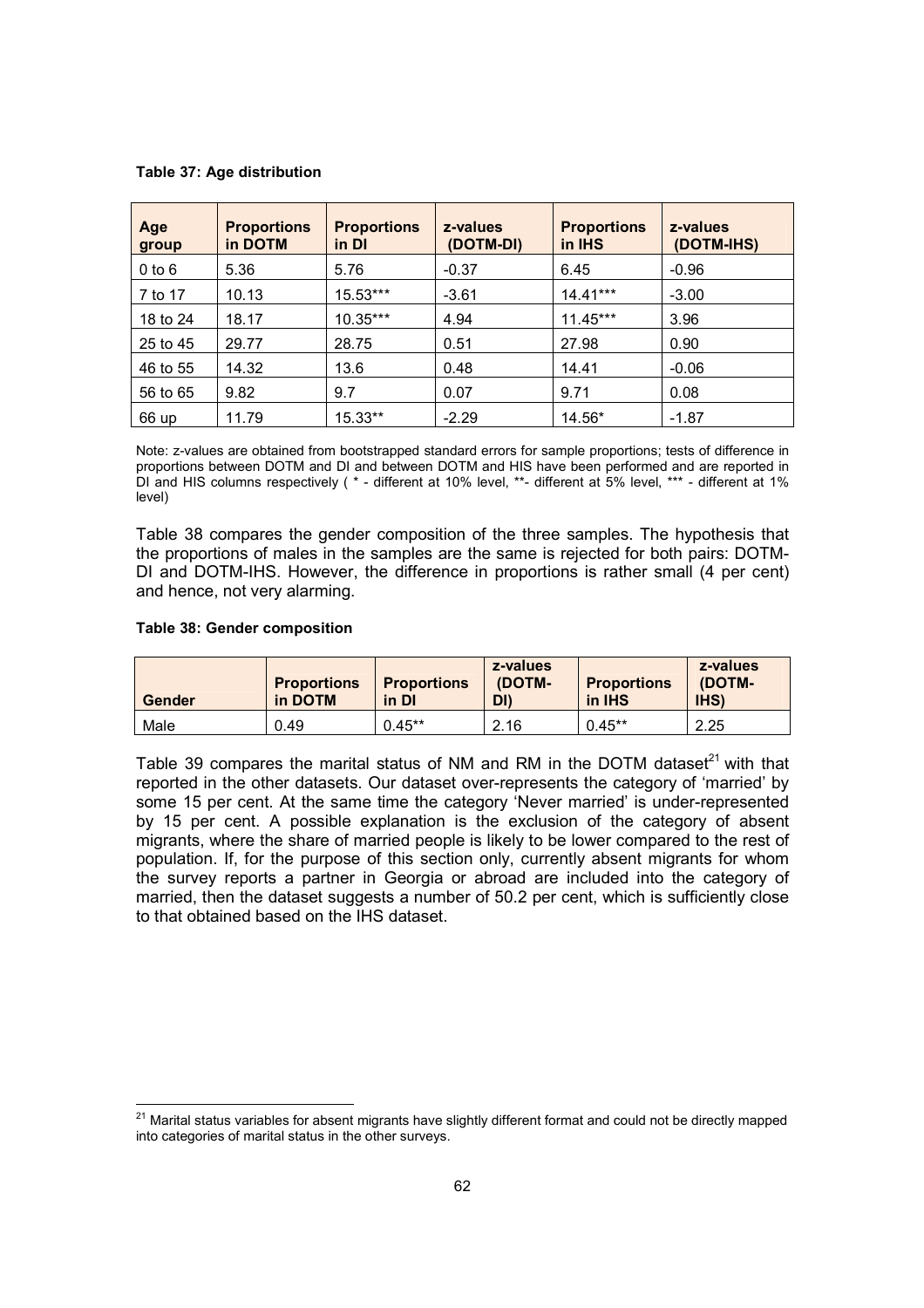**Table 37: Age distribution**

| Age group | Proportions in DOTM | Proportions in DI | z-values (DOTM-DI) | Proportions in IHS | z-values (DOTM-IHS) |
|---|---|---|---|---|---|
| 0 to 6 | 5.36 | 5.76 | -0.37 | 6.45 | -0.96 |
| 7 to 17 | 10.13 | 15.53*** | -3.61 | 14.41*** | -3.00 |
| 18 to 24 | 18.17 | 10.35*** | 4.94 | 11.45*** | 3.96 |
| 25 to 45 | 29.77 | 28.75 | 0.51 | 27.98 | 0.90 |
| 46 to 55 | 14.32 | 13.6 | 0.48 | 14.41 | -0.06 |
| 56 to 65 | 9.82 | 9.7 | 0.07 | 9.71 | 0.08 |
| 66 up | 11.79 | 15.33** | -2.29 | 14.56* | -1.87 |

Note: z-values are obtained from bootstrapped standard errors for sample proportions; tests of difference in proportions between DOTM and DI and between DOTM and HIS have been performed and are reported in DI and HIS columns respectively ( * - different at 10% level, **- different at 5% level, *** - different at 1% level)

Table 38 compares the gender composition of the three samples. The hypothesis that the proportions of males in the samples are the same is rejected for both pairs: DOTM-DI and DOTM-IHS. However, the difference in proportions is rather small (4 per cent) and hence, not very alarming.

**Table 38: Gender composition**

| Gender | Proportions in DOTM | Proportions in DI | z-values (DOTM-DI) | Proportions in IHS | z-values (DOTM-IHS) |
|---|---|---|---|---|---|
| Male | 0.49 | 0.45** | 2.16 | 0.45** | 2.25 |

Table 39 compares the marital status of NM and RM in the DOTM dataset[21] with that reported in the other datasets. Our dataset over-represents the category of 'married' by some 15 per cent. At the same time the category 'Never married' is under-represented by 15 per cent. A possible explanation is the exclusion of the category of absent migrants, where the share of married people is likely to be lower compared to the rest of population. If, for the purpose of this section only, currently absent migrants for whom the survey reports a partner in Georgia or abroad are included into the category of married, then the dataset suggests a number of 50.2 per cent, which is sufficiently close to that obtained based on the IHS dataset.

[21] Marital status variables for absent migrants have slightly different format and could not be directly mapped into categories of marital status in the other surveys.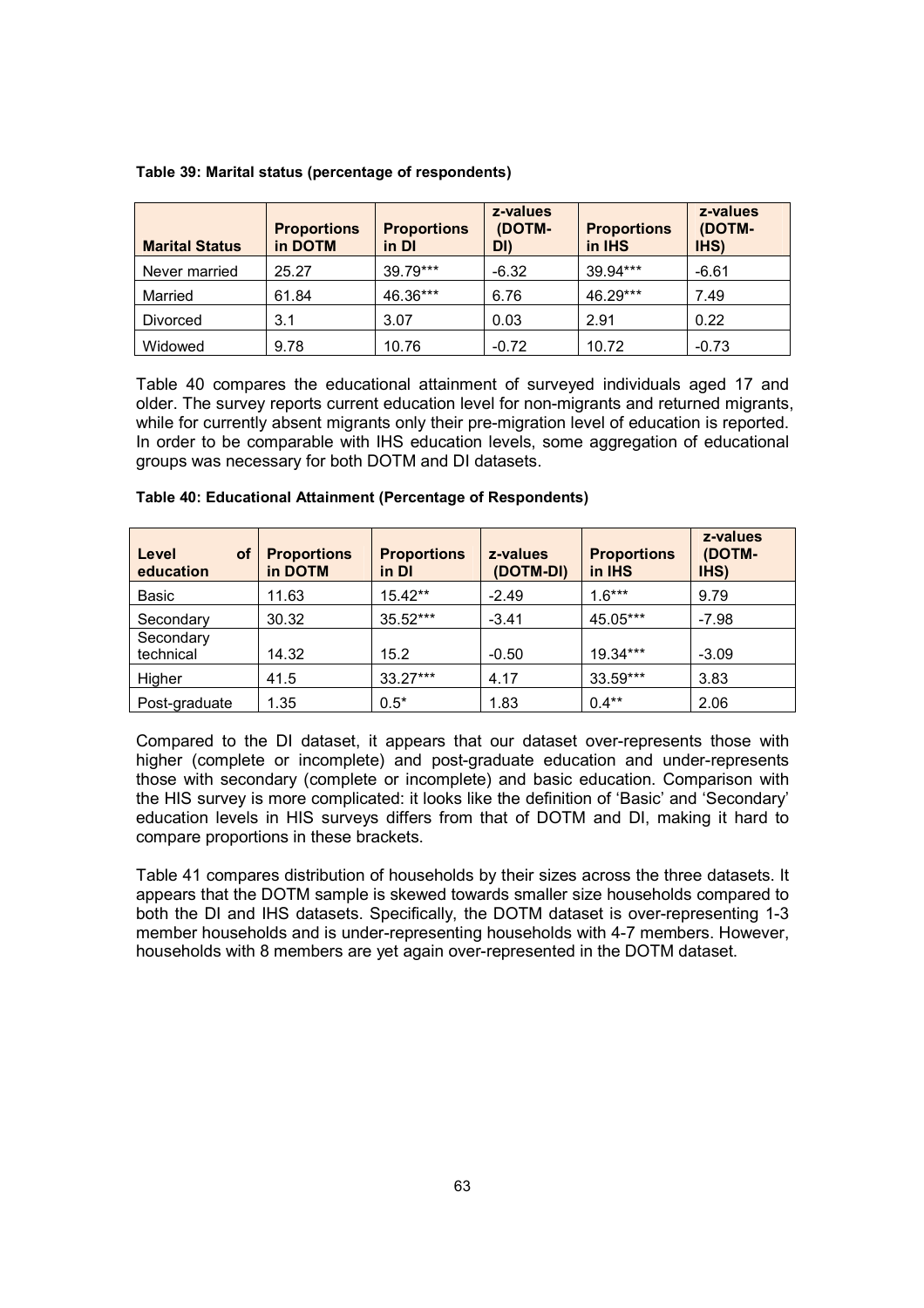**Table 39: Marital status (percentage of respondents)**

| Marital Status | Proportions in DOTM | Proportions in DI | z-values (DOTM-DI) | Proportions in IHS | z-values (DOTM-IHS) |
|---|---|---|---|---|---|
| Never married | 25.27 | 39.79*** | -6.32 | 39.94*** | -6.61 |
| Married | 61.84 | 46.36*** | 6.76 | 46.29*** | 7.49 |
| Divorced | 3.1 | 3.07 | 0.03 | 2.91 | 0.22 |
| Widowed | 9.78 | 10.76 | -0.72 | 10.72 | -0.73 |

Table 40 compares the educational attainment of surveyed individuals aged 17 and older. The survey reports current education level for non-migrants and returned migrants, while for currently absent migrants only their pre-migration level of education is reported. In order to be comparable with IHS education levels, some aggregation of educational groups was necessary for both DOTM and DI datasets.

**Table 40: Educational Attainment (Percentage of Respondents)**

| Level of education | Proportions in DOTM | Proportions in DI | z-values (DOTM-DI) | Proportions in IHS | z-values (DOTM-IHS) |
|---|---|---|---|---|---|
| Basic | 11.63 | 15.42** | -2.49 | 1.6*** | 9.79 |
| Secondary | 30.32 | 35.52*** | -3.41 | 45.05*** | -7.98 |
| Secondary technical | 14.32 | 15.2 | -0.50 | 19.34*** | -3.09 |
| Higher | 41.5 | 33.27*** | 4.17 | 33.59*** | 3.83 |
| Post-graduate | 1.35 | 0.5* | 1.83 | 0.4** | 2.06 |

Compared to the DI dataset, it appears that our dataset over-represents those with higher (complete or incomplete) and post-graduate education and under-represents those with secondary (complete or incomplete) and basic education. Comparison with the HIS survey is more complicated: it looks like the definition of 'Basic' and 'Secondary' education levels in HIS surveys differs from that of DOTM and DI, making it hard to compare proportions in these brackets.

Table 41 compares distribution of households by their sizes across the three datasets. It appears that the DOTM sample is skewed towards smaller size households compared to both the DI and IHS datasets. Specifically, the DOTM dataset is over-representing 1-3 member households and is under-representing households with 4-7 members. However, households with 8 members are yet again over-represented in the DOTM dataset.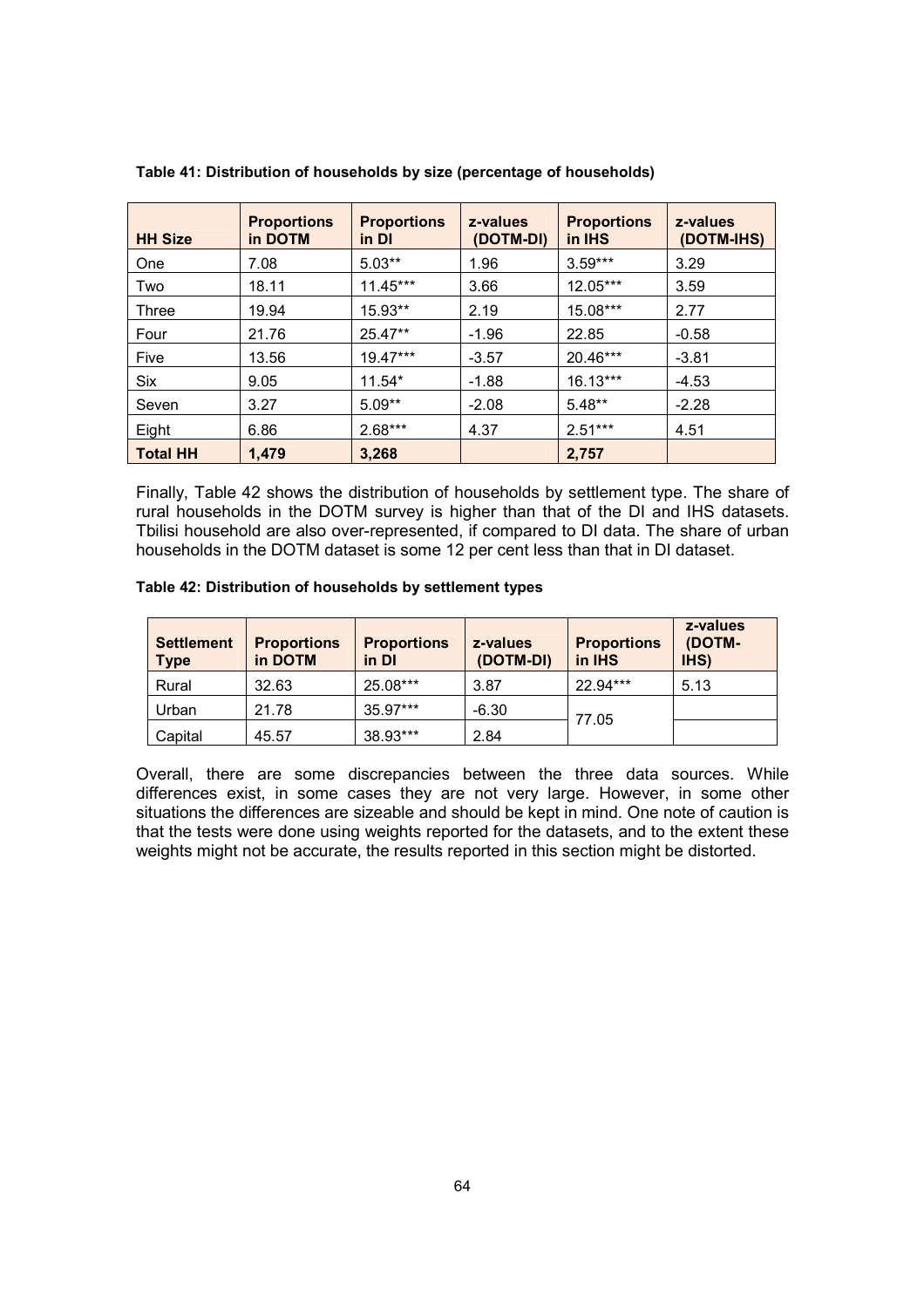**Table 41: Distribution of households by size (percentage of households)**

| HH Size | Proportions in DOTM | Proportions in DI | z-values (DOTM-DI) | Proportions in IHS | z-values (DOTM-IHS) |
|---|---|---|---|---|---|
| One | 7.08 | 5.03** | 1.96 | 3.59*** | 3.29 |
| Two | 18.11 | 11.45*** | 3.66 | 12.05*** | 3.59 |
| Three | 19.94 | 15.93** | 2.19 | 15.08*** | 2.77 |
| Four | 21.76 | 25.47** | -1.96 | 22.85 | -0.58 |
| Five | 13.56 | 19.47*** | -3.57 | 20.46*** | -3.81 |
| Six | 9.05 | 11.54* | -1.88 | 16.13*** | -4.53 |
| Seven | 3.27 | 5.09** | -2.08 | 5.48** | -2.28 |
| Eight | 6.86 | 2.68*** | 4.37 | 2.51*** | 4.51 |
| **Total HH** | **1,479** | **3,268** | | **2,757** | |

Finally, Table 42 shows the distribution of households by settlement type. The share of rural households in the DOTM survey is higher than that of the DI and IHS datasets. Tbilisi household are also over-represented, if compared to DI data. The share of urban households in the DOTM dataset is some 12 per cent less than that in DI dataset.

**Table 42: Distribution of households by settlement types**

| Settlement Type | Proportions in DOTM | Proportions in DI | z-values (DOTM-DI) | Proportions in IHS | z-values (DOTM-IHS) |
|---|---|---|---|---|---|
| Rural | 32.63 | 25.08*** | 3.87 | 22.94*** | 5.13 |
| Urban | 21.78 | 35.97*** | -6.30 | 77.05 | |
| Capital | 45.57 | 38.93*** | 2.84 | | |

Overall, there are some discrepancies between the three data sources. While differences exist, in some cases they are not very large. However, in some other situations the differences are sizeable and should be kept in mind. One note of caution is that the tests were done using weights reported for the datasets, and to the extent these weights might not be accurate, the results reported in this section might be distorted.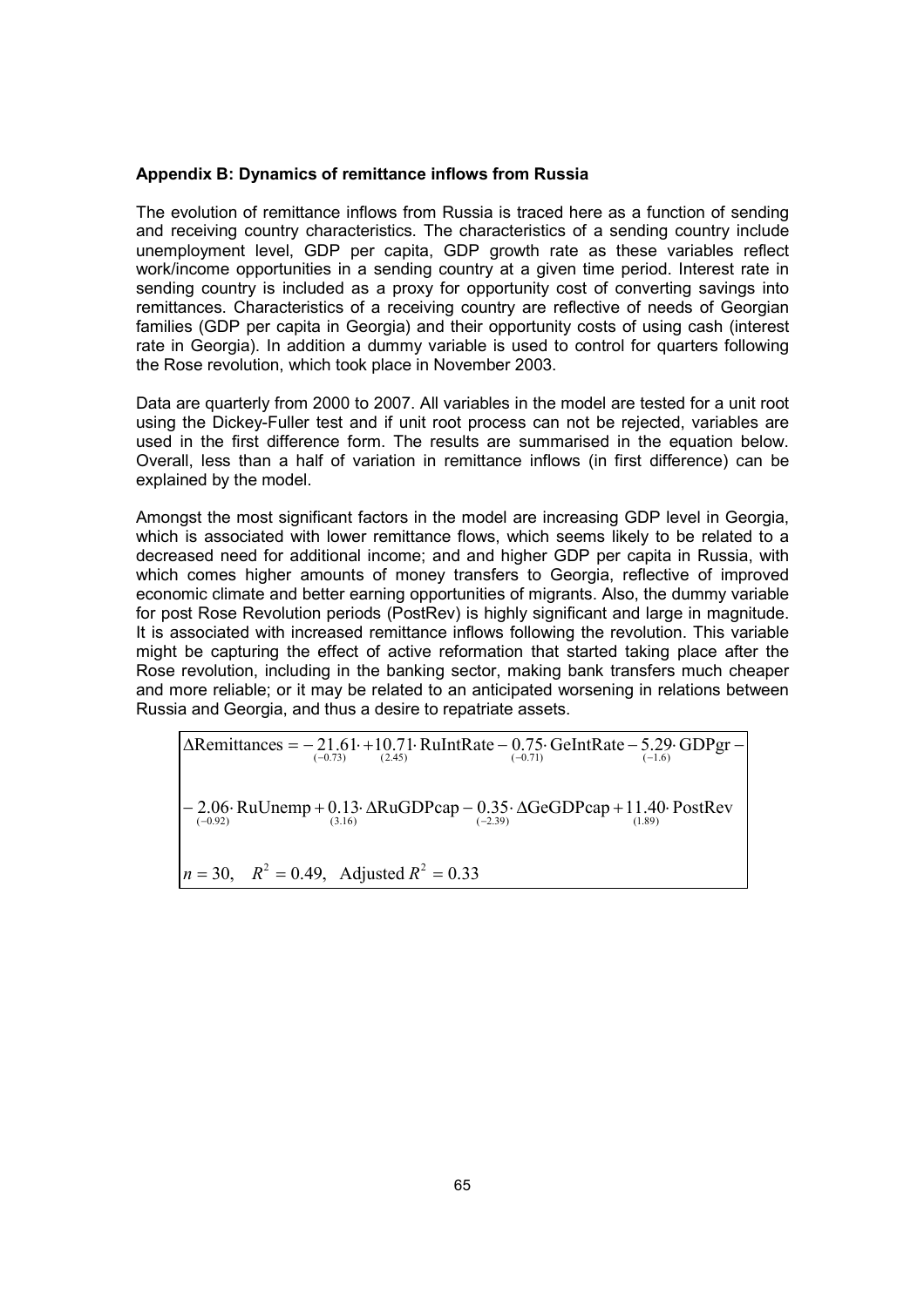**Appendix B: Dynamics of remittance inflows from Russia**

The evolution of remittance inflows from Russia is traced here as a function of sending and receiving country characteristics. The characteristics of a sending country include unemployment level, GDP per capita, GDP growth rate as these variables reflect work/income opportunities in a sending country at a given time period. Interest rate in sending country is included as a proxy for opportunity cost of converting savings into remittances. Characteristics of a receiving country are reflective of needs of Georgian families (GDP per capita in Georgia) and their opportunity costs of using cash (interest rate in Georgia). In addition a dummy variable is used to control for quarters following the Rose revolution, which took place in November 2003.

Data are quarterly from 2000 to 2007. All variables in the model are tested for a unit root using the Dickey-Fuller test and if unit root process can not be rejected, variables are used in the first difference form. The results are summarised in the equation below. Overall, less than a half of variation in remittance inflows (in first difference) can be explained by the model.

Amongst the most significant factors in the model are increasing GDP level in Georgia, which is associated with lower remittance flows, which seems likely to be related to a decreased need for additional income; and and higher GDP per capita in Russia, with which comes higher amounts of money transfers to Georgia, reflective of improved economic climate and better earning opportunities of migrants. Also, the dummy variable for post Rose Revolution periods (PostRev) is highly significant and large in magnitude. It is associated with increased remittance inflows following the revolution. This variable might be capturing the effect of active reformation that started taking place after the Rose revolution, including in the banking sector, making bank transfers much cheaper and more reliable; or it may be related to an anticipated worsening in relations between Russia and Georgia, and thus a desire to repatriate assets.

$$\Delta\text{Remittances} = -\underset{(-0.73)}{21.61} + \underset{(2.45)}{10.71}\cdot\text{RuIntRate} - \underset{(-0.71)}{0.75}\cdot\text{GeIntRate} - \underset{(-1.6)}{5.29}\cdot\text{GDPgr} -$$

$$- \underset{(-0.92)}{2.06}\cdot\text{RuUnemp} + \underset{(3.16)}{0.13}\cdot\Delta\text{RuGDPcap} - \underset{(-2.39)}{0.35}\cdot\Delta\text{GeGDPcap} + \underset{(1.89)}{11.40}\cdot\text{PostRev}$$

$$n = 30, \quad R^2 = 0.49, \quad \text{Adjusted } R^2 = 0.33$$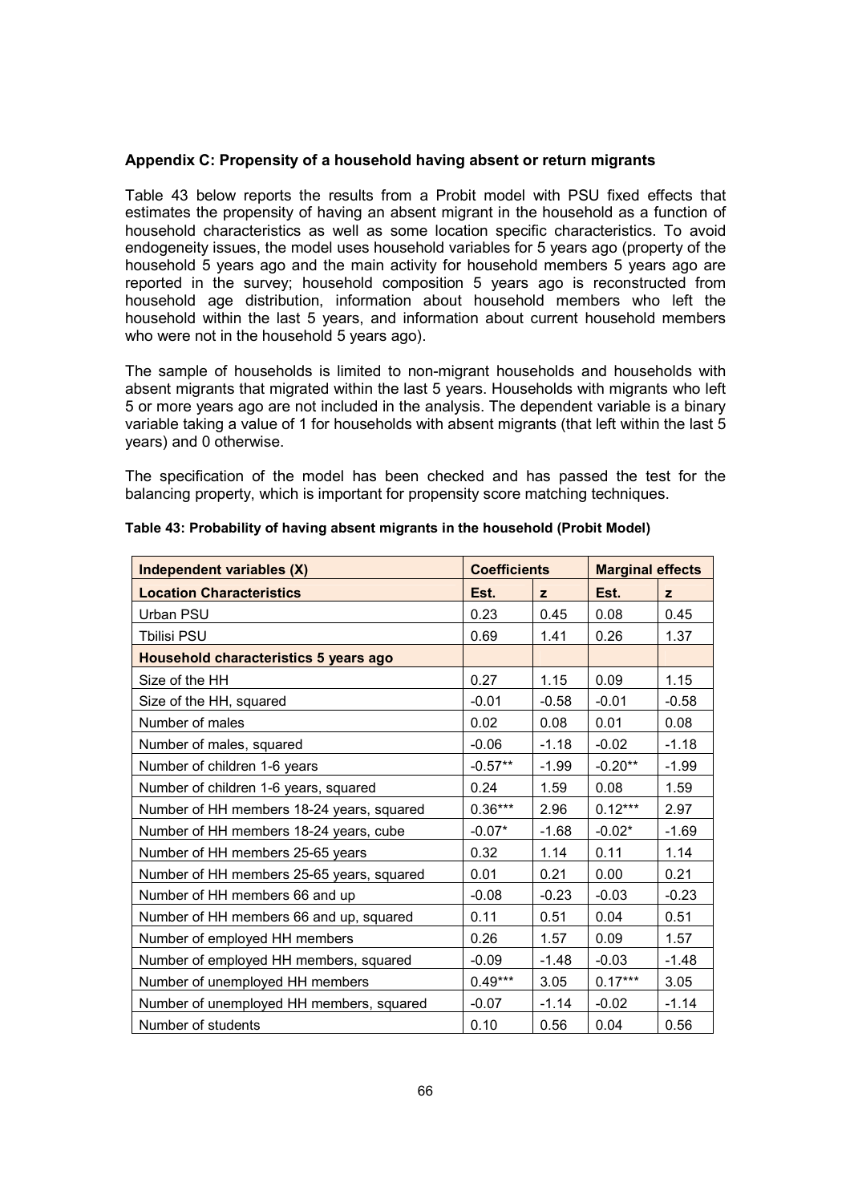### Appendix C: Propensity of a household having absent or return migrants

Table 43 below reports the results from a Probit model with PSU fixed effects that estimates the propensity of having an absent migrant in the household as a function of household characteristics as well as some location specific characteristics. To avoid endogeneity issues, the model uses household variables for 5 years ago (property of the household 5 years ago and the main activity for household members 5 years ago are reported in the survey; household composition 5 years ago is reconstructed from household age distribution, information about household members who left the household within the last 5 years, and information about current household members who were not in the household 5 years ago).

The sample of households is limited to non-migrant households and households with absent migrants that migrated within the last 5 years. Households with migrants who left 5 or more years ago are not included in the analysis. The dependent variable is a binary variable taking a value of 1 for households with absent migrants (that left within the last 5 years) and 0 otherwise.

The specification of the model has been checked and has passed the test for the balancing property, which is important for propensity score matching techniques.

**Table 43: Probability of having absent migrants in the household (Probit Model)**

| Independent variables (X) | Coefficients | | Marginal effects | |
|---|---|---|---|---|
| **Location Characteristics** | **Est.** | **z** | **Est.** | **z** |
| Urban PSU | 0.23 | 0.45 | 0.08 | 0.45 |
| Tbilisi PSU | 0.69 | 1.41 | 0.26 | 1.37 |
| **Household characteristics 5 years ago** | | | | |
| Size of the HH | 0.27 | 1.15 | 0.09 | 1.15 |
| Size of the HH, squared | -0.01 | -0.58 | -0.01 | -0.58 |
| Number of males | 0.02 | 0.08 | 0.01 | 0.08 |
| Number of males, squared | -0.06 | -1.18 | -0.02 | -1.18 |
| Number of children 1-6 years | -0.57** | -1.99 | -0.20** | -1.99 |
| Number of children 1-6 years, squared | 0.24 | 1.59 | 0.08 | 1.59 |
| Number of HH members 18-24 years, squared | 0.36*** | 2.96 | 0.12*** | 2.97 |
| Number of HH members 18-24 years, cube | -0.07* | -1.68 | -0.02* | -1.69 |
| Number of HH members 25-65 years | 0.32 | 1.14 | 0.11 | 1.14 |
| Number of HH members 25-65 years, squared | 0.01 | 0.21 | 0.00 | 0.21 |
| Number of HH members 66 and up | -0.08 | -0.23 | -0.03 | -0.23 |
| Number of HH members 66 and up, squared | 0.11 | 0.51 | 0.04 | 0.51 |
| Number of employed HH members | 0.26 | 1.57 | 0.09 | 1.57 |
| Number of employed HH members, squared | -0.09 | -1.48 | -0.03 | -1.48 |
| Number of unemployed HH members | 0.49*** | 3.05 | 0.17*** | 3.05 |
| Number of unemployed HH members, squared | -0.07 | -1.14 | -0.02 | -1.14 |
| Number of students | 0.10 | 0.56 | 0.04 | 0.56 |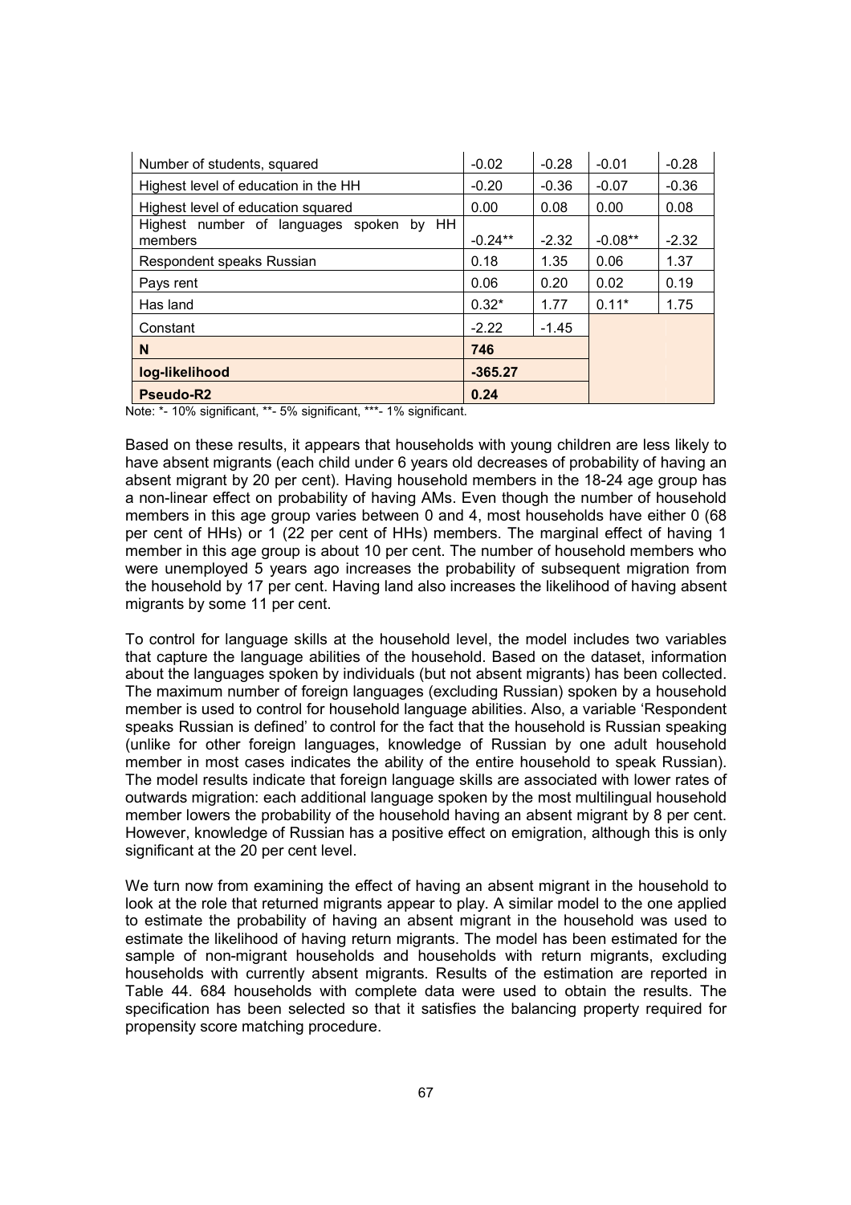| Number of students, squared | -0.02 | -0.28 | -0.01 | -0.28 |
|---|---|---|---|---|
| Highest level of education in the HH | -0.20 | -0.36 | -0.07 | -0.36 |
| Highest level of education squared | 0.00 | 0.08 | 0.00 | 0.08 |
| Highest number of languages spoken by HH members | -0.24** | -2.32 | -0.08** | -2.32 |
| Respondent speaks Russian | 0.18 | 1.35 | 0.06 | 1.37 |
| Pays rent | 0.06 | 0.20 | 0.02 | 0.19 |
| Has land | 0.32* | 1.77 | 0.11* | 1.75 |
| Constant | -2.22 | -1.45 | | |
| **N** | **746** | | | |
| **log-likelihood** | **-365.27** | | | |
| **Pseudo-R2** | **0.24** | | | |

Note: *- 10% significant, **- 5% significant, ***- 1% significant.

Based on these results, it appears that households with young children are less likely to have absent migrants (each child under 6 years old decreases of probability of having an absent migrant by 20 per cent). Having household members in the 18-24 age group has a non-linear effect on probability of having AMs. Even though the number of household members in this age group varies between 0 and 4, most households have either 0 (68 per cent of HHs) or 1 (22 per cent of HHs) members. The marginal effect of having 1 member in this age group is about 10 per cent. The number of household members who were unemployed 5 years ago increases the probability of subsequent migration from the household by 17 per cent. Having land also increases the likelihood of having absent migrants by some 11 per cent.

To control for language skills at the household level, the model includes two variables that capture the language abilities of the household. Based on the dataset, information about the languages spoken by individuals (but not absent migrants) has been collected. The maximum number of foreign languages (excluding Russian) spoken by a household member is used to control for household language abilities. Also, a variable 'Respondent speaks Russian is defined' to control for the fact that the household is Russian speaking (unlike for other foreign languages, knowledge of Russian by one adult household member in most cases indicates the ability of the entire household to speak Russian). The model results indicate that foreign language skills are associated with lower rates of outwards migration: each additional language spoken by the most multilingual household member lowers the probability of the household having an absent migrant by 8 per cent. However, knowledge of Russian has a positive effect on emigration, although this is only significant at the 20 per cent level.

We turn now from examining the effect of having an absent migrant in the household to look at the role that returned migrants appear to play. A similar model to the one applied to estimate the probability of having an absent migrant in the household was used to estimate the likelihood of having return migrants. The model has been estimated for the sample of non-migrant households and households with return migrants, excluding households with currently absent migrants. Results of the estimation are reported in Table 44. 684 households with complete data were used to obtain the results. The specification has been selected so that it satisfies the balancing property required for propensity score matching procedure.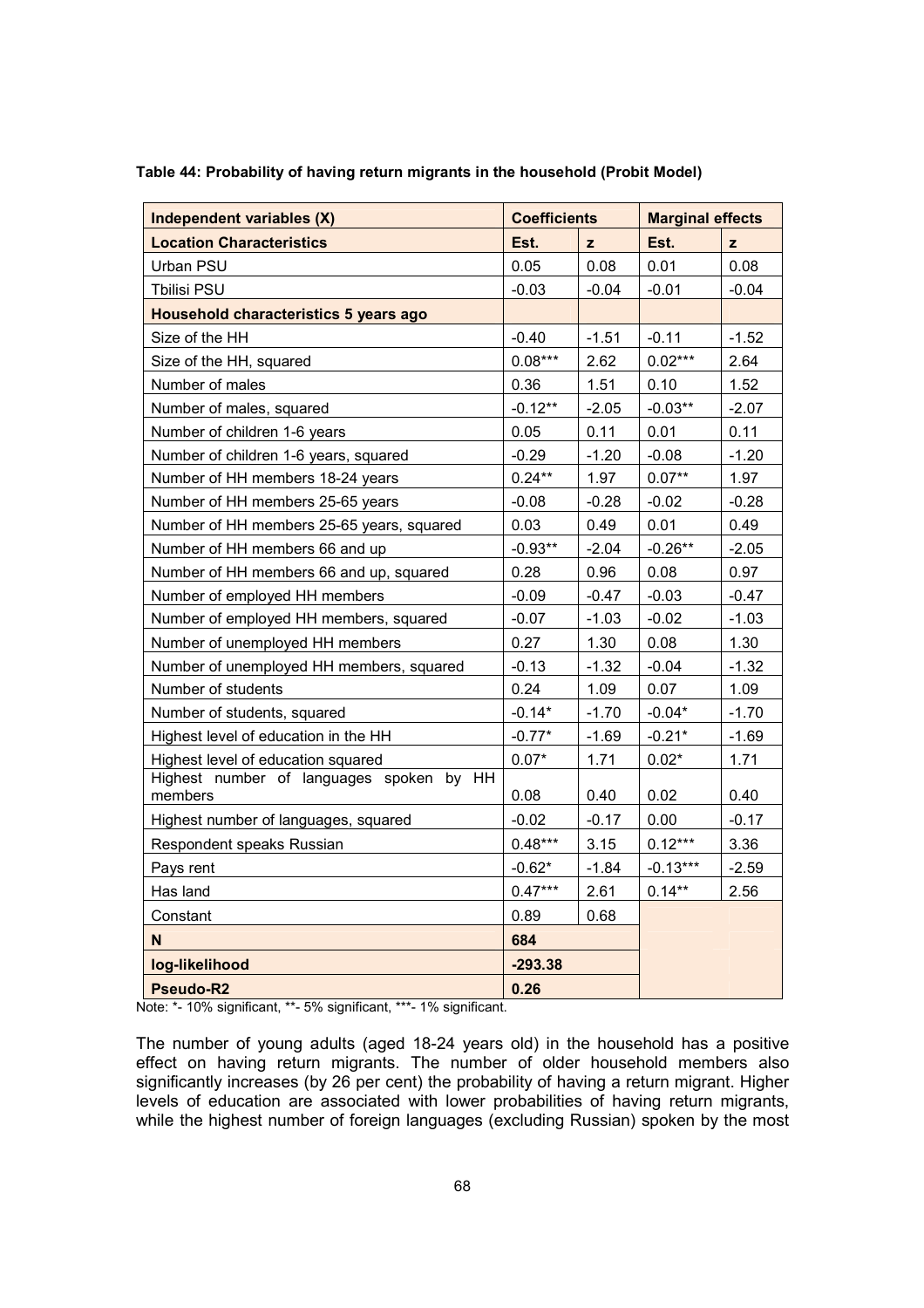**Table 44: Probability of having return migrants in the household (Probit Model)**

| Independent variables (X) | Coefficients | | Marginal effects | |
|---|---|---|---|---|
| **Location Characteristics** | **Est.** | **z** | **Est.** | **z** |
| Urban PSU | 0.05 | 0.08 | 0.01 | 0.08 |
| Tbilisi PSU | -0.03 | -0.04 | -0.01 | -0.04 |
| **Household characteristics 5 years ago** | | | | |
| Size of the HH | -0.40 | -1.51 | -0.11 | -1.52 |
| Size of the HH, squared | 0.08*** | 2.62 | 0.02*** | 2.64 |
| Number of males | 0.36 | 1.51 | 0.10 | 1.52 |
| Number of males, squared | -0.12** | -2.05 | -0.03** | -2.07 |
| Number of children 1-6 years | 0.05 | 0.11 | 0.01 | 0.11 |
| Number of children 1-6 years, squared | -0.29 | -1.20 | -0.08 | -1.20 |
| Number of HH members 18-24 years | 0.24** | 1.97 | 0.07** | 1.97 |
| Number of HH members 25-65 years | -0.08 | -0.28 | -0.02 | -0.28 |
| Number of HH members 25-65 years, squared | 0.03 | 0.49 | 0.01 | 0.49 |
| Number of HH members 66 and up | -0.93** | -2.04 | -0.26** | -2.05 |
| Number of HH members 66 and up, squared | 0.28 | 0.96 | 0.08 | 0.97 |
| Number of employed HH members | -0.09 | -0.47 | -0.03 | -0.47 |
| Number of employed HH members, squared | -0.07 | -1.03 | -0.02 | -1.03 |
| Number of unemployed HH members | 0.27 | 1.30 | 0.08 | 1.30 |
| Number of unemployed HH members, squared | -0.13 | -1.32 | -0.04 | -1.32 |
| Number of students | 0.24 | 1.09 | 0.07 | 1.09 |
| Number of students, squared | -0.14* | -1.70 | -0.04* | -1.70 |
| Highest level of education in the HH | -0.77* | -1.69 | -0.21* | -1.69 |
| Highest level of education squared | 0.07* | 1.71 | 0.02* | 1.71 |
| Highest number of languages spoken by HH members | 0.08 | 0.40 | 0.02 | 0.40 |
| Highest number of languages, squared | -0.02 | -0.17 | 0.00 | -0.17 |
| Respondent speaks Russian | 0.48*** | 3.15 | 0.12*** | 3.36 |
| Pays rent | -0.62* | -1.84 | -0.13*** | -2.59 |
| Has land | 0.47*** | 2.61 | 0.14** | 2.56 |
| Constant | 0.89 | 0.68 | | |
| **N** | **684** | | | |
| **log-likelihood** | **-293.38** | | | |
| **Pseudo-R2** | **0.26** | | | |

Note: *- 10% significant, **- 5% significant, ***- 1% significant.

The number of young adults (aged 18-24 years old) in the household has a positive effect on having return migrants. The number of older household members also significantly increases (by 26 per cent) the probability of having a return migrant. Higher levels of education are associated with lower probabilities of having return migrants, while the highest number of foreign languages (excluding Russian) spoken by the most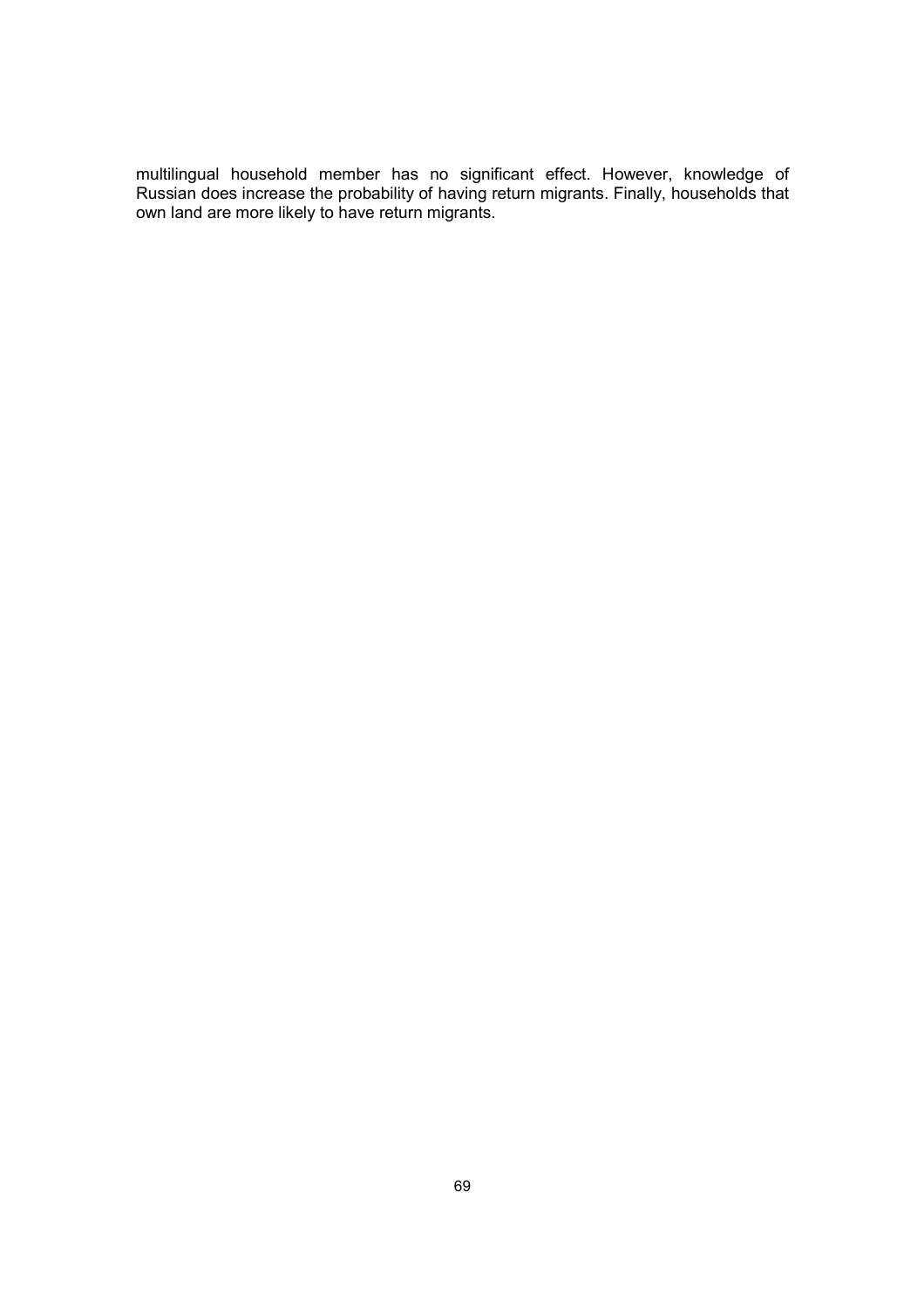multilingual household member has no significant effect. However, knowledge of Russian does increase the probability of having return migrants. Finally, households that own land are more likely to have return migrants.